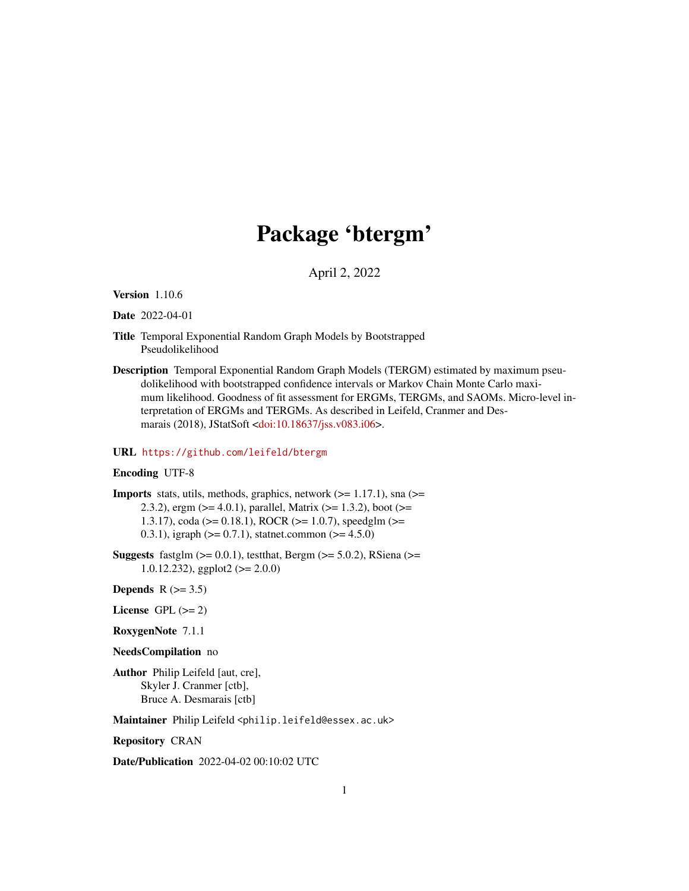# Package 'btergm'

April 2, 2022

**Version** 1.10.6

**Date** 2022-04-01

**Title** Temporal Exponential Random Graph Models by Bootstrapped Pseudolikelihood

**Description** Temporal Exponential Random Graph Models (TERGM) estimated by maximum pseudolikelihood with bootstrapped confidence intervals or Markov Chain Monte Carlo maximum likelihood. Goodness of fit assessment for ERGMs, TERGMs, and SAOMs. Micro-level interpretation of ERGMs and TERGMs. As described in Leifeld, Cranmer and Desmarais (2018), JStatSoft <doi:10.18637/jss.v083.i06>.

**URL** https://github.com/leifeld/btergm

**Encoding** UTF-8

**Imports** stats, utils, methods, graphics, network (>= 1.17.1), sna (>= 2.3.2), ergm (>= 4.0.1), parallel, Matrix (>= 1.3.2), boot (>= 1.3.17), coda (>= 0.18.1), ROCR (>= 1.0.7), speedglm (>= 0.3.1), igraph (>= 0.7.1), statnet.common (>= 4.5.0)

**Suggests** fastglm (>= 0.0.1), testthat, Bergm (>= 5.0.2), RSiena (>= 1.0.12.232), ggplot2 (>= 2.0.0)

**Depends** R (>= 3.5)

**License** GPL (>= 2)

**RoxygenNote** 7.1.1

**NeedsCompilation** no

**Author** Philip Leifeld [aut, cre],
Skyler J. Cranmer [ctb],
Bruce A. Desmarais [ctb]

**Maintainer** Philip Leifeld <philip.leifeld@essex.ac.uk>

**Repository** CRAN

**Date/Publication** 2022-04-02 00:10:02 UTC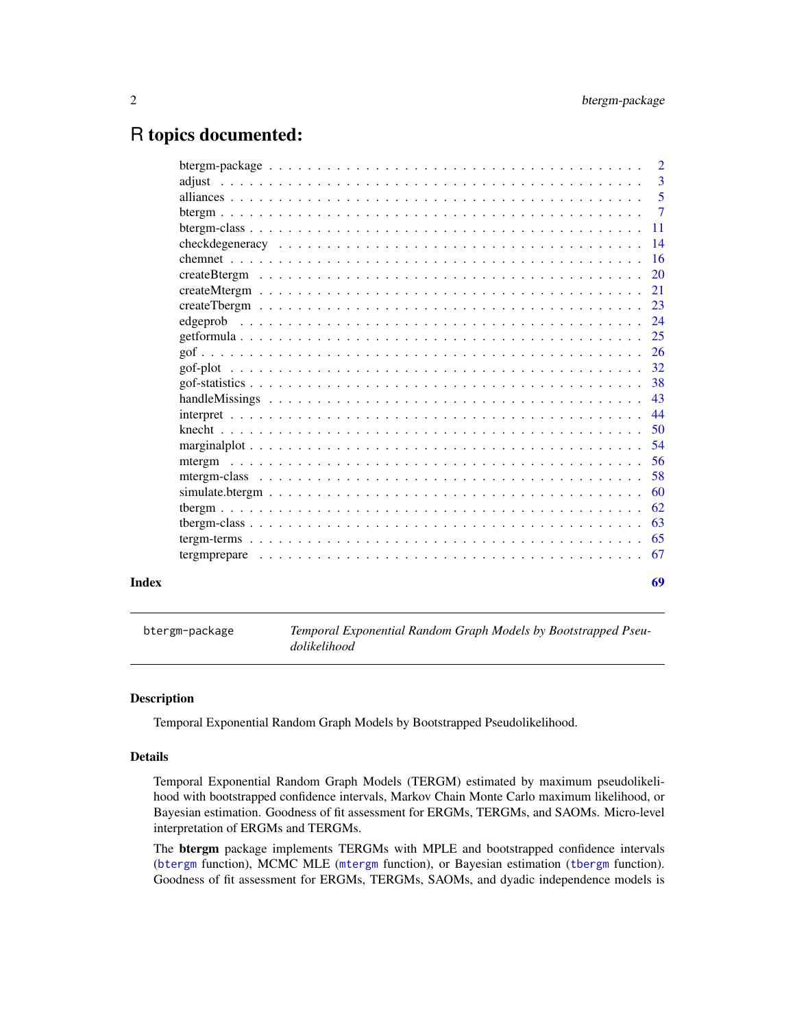# R topics documented:

| | |
|---|---|
| btergm-package | 2 |
| adjust | 3 |
| alliances | 5 |
| btergm | 7 |
| btergm-class | 11 |
| checkdegeneracy | 14 |
| chemnet | 16 |
| createBtergm | 20 |
| createMtergm | 21 |
| createTbergm | 23 |
| edgeprob | 24 |
| getformula | 25 |
| gof | 26 |
| gof-plot | 32 |
| gof-statistics | 38 |
| handleMissings | 43 |
| interpret | 44 |
| knecht | 50 |
| marginalplot | 54 |
| mtergm | 56 |
| mtergm-class | 58 |
| simulate.btergm | 60 |
| tbergm | 62 |
| tbergm-class | 63 |
| tergm-terms | 65 |
| tergmprepare | 67 |

**Index** 69

---

`btergm-package` *Temporal Exponential Random Graph Models by Bootstrapped Pseudolikelihood*

---

## Description

Temporal Exponential Random Graph Models by Bootstrapped Pseudolikelihood.

## Details

Temporal Exponential Random Graph Models (TERGM) estimated by maximum pseudolikelihood with bootstrapped confidence intervals, Markov Chain Monte Carlo maximum likelihood, or Bayesian estimation. Goodness of fit assessment for ERGMs, TERGMs, and SAOMs. Micro-level interpretation of ERGMs and TERGMs.

The **btergm** package implements TERGMs with MPLE and bootstrapped confidence intervals (`btergm` function), MCMC MLE (`mtergm` function), or Bayesian estimation (`tbergm` function). Goodness of fit assessment for ERGMs, TERGMs, SAOMs, and dyadic independence models is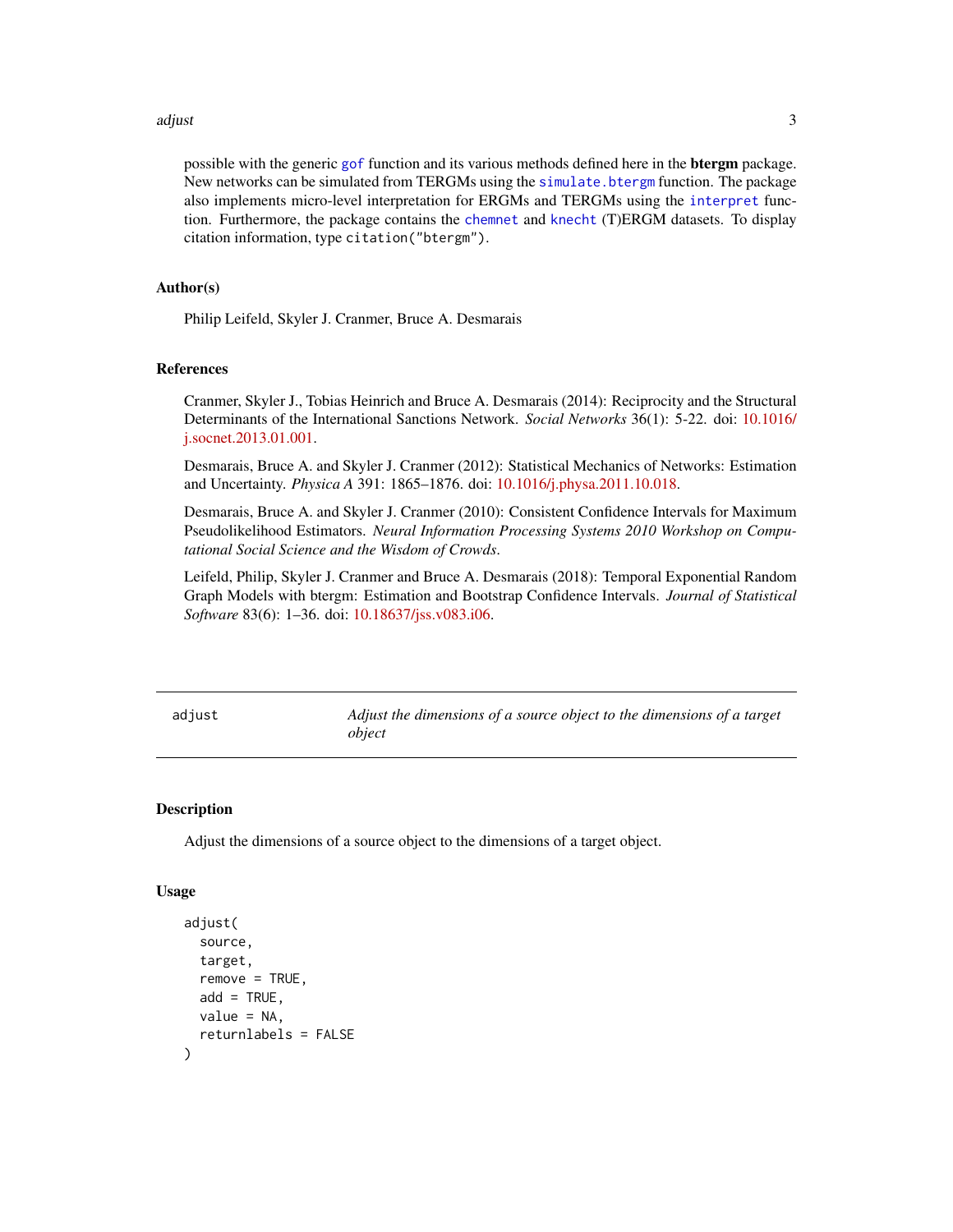possible with the generic gof function and its various methods defined here in the **btergm** package. New networks can be simulated from TERGMs using the simulate.btergm function. The package also implements micro-level interpretation for ERGMs and TERGMs using the interpret function. Furthermore, the package contains the chemnet and knecht (T)ERGM datasets. To display citation information, type `citation("btergm")`.

### Author(s)

Philip Leifeld, Skyler J. Cranmer, Bruce A. Desmarais

### References

Cranmer, Skyler J., Tobias Heinrich and Bruce A. Desmarais (2014): Reciprocity and the Structural Determinants of the International Sanctions Network. *Social Networks* 36(1): 5-22. doi: 10.1016/j.socnet.2013.01.001.

Desmarais, Bruce A. and Skyler J. Cranmer (2012): Statistical Mechanics of Networks: Estimation and Uncertainty. *Physica A* 391: 1865–1876. doi: 10.1016/j.physa.2011.10.018.

Desmarais, Bruce A. and Skyler J. Cranmer (2010): Consistent Confidence Intervals for Maximum Pseudolikelihood Estimators. *Neural Information Processing Systems 2010 Workshop on Computational Social Science and the Wisdom of Crowds*.

Leifeld, Philip, Skyler J. Cranmer and Bruce A. Desmarais (2018): Temporal Exponential Random Graph Models with btergm: Estimation and Bootstrap Confidence Intervals. *Journal of Statistical Software* 83(6): 1–36. doi: 10.18637/jss.v083.i06.

---

## adjust — *Adjust the dimensions of a source object to the dimensions of a target object*

---

### Description

Adjust the dimensions of a source object to the dimensions of a target object.

### Usage

```
adjust(
  source,
  target,
  remove = TRUE,
  add = TRUE,
  value = NA,
  returnlabels = FALSE
)
```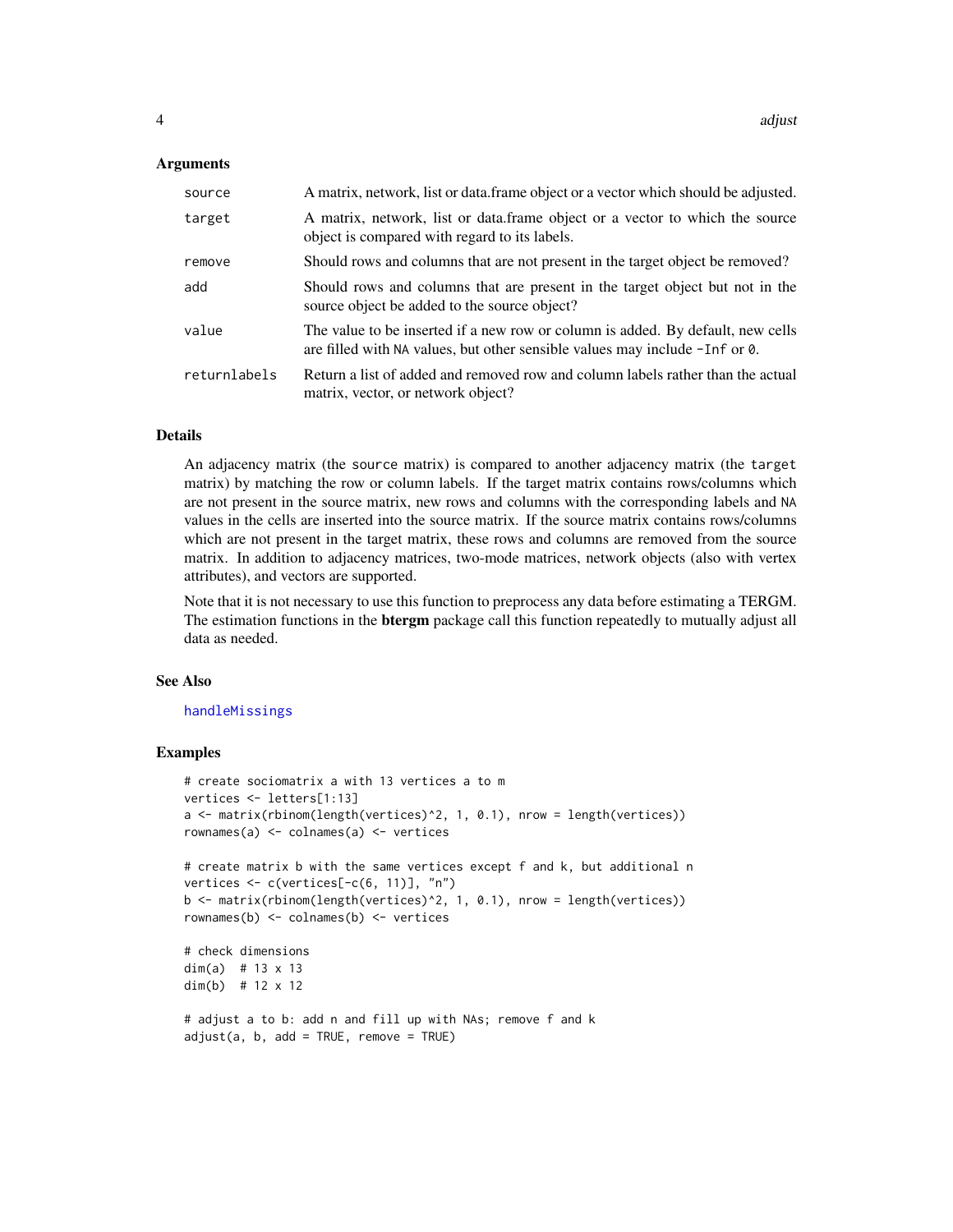### Arguments

| | |
|---|---|
| `source` | A matrix, network, list or data.frame object or a vector which should be adjusted. |
| `target` | A matrix, network, list or data.frame object or a vector to which the source object is compared with regard to its labels. |
| `remove` | Should rows and columns that are not present in the target object be removed? |
| `add` | Should rows and columns that are present in the target object but not in the source object be added to the source object? |
| `value` | The value to be inserted if a new row or column is added. By default, new cells are filled with `NA` values, but other sensible values may include `-Inf` or `0`. |
| `returnlabels` | Return a list of added and removed row and column labels rather than the actual matrix, vector, or network object? |

### Details

An adjacency matrix (the `source` matrix) is compared to another adjacency matrix (the `target` matrix) by matching the row or column labels. If the target matrix contains rows/columns which are not present in the source matrix, new rows and columns with the corresponding labels and `NA` values in the cells are inserted into the source matrix. If the source matrix contains rows/columns which are not present in the target matrix, these rows and columns are removed from the source matrix. In addition to adjacency matrices, two-mode matrices, network objects (also with vertex attributes), and vectors are supported.

Note that it is not necessary to use this function to preprocess any data before estimating a TERGM. The estimation functions in the **btergm** package call this function repeatedly to mutually adjust all data as needed.

### See Also

handleMissings

### Examples

```
# create sociomatrix a with 13 vertices a to m
vertices <- letters[1:13]
a <- matrix(rbinom(length(vertices)^2, 1, 0.1), nrow = length(vertices))
rownames(a) <- colnames(a) <- vertices

# create matrix b with the same vertices except f and k, but additional n
vertices <- c(vertices[-c(6, 11)], "n")
b <- matrix(rbinom(length(vertices)^2, 1, 0.1), nrow = length(vertices))
rownames(b) <- colnames(b) <- vertices

# check dimensions
dim(a)  # 13 x 13
dim(b)  # 12 x 12

# adjust a to b: add n and fill up with NAs; remove f and k
adjust(a, b, add = TRUE, remove = TRUE)
```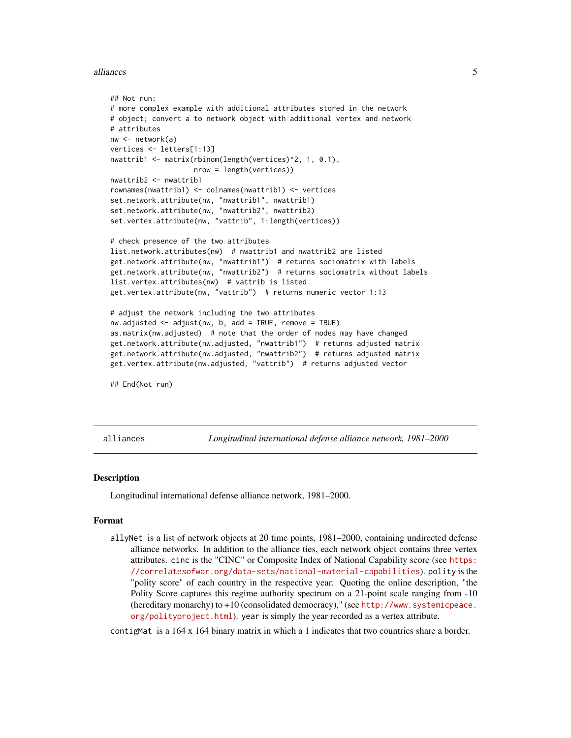```
## Not run:
# more complex example with additional attributes stored in the network
# object; convert a to network object with additional vertex and network
# attributes
nw <- network(a)
vertices <- letters[1:13]
nwattrib1 <- matrix(rbinom(length(vertices)^2, 1, 0.1),
                    nrow = length(vertices))
nwattrib2 <- nwattrib1
rownames(nwattrib1) <- colnames(nwattrib1) <- vertices
set.network.attribute(nw, "nwattrib1", nwattrib1)
set.network.attribute(nw, "nwattrib2", nwattrib2)
set.vertex.attribute(nw, "vattrib", 1:length(vertices))

# check presence of the two attributes
list.network.attributes(nw)  # nwattrib1 and nwattrib2 are listed
get.network.attribute(nw, "nwattrib1")  # returns sociomatrix with labels
get.network.attribute(nw, "nwattrib2")  # returns sociomatrix without labels
list.vertex.attributes(nw)  # vattrib is listed
get.vertex.attribute(nw, "vattrib")  # returns numeric vector 1:13

# adjust the network including the two attributes
nw.adjusted <- adjust(nw, b, add = TRUE, remove = TRUE)
as.matrix(nw.adjusted)  # note that the order of nodes may have changed
get.network.attribute(nw.adjusted, "nwattrib1")  # returns adjusted matrix
get.network.attribute(nw.adjusted, "nwattrib2")  # returns adjusted matrix
get.vertex.attribute(nw.adjusted, "vattrib")  # returns adjusted vector

## End(Not run)
```

---

`alliances` *Longitudinal international defense alliance network, 1981–2000*

## Description

Longitudinal international defense alliance network, 1981–2000.

## Format

`allyNet` is a list of network objects at 20 time points, 1981–2000, containing undirected defense alliance networks. In addition to the alliance ties, each network object contains three vertex attributes. `cinc` is the "CINC" or Composite Index of National Capability score (see https://correlatesofwar.org/data-sets/national-material-capabilities). `polity` is the "polity score" of each country in the respective year. Quoting the online description, "the Polity Score captures this regime authority spectrum on a 21-point scale ranging from -10 (hereditary monarchy) to +10 (consolidated democracy)," (see http://www.systemicpeace.org/polityproject.html). `year` is simply the year recorded as a vertex attribute.

`contigMat` is a 164 x 164 binary matrix in which a 1 indicates that two countries share a border.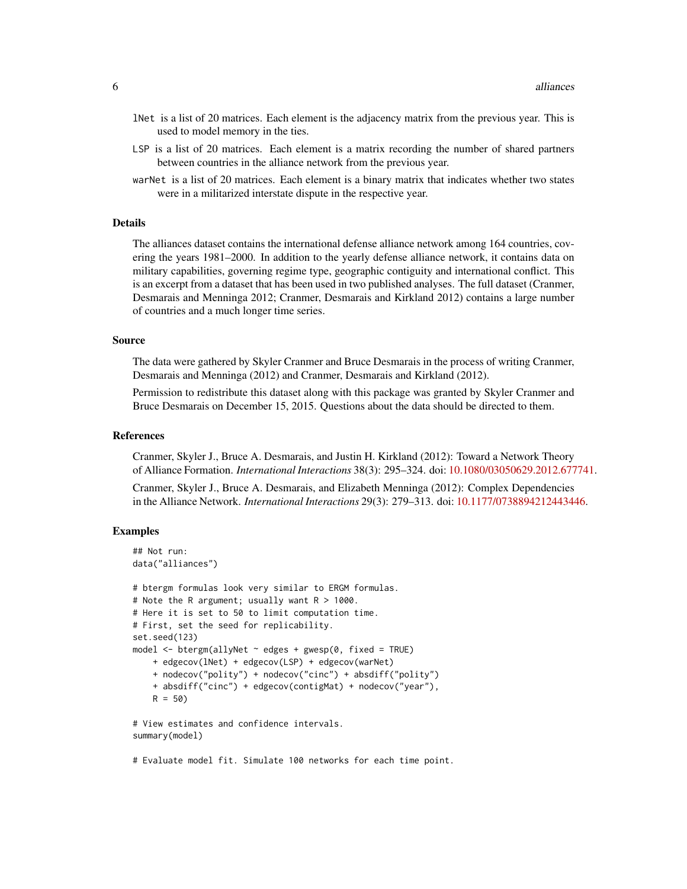`lNet` is a list of 20 matrices. Each element is the adjacency matrix from the previous year. This is used to model memory in the ties.

`LSP` is a list of 20 matrices. Each element is a matrix recording the number of shared partners between countries in the alliance network from the previous year.

`warNet` is a list of 20 matrices. Each element is a binary matrix that indicates whether two states were in a militarized interstate dispute in the respective year.

## Details

The alliances dataset contains the international defense alliance network among 164 countries, covering the years 1981–2000. In addition to the yearly defense alliance network, it contains data on military capabilities, governing regime type, geographic contiguity and international conflict. This is an excerpt from a dataset that has been used in two published analyses. The full dataset (Cranmer, Desmarais and Menninga 2012; Cranmer, Desmarais and Kirkland 2012) contains a large number of countries and a much longer time series.

## Source

The data were gathered by Skyler Cranmer and Bruce Desmarais in the process of writing Cranmer, Desmarais and Menninga (2012) and Cranmer, Desmarais and Kirkland (2012).

Permission to redistribute this dataset along with this package was granted by Skyler Cranmer and Bruce Desmarais on December 15, 2015. Questions about the data should be directed to them.

## References

Cranmer, Skyler J., Bruce A. Desmarais, and Justin H. Kirkland (2012): Toward a Network Theory of Alliance Formation. *International Interactions* 38(3): 295–324. doi: 10.1080/03050629.2012.677741.

Cranmer, Skyler J., Bruce A. Desmarais, and Elizabeth Menninga (2012): Complex Dependencies in the Alliance Network. *International Interactions* 29(3): 279–313. doi: 10.1177/0738894212443446.

## Examples

```
## Not run:
data("alliances")

# btergm formulas look very similar to ERGM formulas.
# Note the R argument; usually want R > 1000.
# Here it is set to 50 to limit computation time.
# First, set the seed for replicability.
set.seed(123)
model <- btergm(allyNet ~ edges + gwesp(0, fixed = TRUE)
    + edgecov(lNet) + edgecov(LSP) + edgecov(warNet)
    + nodecov("polity") + nodecov("cinc") + absdiff("polity")
    + absdiff("cinc") + edgecov(contigMat) + nodecov("year"),
    R = 50)

# View estimates and confidence intervals.
summary(model)

# Evaluate model fit. Simulate 100 networks for each time point.
```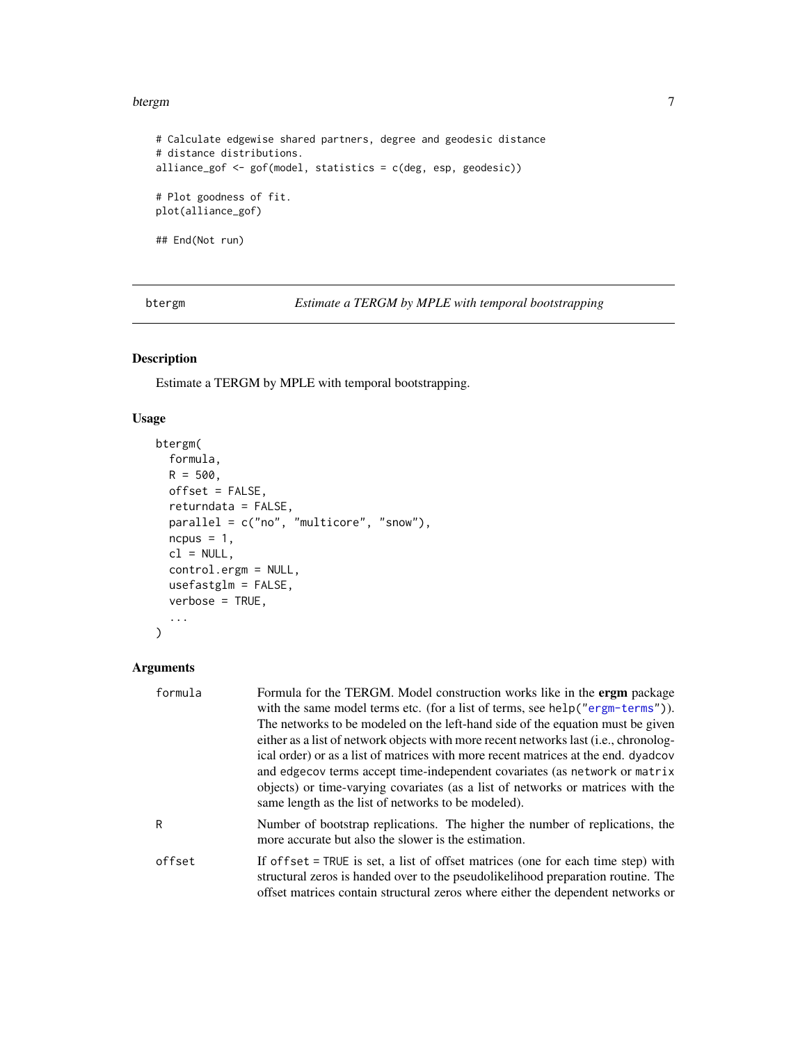```
# Calculate edgewise shared partners, degree and geodesic distance
# distance distributions.
alliance_gof <- gof(model, statistics = c(deg, esp, geodesic))

# Plot goodness of fit.
plot(alliance_gof)

## End(Not run)
```

## btergm — *Estimate a TERGM by MPLE with temporal bootstrapping*

### Description

Estimate a TERGM by MPLE with temporal bootstrapping.

### Usage

```
btergm(
  formula,
  R = 500,
  offset = FALSE,
  returndata = FALSE,
  parallel = c("no", "multicore", "snow"),
  ncpus = 1,
  cl = NULL,
  control.ergm = NULL,
  usefastglm = FALSE,
  verbose = TRUE,
  ...
)
```

### Arguments

`formula` — Formula for the TERGM. Model construction works like in the **ergm** package with the same model terms etc. (for a list of terms, see `help("ergm-terms")`). The networks to be modeled on the left-hand side of the equation must be given either as a list of network objects with more recent networks last (i.e., chronological order) or as a list of matrices with more recent matrices at the end. `dyadcov` and `edgecov` terms accept time-independent covariates (as `network` or `matrix` objects) or time-varying covariates (as a list of networks or matrices with the same length as the list of networks to be modeled).

`R` — Number of bootstrap replications. The higher the number of replications, the more accurate but also the slower is the estimation.

`offset` — If `offset = TRUE` is set, a list of offset matrices (one for each time step) with structural zeros is handed over to the pseudolikelihood preparation routine. The offset matrices contain structural zeros where either the dependent networks or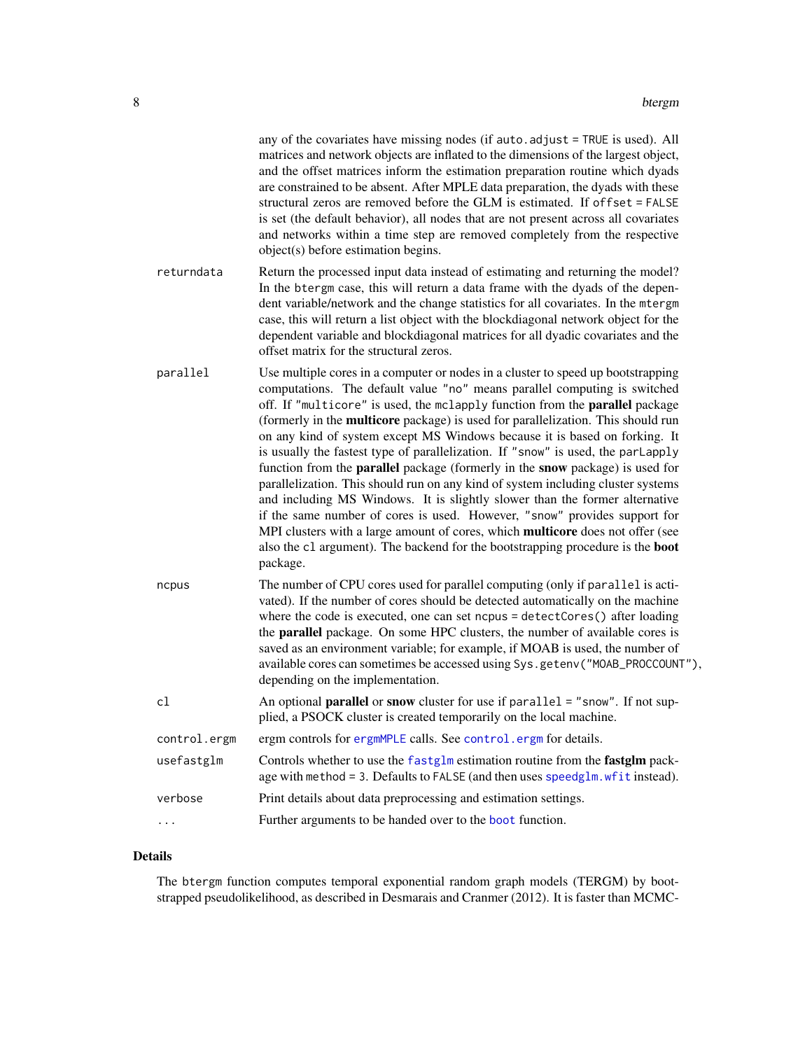any of the covariates have missing nodes (if `auto.adjust = TRUE` is used). All matrices and network objects are inflated to the dimensions of the largest object, and the offset matrices inform the estimation preparation routine which dyads are constrained to be absent. After MPLE data preparation, the dyads with these structural zeros are removed before the GLM is estimated. If `offset = FALSE` is set (the default behavior), all nodes that are not present across all covariates and networks within a time step are removed completely from the respective object(s) before estimation begins.

`returndata`
: Return the processed input data instead of estimating and returning the model? In the `btergm` case, this will return a data frame with the dyads of the dependent variable/network and the change statistics for all covariates. In the `mtergm` case, this will return a list object with the blockdiagonal network object for the dependent variable and blockdiagonal matrices for all dyadic covariates and the offset matrix for the structural zeros.

`parallel`
: Use multiple cores in a computer or nodes in a cluster to speed up bootstrapping computations. The default value `"no"` means parallel computing is switched off. If `"multicore"` is used, the `mclapply` function from the **parallel** package (formerly in the **multicore** package) is used for parallelization. This should run on any kind of system except MS Windows because it is based on forking. It is usually the fastest type of parallelization. If `"snow"` is used, the `parLapply` function from the **parallel** package (formerly in the **snow** package) is used for parallelization. This should run on any kind of system including cluster systems and including MS Windows. It is slightly slower than the former alternative if the same number of cores is used. However, `"snow"` provides support for MPI clusters with a large amount of cores, which **multicore** does not offer (see also the `cl` argument). The backend for the bootstrapping procedure is the **boot** package.

`ncpus`
: The number of CPU cores used for parallel computing (only if `parallel` is activated). If the number of cores should be detected automatically on the machine where the code is executed, one can set `ncpus = detectCores()` after loading the **parallel** package. On some HPC clusters, the number of available cores is saved as an environment variable; for example, if MOAB is used, the number of available cores can sometimes be accessed using `Sys.getenv("MOAB_PROCCOUNT")`, depending on the implementation.

`cl`
: An optional **parallel** or **snow** cluster for use if `parallel = "snow"`. If not supplied, a PSOCK cluster is created temporarily on the local machine.

`control.ergm`
: ergm controls for `ergmMPLE` calls. See `control.ergm` for details.

`usefastglm`
: Controls whether to use the `fastglm` estimation routine from the **fastglm** package with `method = 3`. Defaults to `FALSE` (and then uses `speedglm.wfit` instead).

`verbose`
: Print details about data preprocessing and estimation settings.

`...`
: Further arguments to be handed over to the `boot` function.

## Details

The `btergm` function computes temporal exponential random graph models (TERGM) by bootstrapped pseudolikelihood, as described in Desmarais and Cranmer (2012). It is faster than MCMC-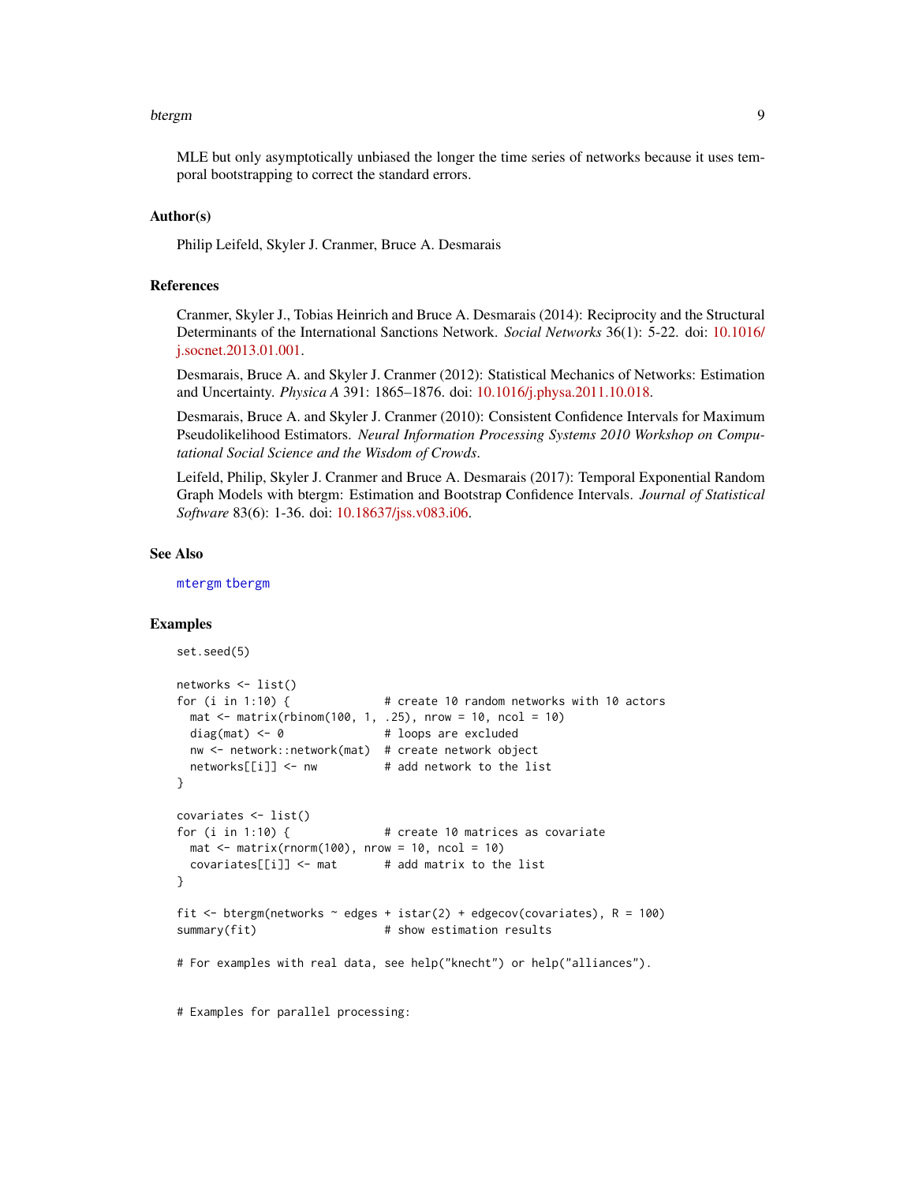MLE but only asymptotically unbiased the longer the time series of networks because it uses temporal bootstrapping to correct the standard errors.

## Author(s)

Philip Leifeld, Skyler J. Cranmer, Bruce A. Desmarais

## References

Cranmer, Skyler J., Tobias Heinrich and Bruce A. Desmarais (2014): Reciprocity and the Structural Determinants of the International Sanctions Network. *Social Networks* 36(1): 5-22. doi: 10.1016/j.socnet.2013.01.001.

Desmarais, Bruce A. and Skyler J. Cranmer (2012): Statistical Mechanics of Networks: Estimation and Uncertainty. *Physica A* 391: 1865–1876. doi: 10.1016/j.physa.2011.10.018.

Desmarais, Bruce A. and Skyler J. Cranmer (2010): Consistent Confidence Intervals for Maximum Pseudolikelihood Estimators. *Neural Information Processing Systems 2010 Workshop on Computational Social Science and the Wisdom of Crowds*.

Leifeld, Philip, Skyler J. Cranmer and Bruce A. Desmarais (2017): Temporal Exponential Random Graph Models with btergm: Estimation and Bootstrap Confidence Intervals. *Journal of Statistical Software* 83(6): 1-36. doi: 10.18637/jss.v083.i06.

## See Also

mtergm tbergm

## Examples

```
set.seed(5)

networks <- list()
for (i in 1:10) {              # create 10 random networks with 10 actors
  mat <- matrix(rbinom(100, 1, .25), nrow = 10, ncol = 10)
  diag(mat) <- 0               # loops are excluded
  nw <- network::network(mat)  # create network object
  networks[[i]] <- nw          # add network to the list
}

covariates <- list()
for (i in 1:10) {              # create 10 matrices as covariate
  mat <- matrix(rnorm(100), nrow = 10, ncol = 10)
  covariates[[i]] <- mat       # add matrix to the list
}

fit <- btergm(networks ~ edges + istar(2) + edgecov(covariates), R = 100)
summary(fit)                   # show estimation results

# For examples with real data, see help("knecht") or help("alliances").


# Examples for parallel processing:
```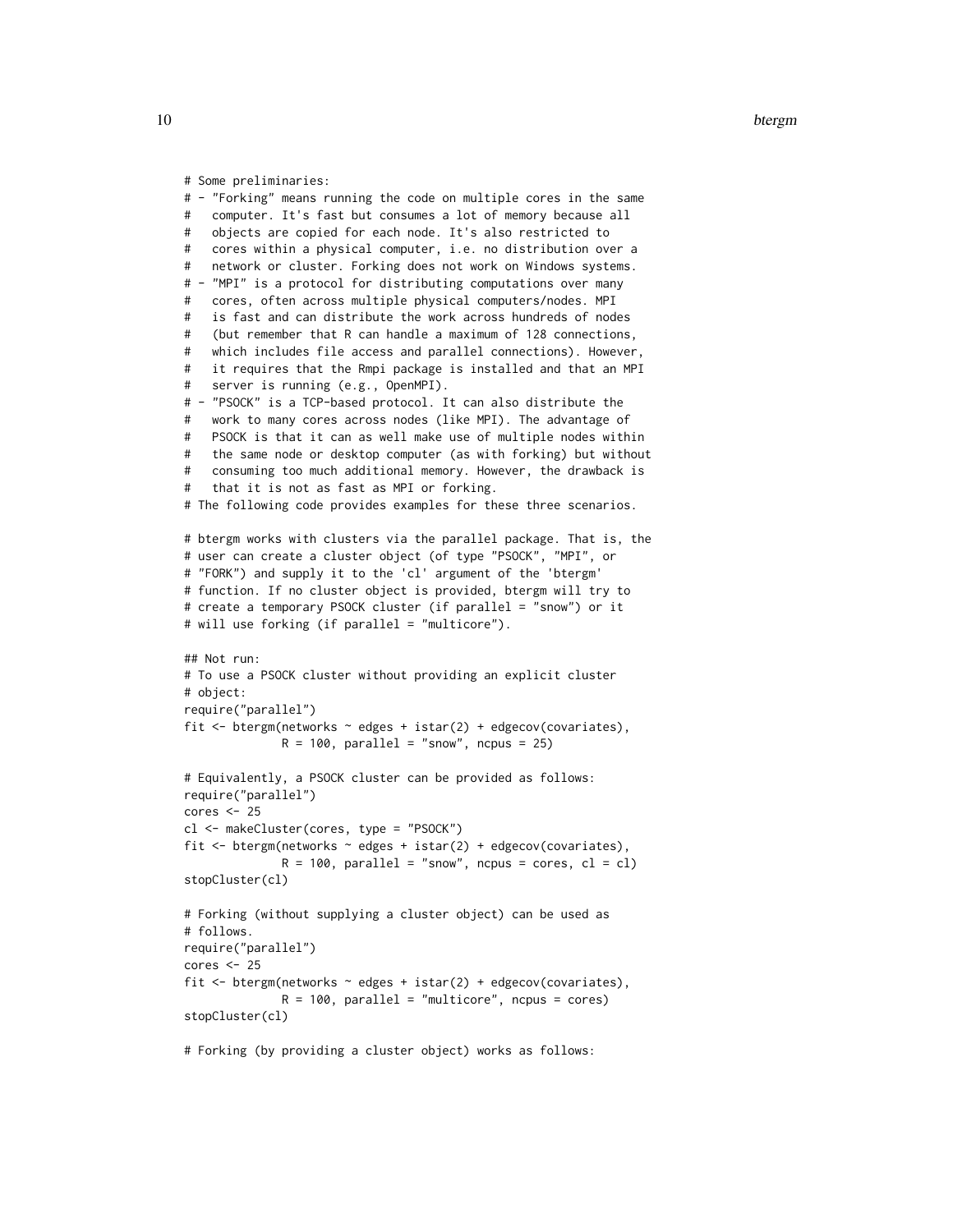```
# Some preliminaries:
# - "Forking" means running the code on multiple cores in the same
#   computer. It's fast but consumes a lot of memory because all
#   objects are copied for each node. It's also restricted to
#   cores within a physical computer, i.e. no distribution over a
#   network or cluster. Forking does not work on Windows systems.
# - "MPI" is a protocol for distributing computations over many
#   cores, often across multiple physical computers/nodes. MPI
#   is fast and can distribute the work across hundreds of nodes
#   (but remember that R can handle a maximum of 128 connections,
#   which includes file access and parallel connections). However,
#   it requires that the Rmpi package is installed and that an MPI
#   server is running (e.g., OpenMPI).
# - "PSOCK" is a TCP-based protocol. It can also distribute the
#   work to many cores across nodes (like MPI). The advantage of
#   PSOCK is that it can as well make use of multiple nodes within
#   the same node or desktop computer (as with forking) but without
#   consuming too much additional memory. However, the drawback is
#   that it is not as fast as MPI or forking.
# The following code provides examples for these three scenarios.

# btergm works with clusters via the parallel package. That is, the
# user can create a cluster object (of type "PSOCK", "MPI", or
# "FORK") and supply it to the 'cl' argument of the 'btergm'
# function. If no cluster object is provided, btergm will try to
# create a temporary PSOCK cluster (if parallel = "snow") or it
# will use forking (if parallel = "multicore").

## Not run:
# To use a PSOCK cluster without providing an explicit cluster
# object:
require("parallel")
fit <- btergm(networks ~ edges + istar(2) + edgecov(covariates),
              R = 100, parallel = "snow", ncpus = 25)

# Equivalently, a PSOCK cluster can be provided as follows:
require("parallel")
cores <- 25
cl <- makeCluster(cores, type = "PSOCK")
fit <- btergm(networks ~ edges + istar(2) + edgecov(covariates),
              R = 100, parallel = "snow", ncpus = cores, cl = cl)
stopCluster(cl)

# Forking (without supplying a cluster object) can be used as
# follows.
require("parallel")
cores <- 25
fit <- btergm(networks ~ edges + istar(2) + edgecov(covariates),
              R = 100, parallel = "multicore", ncpus = cores)
stopCluster(cl)

# Forking (by providing a cluster object) works as follows:
```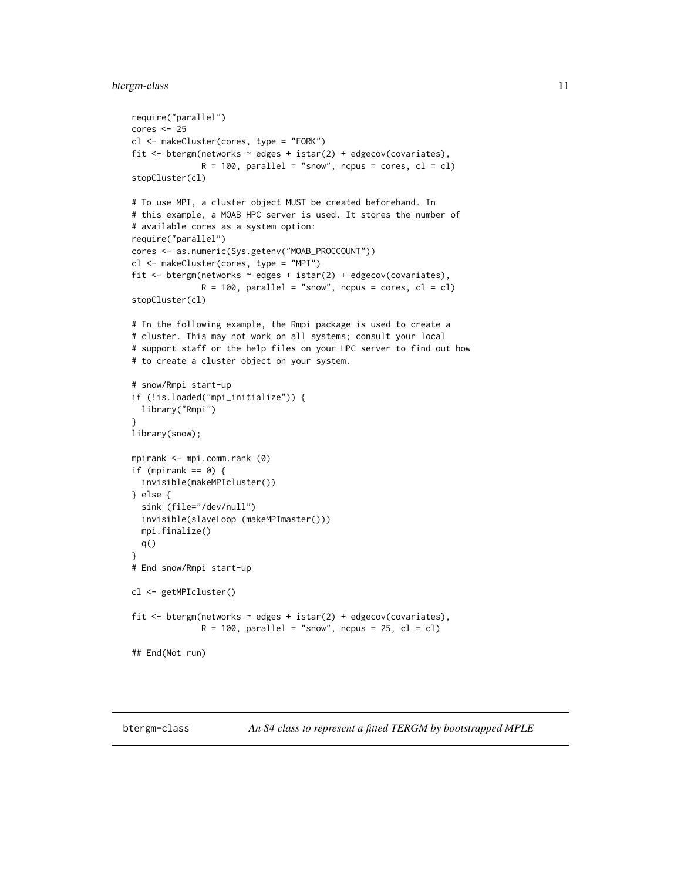```
require("parallel")
cores <- 25
cl <- makeCluster(cores, type = "FORK")
fit <- btergm(networks ~ edges + istar(2) + edgecov(covariates),
              R = 100, parallel = "snow", ncpus = cores, cl = cl)
stopCluster(cl)

# To use MPI, a cluster object MUST be created beforehand. In
# this example, a MOAB HPC server is used. It stores the number of
# available cores as a system option:
require("parallel")
cores <- as.numeric(Sys.getenv("MOAB_PROCCOUNT"))
cl <- makeCluster(cores, type = "MPI")
fit <- btergm(networks ~ edges + istar(2) + edgecov(covariates),
              R = 100, parallel = "snow", ncpus = cores, cl = cl)
stopCluster(cl)

# In the following example, the Rmpi package is used to create a
# cluster. This may not work on all systems; consult your local
# support staff or the help files on your HPC server to find out how
# to create a cluster object on your system.

# snow/Rmpi start-up
if (!is.loaded("mpi_initialize")) {
  library("Rmpi")
}
library(snow);

mpirank <- mpi.comm.rank (0)
if (mpirank == 0) {
  invisible(makeMPIcluster())
} else {
  sink (file="/dev/null")
  invisible(slaveLoop (makeMPImaster()))
  mpi.finalize()
  q()
}
# End snow/Rmpi start-up

cl <- getMPIcluster()

fit <- btergm(networks ~ edges + istar(2) + edgecov(covariates),
              R = 100, parallel = "snow", ncpus = 25, cl = cl)

## End(Not run)
```

## btergm-class *An S4 class to represent a fitted TERGM by bootstrapped MPLE*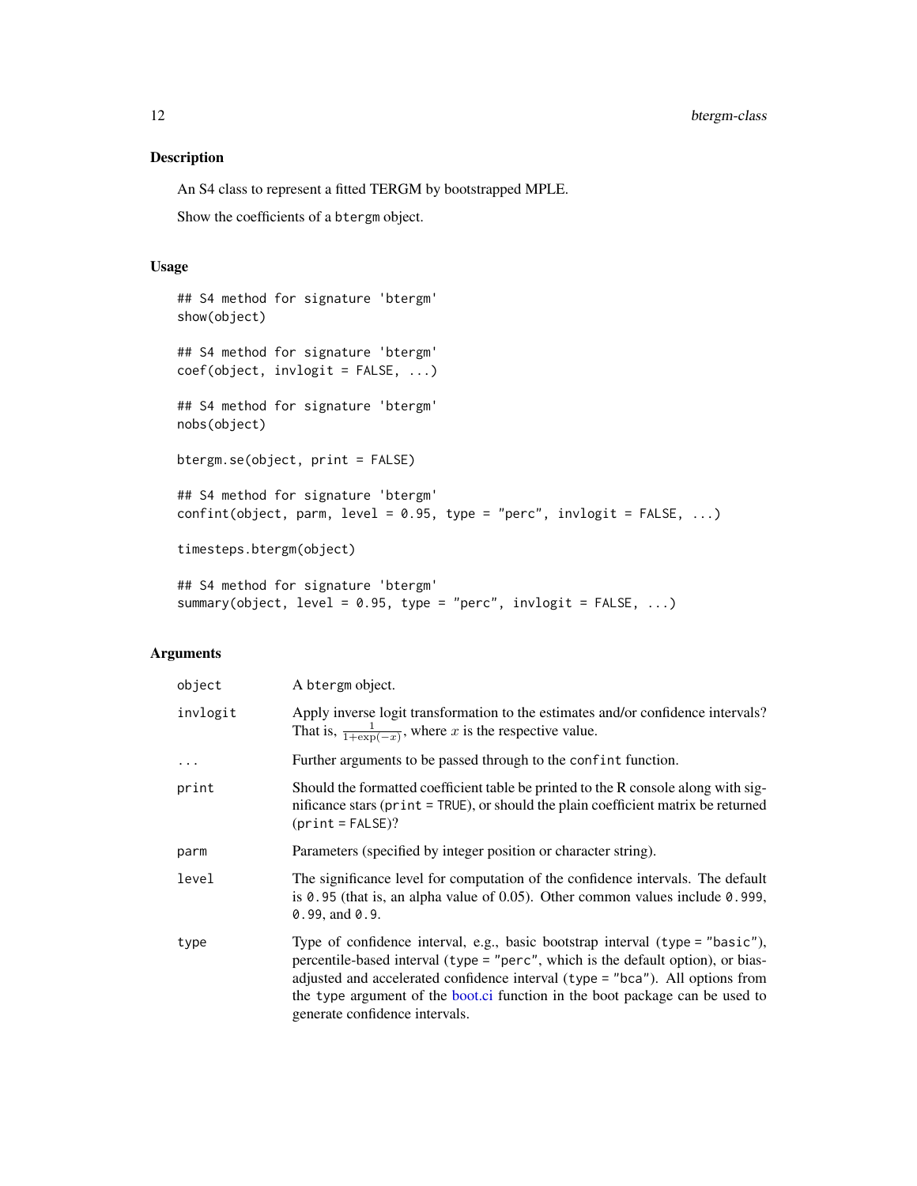## Description

An S4 class to represent a fitted TERGM by bootstrapped MPLE.

Show the coefficients of a `btergm` object.

## Usage

```
## S4 method for signature 'btergm'
show(object)

## S4 method for signature 'btergm'
coef(object, invlogit = FALSE, ...)

## S4 method for signature 'btergm'
nobs(object)

btergm.se(object, print = FALSE)

## S4 method for signature 'btergm'
confint(object, parm, level = 0.95, type = "perc", invlogit = FALSE, ...)

timesteps.btergm(object)

## S4 method for signature 'btergm'
summary(object, level = 0.95, type = "perc", invlogit = FALSE, ...)
```

## Arguments

| | |
|---|---|
| `object` | A `btergm` object. |
| `invlogit` | Apply inverse logit transformation to the estimates and/or confidence intervals? That is, $\frac{1}{1+\exp(-x)}$, where $x$ is the respective value. |
| `...` | Further arguments to be passed through to the `confint` function. |
| `print` | Should the formatted coefficient table be printed to the R console along with significance stars (`print = TRUE`), or should the plain coefficient matrix be returned (`print = FALSE`)? |
| `parm` | Parameters (specified by integer position or character string). |
| `level` | The significance level for computation of the confidence intervals. The default is `0.95` (that is, an alpha value of 0.05). Other common values include `0.999`, `0.99`, and `0.9`. |
| `type` | Type of confidence interval, e.g., basic bootstrap interval (`type = "basic"`), percentile-based interval (`type = "perc"`, which is the default option), or bias-adjusted and accelerated confidence interval (`type = "bca"`). All options from the `type` argument of the boot.ci function in the boot package can be used to generate confidence intervals. |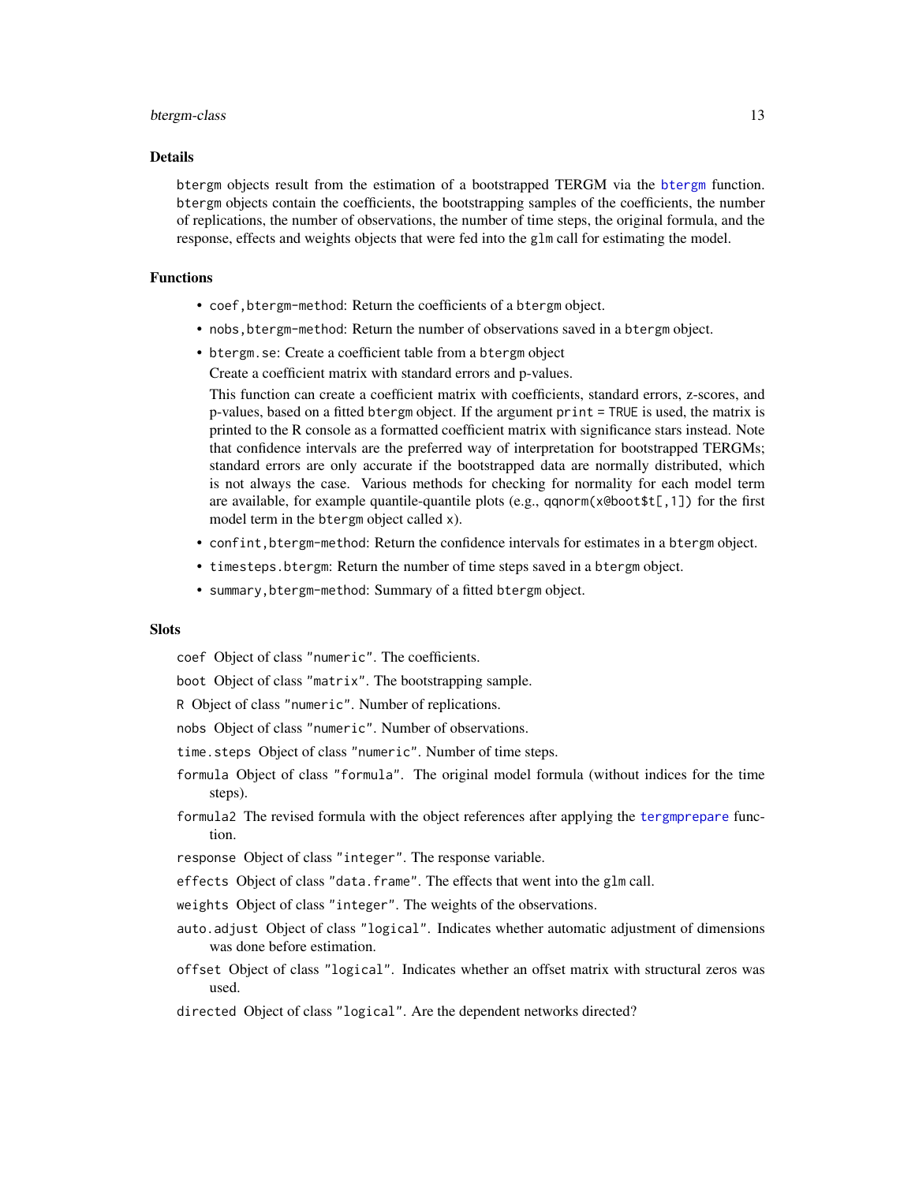## Details

btergm objects result from the estimation of a bootstrapped TERGM via the btergm function. btergm objects contain the coefficients, the bootstrapping samples of the coefficients, the number of replications, the number of observations, the number of time steps, the original formula, and the response, effects and weights objects that were fed into the glm call for estimating the model.

## Functions

- `coef,btergm-method`: Return the coefficients of a btergm object.
- `nobs,btergm-method`: Return the number of observations saved in a btergm object.
- `btergm.se`: Create a coefficient table from a btergm object

  Create a coefficient matrix with standard errors and p-values.

  This function can create a coefficient matrix with coefficients, standard errors, z-scores, and p-values, based on a fitted btergm object. If the argument `print = TRUE` is used, the matrix is printed to the R console as a formatted coefficient matrix with significance stars instead. Note that confidence intervals are the preferred way of interpretation for bootstrapped TERGMs; standard errors are only accurate if the bootstrapped data are normally distributed, which is not always the case. Various methods for checking for normality for each model term are available, for example quantile-quantile plots (e.g., `qqnorm(x@boot$t[,1])` for the first model term in the btergm object called x).
- `confint,btergm-method`: Return the confidence intervals for estimates in a btergm object.
- `timesteps.btergm`: Return the number of time steps saved in a btergm object.
- `summary,btergm-method`: Summary of a fitted btergm object.

## Slots

`coef` Object of class "numeric". The coefficients.

`boot` Object of class "matrix". The bootstrapping sample.

`R` Object of class "numeric". Number of replications.

`nobs` Object of class "numeric". Number of observations.

`time.steps` Object of class "numeric". Number of time steps.

`formula` Object of class "formula". The original model formula (without indices for the time steps).

`formula2` The revised formula with the object references after applying the tergmprepare function.

`response` Object of class "integer". The response variable.

`effects` Object of class "data.frame". The effects that went into the glm call.

`weights` Object of class "integer". The weights of the observations.

`auto.adjust` Object of class "logical". Indicates whether automatic adjustment of dimensions was done before estimation.

`offset` Object of class "logical". Indicates whether an offset matrix with structural zeros was used.

`directed` Object of class "logical". Are the dependent networks directed?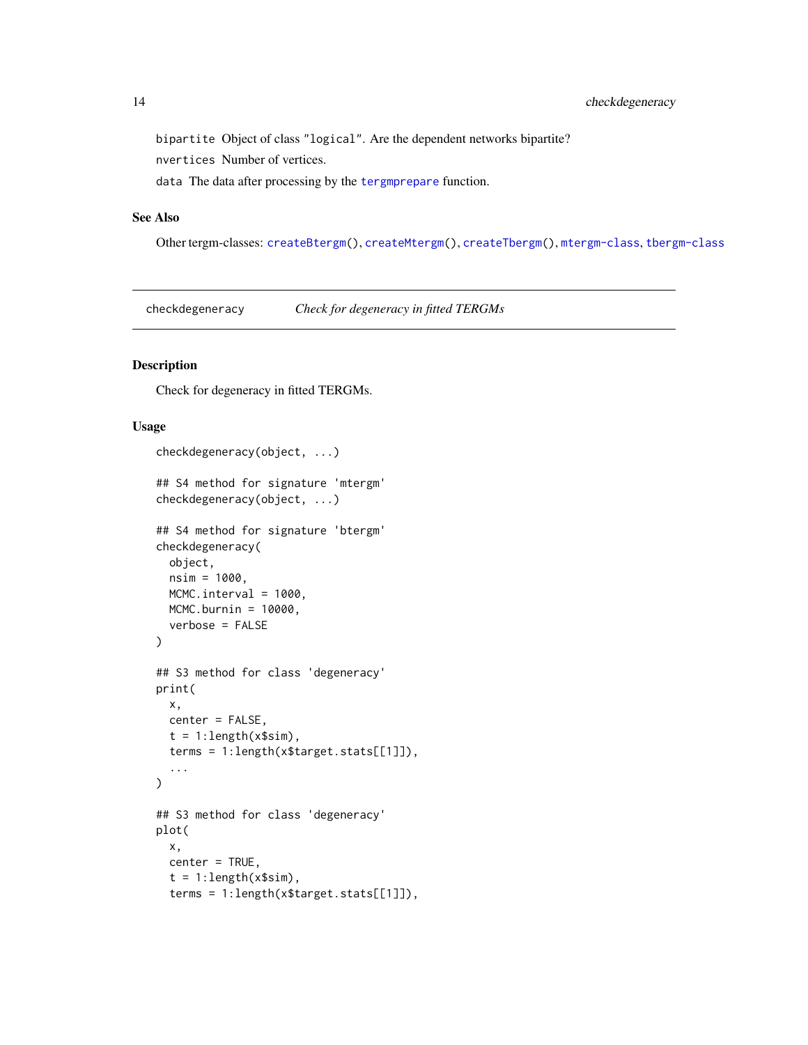`bipartite` Object of class `"logical"`. Are the dependent networks bipartite?

`nvertices` Number of vertices.

`data` The data after processing by the `tergmprepare` function.

### See Also

Other tergm-classes: `createBtergm()`, `createMtergm()`, `createTbergm()`, `mtergm-class`, `tbergm-class`

---

## checkdegeneracy — *Check for degeneracy in fitted TERGMs*

---

### Description

Check for degeneracy in fitted TERGMs.

### Usage

```
checkdegeneracy(object, ...)

## S4 method for signature 'mtergm'
checkdegeneracy(object, ...)

## S4 method for signature 'btergm'
checkdegeneracy(
  object,
  nsim = 1000,
  MCMC.interval = 1000,
  MCMC.burnin = 10000,
  verbose = FALSE
)

## S3 method for class 'degeneracy'
print(
  x,
  center = FALSE,
  t = 1:length(x$sim),
  terms = 1:length(x$target.stats[[1]]),
  ...
)

## S3 method for class 'degeneracy'
plot(
  x,
  center = TRUE,
  t = 1:length(x$sim),
  terms = 1:length(x$target.stats[[1]]),
```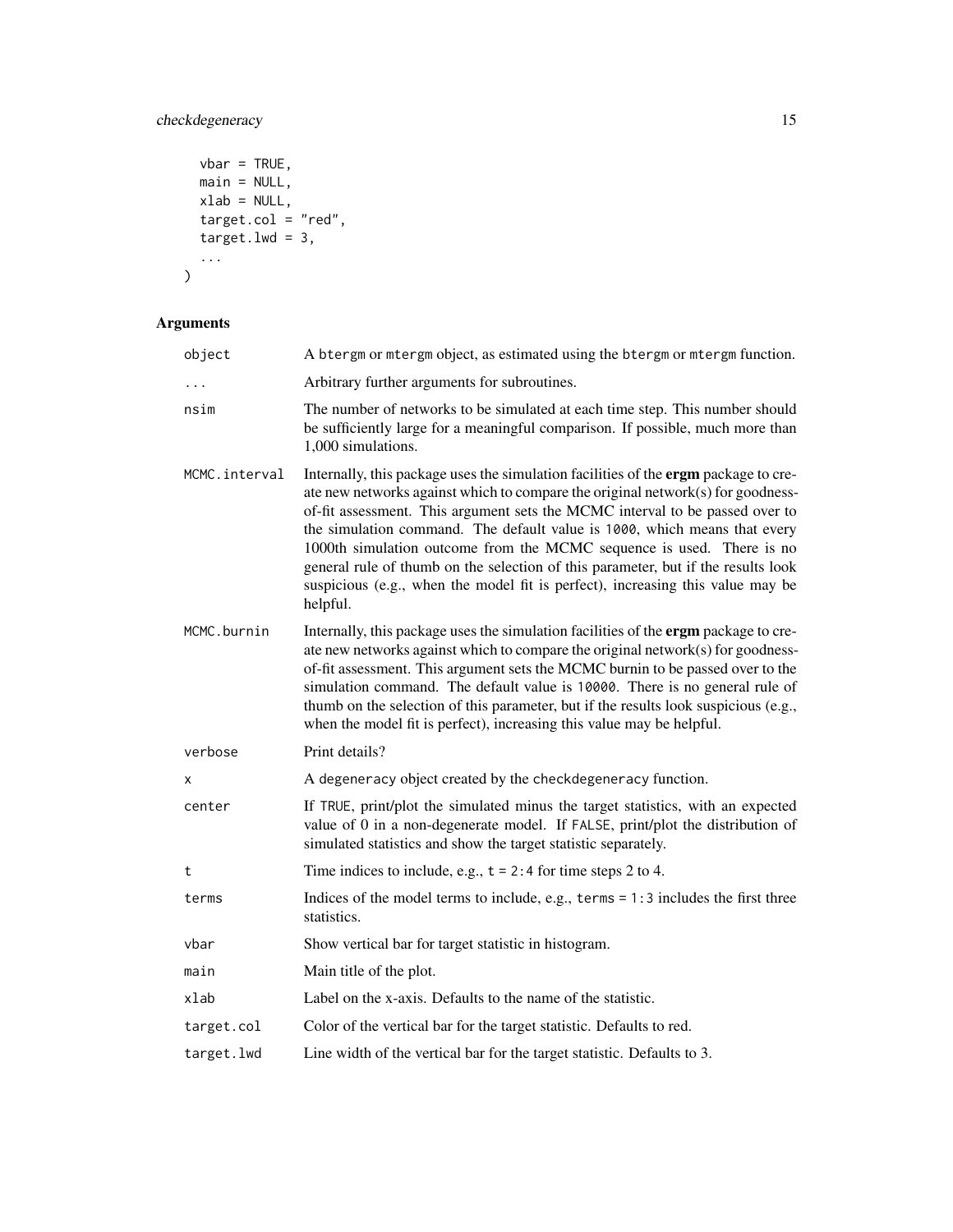```
  vbar = TRUE,
  main = NULL,
  xlab = NULL,
  target.col = "red",
  target.lwd = 3,
  ...
)
```

## Arguments

| | |
|---|---|
| object | A btergm or mtergm object, as estimated using the btergm or mtergm function. |
| ... | Arbitrary further arguments for subroutines. |
| nsim | The number of networks to be simulated at each time step. This number should be sufficiently large for a meaningful comparison. If possible, much more than 1,000 simulations. |
| MCMC.interval | Internally, this package uses the simulation facilities of the **ergm** package to create new networks against which to compare the original network(s) for goodness-of-fit assessment. This argument sets the MCMC interval to be passed over to the simulation command. The default value is 1000, which means that every 1000th simulation outcome from the MCMC sequence is used. There is no general rule of thumb on the selection of this parameter, but if the results look suspicious (e.g., when the model fit is perfect), increasing this value may be helpful. |
| MCMC.burnin | Internally, this package uses the simulation facilities of the **ergm** package to create new networks against which to compare the original network(s) for goodness-of-fit assessment. This argument sets the MCMC burnin to be passed over to the simulation command. The default value is 10000. There is no general rule of thumb on the selection of this parameter, but if the results look suspicious (e.g., when the model fit is perfect), increasing this value may be helpful. |
| verbose | Print details? |
| x | A degeneracy object created by the checkdegeneracy function. |
| center | If TRUE, print/plot the simulated minus the target statistics, with an expected value of 0 in a non-degenerate model. If FALSE, print/plot the distribution of simulated statistics and show the target statistic separately. |
| t | Time indices to include, e.g., t = 2:4 for time steps 2 to 4. |
| terms | Indices of the model terms to include, e.g., terms = 1:3 includes the first three statistics. |
| vbar | Show vertical bar for target statistic in histogram. |
| main | Main title of the plot. |
| xlab | Label on the x-axis. Defaults to the name of the statistic. |
| target.col | Color of the vertical bar for the target statistic. Defaults to red. |
| target.lwd | Line width of the vertical bar for the target statistic. Defaults to 3. |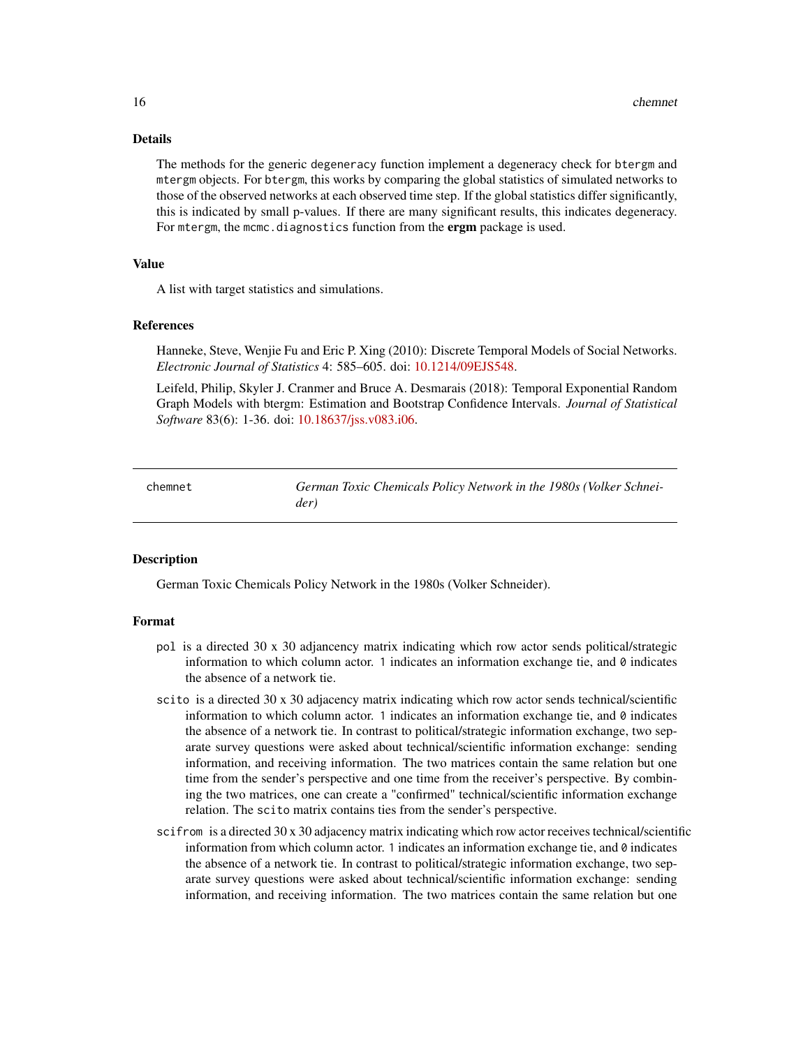## Details

The methods for the generic `degeneracy` function implement a degeneracy check for `btergm` and `mtergm` objects. For `btergm`, this works by comparing the global statistics of simulated networks to those of the observed networks at each observed time step. If the global statistics differ significantly, this is indicated by small p-values. If there are many significant results, this indicates degeneracy. For `mtergm`, the `mcmc.diagnostics` function from the **ergm** package is used.

## Value

A list with target statistics and simulations.

## References

Hanneke, Steve, Wenjie Fu and Eric P. Xing (2010): Discrete Temporal Models of Social Networks. *Electronic Journal of Statistics* 4: 585–605. doi: 10.1214/09EJS548.

Leifeld, Philip, Skyler J. Cranmer and Bruce A. Desmarais (2018): Temporal Exponential Random Graph Models with btergm: Estimation and Bootstrap Confidence Intervals. *Journal of Statistical Software* 83(6): 1-36. doi: 10.18637/jss.v083.i06.

---

# chemnet — *German Toxic Chemicals Policy Network in the 1980s (Volker Schneider)*

## Description

German Toxic Chemicals Policy Network in the 1980s (Volker Schneider).

## Format

- `pol` is a directed 30 x 30 adjancency matrix indicating which row actor sends political/strategic information to which column actor. `1` indicates an information exchange tie, and `0` indicates the absence of a network tie.
- `scito` is a directed 30 x 30 adjacency matrix indicating which row actor sends technical/scientific information to which column actor. `1` indicates an information exchange tie, and `0` indicates the absence of a network tie. In contrast to political/strategic information exchange, two separate survey questions were asked about technical/scientific information exchange: sending information, and receiving information. The two matrices contain the same relation but one time from the sender's perspective and one time from the receiver's perspective. By combining the two matrices, one can create a "confirmed" technical/scientific information exchange relation. The `scito` matrix contains ties from the sender's perspective.
- `scifrom` is a directed 30 x 30 adjacency matrix indicating which row actor receives technical/scientific information from which column actor. `1` indicates an information exchange tie, and `0` indicates the absence of a network tie. In contrast to political/strategic information exchange, two separate survey questions were asked about technical/scientific information exchange: sending information, and receiving information. The two matrices contain the same relation but one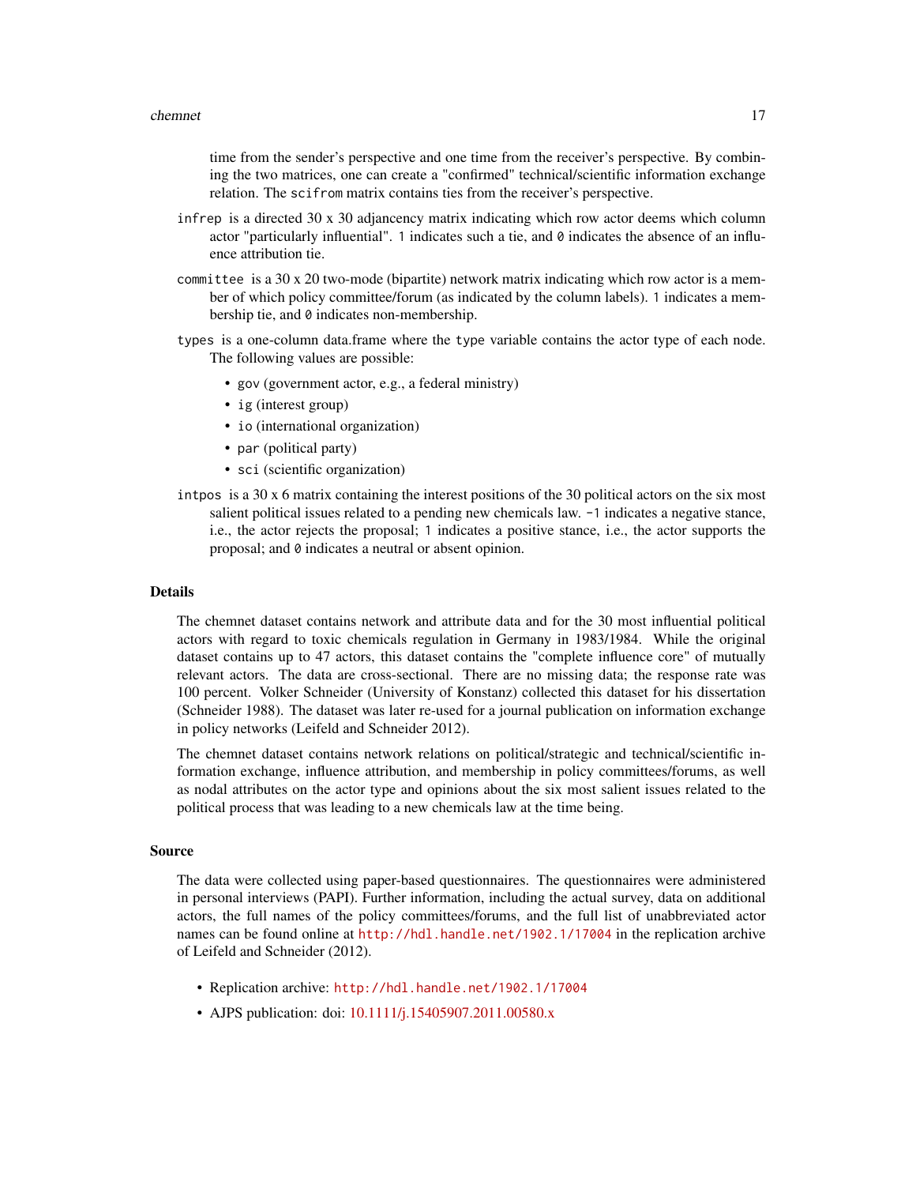time from the sender's perspective and one time from the receiver's perspective. By combining the two matrices, one can create a "confirmed" technical/scientific information exchange relation. The `scifrom` matrix contains ties from the receiver's perspective.

`infrep` is a directed 30 x 30 adjacency matrix indicating which row actor deems which column actor "particularly influential". `1` indicates such a tie, and `0` indicates the absence of an influence attribution tie.

`committee` is a 30 x 20 two-mode (bipartite) network matrix indicating which row actor is a member of which policy committee/forum (as indicated by the column labels). `1` indicates a membership tie, and `0` indicates non-membership.

`types` is a one-column data.frame where the `type` variable contains the actor type of each node. The following values are possible:

- `gov` (government actor, e.g., a federal ministry)
- `ig` (interest group)
- `io` (international organization)
- `par` (political party)
- `sci` (scientific organization)

`intpos` is a 30 x 6 matrix containing the interest positions of the 30 political actors on the six most salient political issues related to a pending new chemicals law. `-1` indicates a negative stance, i.e., the actor rejects the proposal; `1` indicates a positive stance, i.e., the actor supports the proposal; and `0` indicates a neutral or absent opinion.

## Details

The chemnet dataset contains network and attribute data and for the 30 most influential political actors with regard to toxic chemicals regulation in Germany in 1983/1984. While the original dataset contains up to 47 actors, this dataset contains the "complete influence core" of mutually relevant actors. The data are cross-sectional. There are no missing data; the response rate was 100 percent. Volker Schneider (University of Konstanz) collected this dataset for his dissertation (Schneider 1988). The dataset was later re-used for a journal publication on information exchange in policy networks (Leifeld and Schneider 2012).

The chemnet dataset contains network relations on political/strategic and technical/scientific information exchange, influence attribution, and membership in policy committees/forums, as well as nodal attributes on the actor type and opinions about the six most salient issues related to the political process that was leading to a new chemicals law at the time being.

## Source

The data were collected using paper-based questionnaires. The questionnaires were administered in personal interviews (PAPI). Further information, including the actual survey, data on additional actors, the full names of the policy committees/forums, and the full list of unabbreviated actor names can be found online at http://hdl.handle.net/1902.1/17004 in the replication archive of Leifeld and Schneider (2012).

- Replication archive: http://hdl.handle.net/1902.1/17004
- AJPS publication: doi: 10.1111/j.15405907.2011.00580.x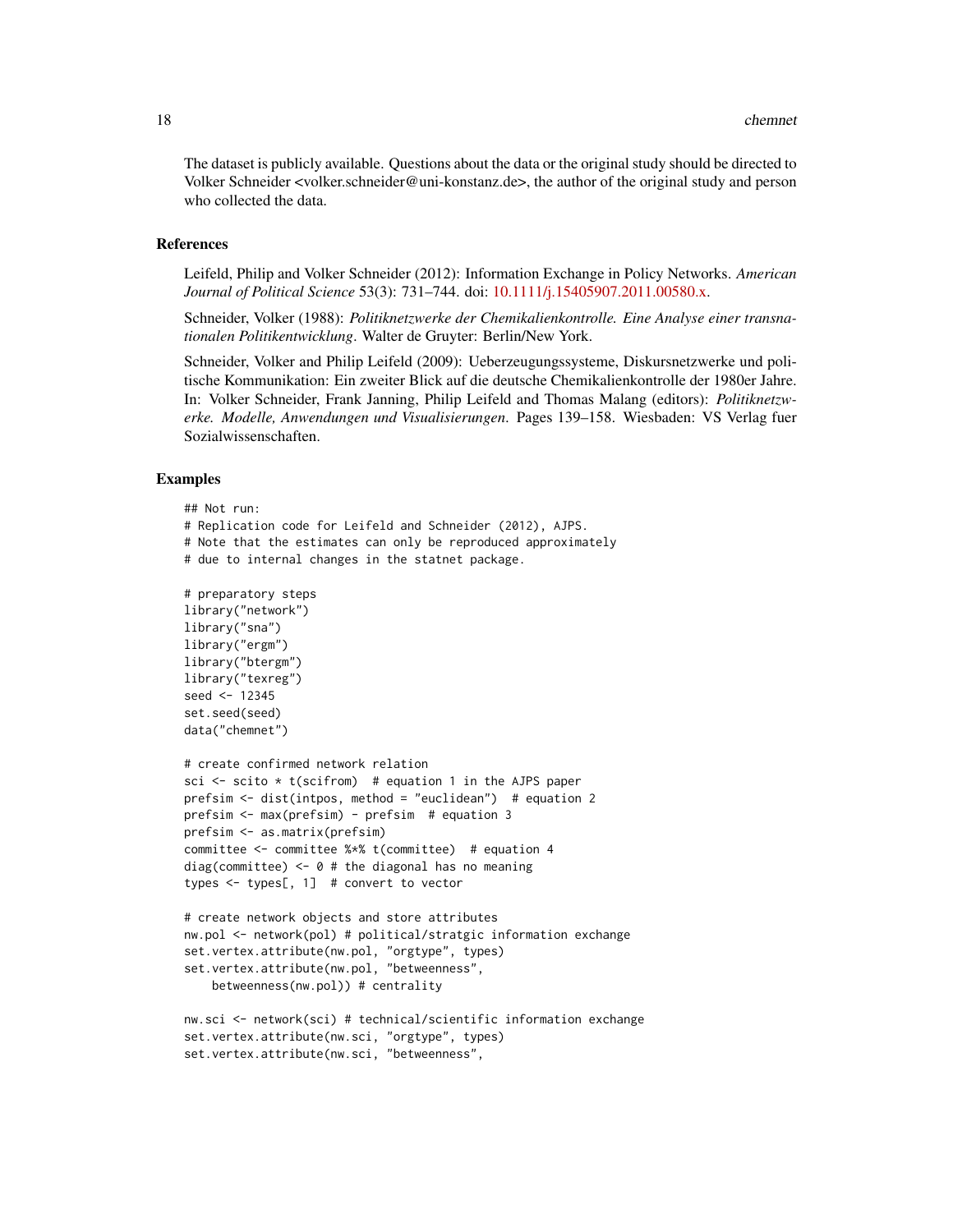The dataset is publicly available. Questions about the data or the original study should be directed to Volker Schneider <volker.schneider@uni-konstanz.de>, the author of the original study and person who collected the data.

## References

Leifeld, Philip and Volker Schneider (2012): Information Exchange in Policy Networks. *American Journal of Political Science* 53(3): 731–744. doi: 10.1111/j.15405907.2011.00580.x.

Schneider, Volker (1988): *Politiknetzwerke der Chemikalienkontrolle. Eine Analyse einer transnationalen Politikentwicklung*. Walter de Gruyter: Berlin/New York.

Schneider, Volker and Philip Leifeld (2009): Ueberzeugungssysteme, Diskursnetzwerke und politische Kommunikation: Ein zweiter Blick auf die deutsche Chemikalienkontrolle der 1980er Jahre. In: Volker Schneider, Frank Janning, Philip Leifeld and Thomas Malang (editors): *Politiknetzwerke. Modelle, Anwendungen und Visualisierungen*. Pages 139–158. Wiesbaden: VS Verlag fuer Sozialwissenschaften.

## Examples

```
## Not run:
# Replication code for Leifeld and Schneider (2012), AJPS.
# Note that the estimates can only be reproduced approximately
# due to internal changes in the statnet package.

# preparatory steps
library("network")
library("sna")
library("ergm")
library("btergm")
library("texreg")
seed <- 12345
set.seed(seed)
data("chemnet")

# create confirmed network relation
sci <- scito * t(scifrom)  # equation 1 in the AJPS paper
prefsim <- dist(intpos, method = "euclidean")  # equation 2
prefsim <- max(prefsim) - prefsim  # equation 3
prefsim <- as.matrix(prefsim)
committee <- committee %*% t(committee)  # equation 4
diag(committee) <- 0 # the diagonal has no meaning
types <- types[, 1]  # convert to vector

# create network objects and store attributes
nw.pol <- network(pol) # political/stratgic information exchange
set.vertex.attribute(nw.pol, "orgtype", types)
set.vertex.attribute(nw.pol, "betweenness",
    betweenness(nw.pol)) # centrality

nw.sci <- network(sci) # technical/scientific information exchange
set.vertex.attribute(nw.sci, "orgtype", types)
set.vertex.attribute(nw.sci, "betweenness",
```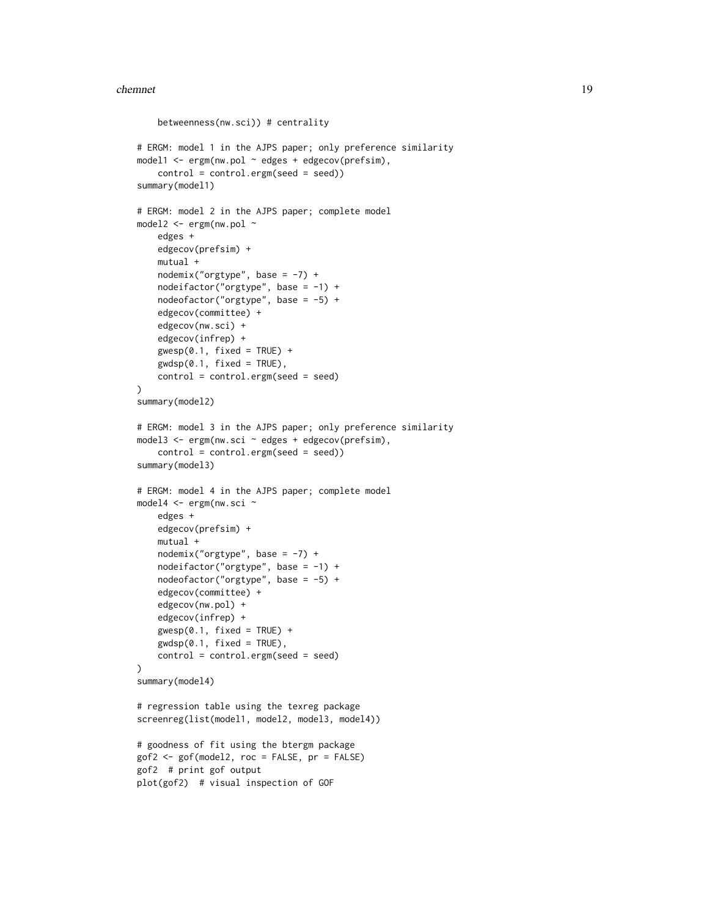```
    betweenness(nw.sci)) # centrality

# ERGM: model 1 in the AJPS paper; only preference similarity
model1 <- ergm(nw.pol ~ edges + edgecov(prefsim),
    control = control.ergm(seed = seed))
summary(model1)

# ERGM: model 2 in the AJPS paper; complete model
model2 <- ergm(nw.pol ~
    edges +
    edgecov(prefsim) +
    mutual +
    nodemix("orgtype", base = -7) +
    nodeifactor("orgtype", base = -1) +
    nodeofactor("orgtype", base = -5) +
    edgecov(committee) +
    edgecov(nw.sci) +
    edgecov(infrep) +
    gwesp(0.1, fixed = TRUE) +
    gwdsp(0.1, fixed = TRUE),
    control = control.ergm(seed = seed)
)
summary(model2)

# ERGM: model 3 in the AJPS paper; only preference similarity
model3 <- ergm(nw.sci ~ edges + edgecov(prefsim),
    control = control.ergm(seed = seed))
summary(model3)

# ERGM: model 4 in the AJPS paper; complete model
model4 <- ergm(nw.sci ~
    edges +
    edgecov(prefsim) +
    mutual +
    nodemix("orgtype", base = -7) +
    nodeifactor("orgtype", base = -1) +
    nodeofactor("orgtype", base = -5) +
    edgecov(committee) +
    edgecov(nw.pol) +
    edgecov(infrep) +
    gwesp(0.1, fixed = TRUE) +
    gwdsp(0.1, fixed = TRUE),
    control = control.ergm(seed = seed)
)
summary(model4)

# regression table using the texreg package
screenreg(list(model1, model2, model3, model4))

# goodness of fit using the btergm package
gof2 <- gof(model2, roc = FALSE, pr = FALSE)
gof2  # print gof output
plot(gof2)  # visual inspection of GOF
```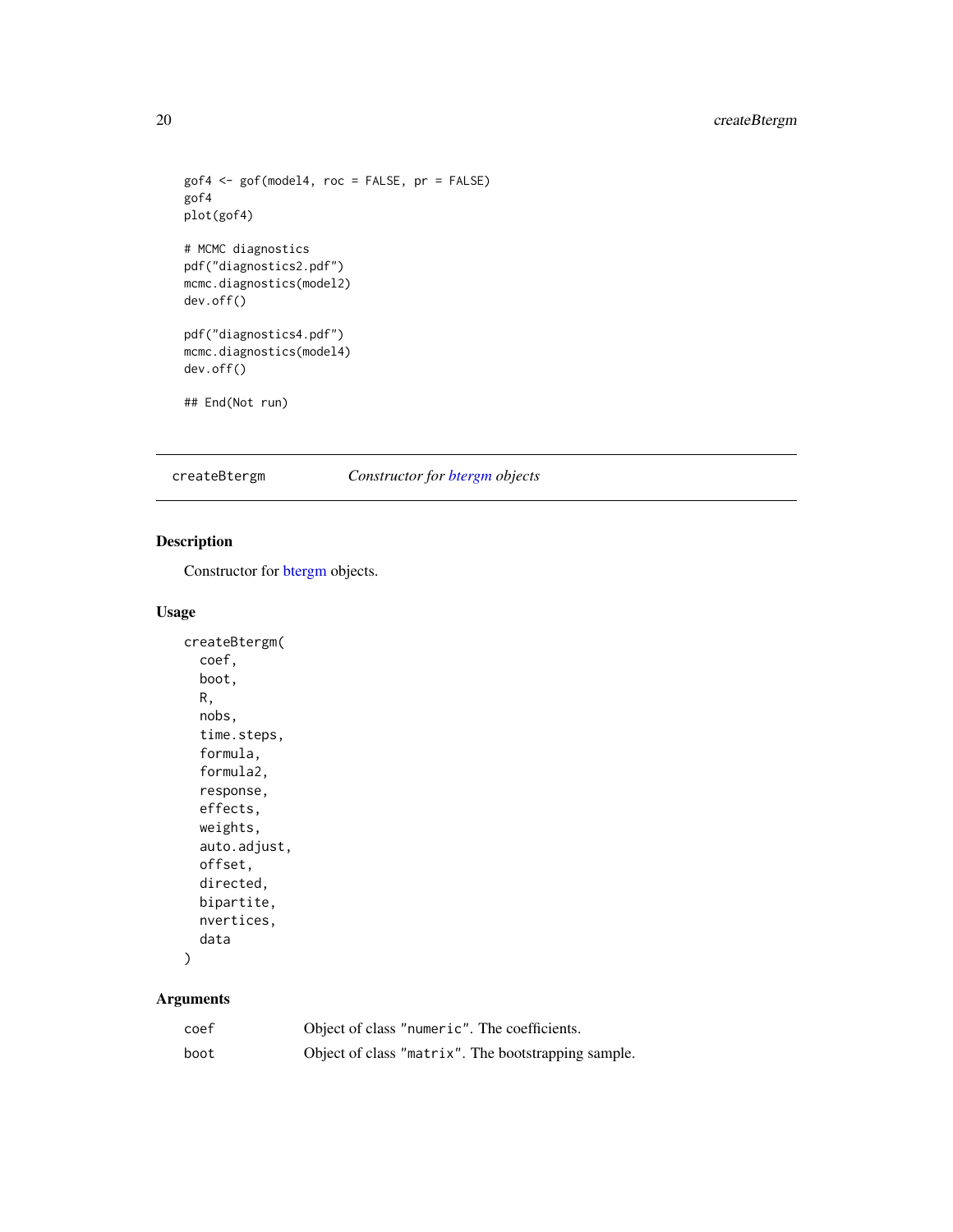```
gof4 <- gof(model4, roc = FALSE, pr = FALSE)
gof4
plot(gof4)

# MCMC diagnostics
pdf("diagnostics2.pdf")
mcmc.diagnostics(model2)
dev.off()

pdf("diagnostics4.pdf")
mcmc.diagnostics(model4)
dev.off()

## End(Not run)
```

---

`createBtergm` *Constructor for btergm objects*

---

## Description

Constructor for btergm objects.

## Usage

```
createBtergm(
  coef,
  boot,
  R,
  nobs,
  time.steps,
  formula,
  formula2,
  response,
  effects,
  weights,
  auto.adjust,
  offset,
  directed,
  bipartite,
  nvertices,
  data
)
```

## Arguments

| | |
|---|---|
| `coef` | Object of class `"numeric"`. The coefficients. |
| `boot` | Object of class `"matrix"`. The bootstrapping sample. |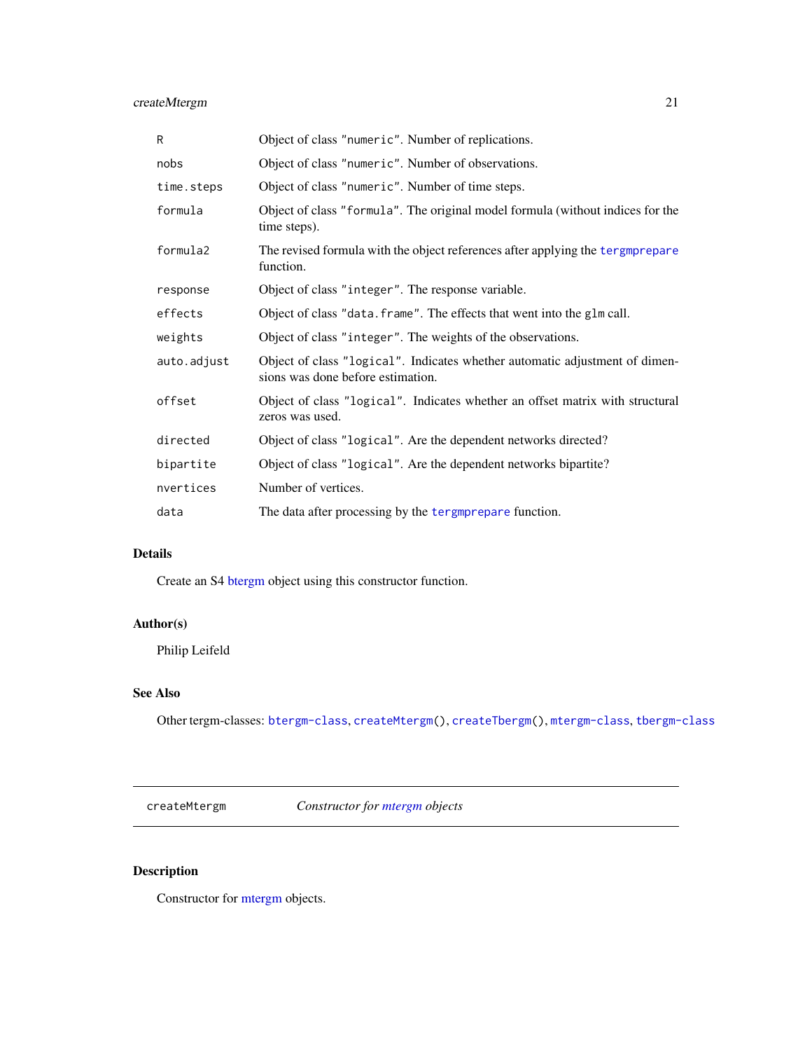| | |
|---|---|
| `R` | Object of class `"numeric"`. Number of replications. |
| `nobs` | Object of class `"numeric"`. Number of observations. |
| `time.steps` | Object of class `"numeric"`. Number of time steps. |
| `formula` | Object of class `"formula"`. The original model formula (without indices for the time steps). |
| `formula2` | The revised formula with the object references after applying the `tergmprepare` function. |
| `response` | Object of class `"integer"`. The response variable. |
| `effects` | Object of class `"data.frame"`. The effects that went into the `glm` call. |
| `weights` | Object of class `"integer"`. The weights of the observations. |
| `auto.adjust` | Object of class `"logical"`. Indicates whether automatic adjustment of dimensions was done before estimation. |
| `offset` | Object of class `"logical"`. Indicates whether an offset matrix with structural zeros was used. |
| `directed` | Object of class `"logical"`. Are the dependent networks directed? |
| `bipartite` | Object of class `"logical"`. Are the dependent networks bipartite? |
| `nvertices` | Number of vertices. |
| `data` | The data after processing by the `tergmprepare` function. |

### Details

Create an S4 btergm object using this constructor function.

### Author(s)

Philip Leifeld

### See Also

Other tergm-classes: `btergm-class`, `createMtergm()`, `createTbergm()`, `mtergm-class`, `tbergm-class`

---

## createMtergm — *Constructor for mtergm objects*

### Description

Constructor for mtergm objects.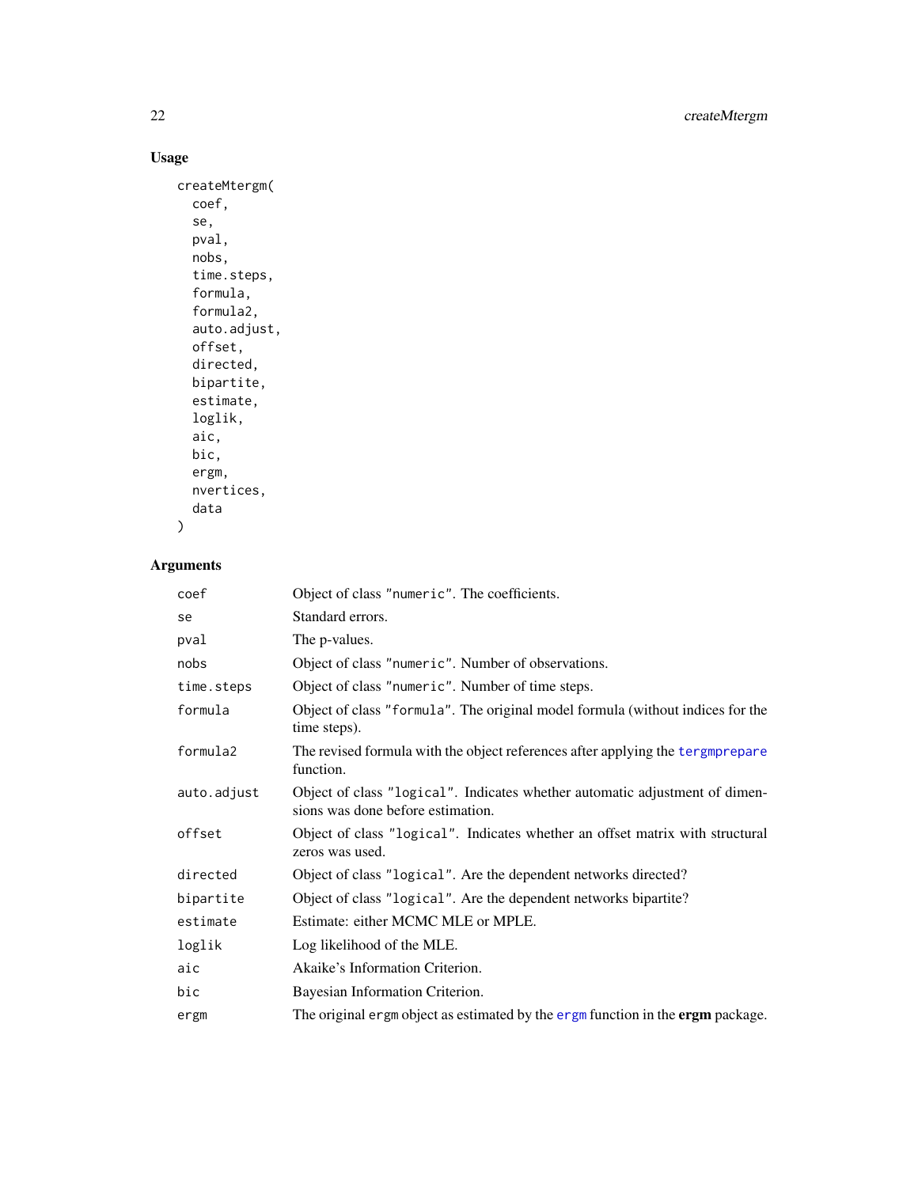## Usage

```
createMtergm(
  coef,
  se,
  pval,
  nobs,
  time.steps,
  formula,
  formula2,
  auto.adjust,
  offset,
  directed,
  bipartite,
  estimate,
  loglik,
  aic,
  bic,
  ergm,
  nvertices,
  data
)
```

## Arguments

| | |
|---|---|
| `coef` | Object of class `"numeric"`. The coefficients. |
| `se` | Standard errors. |
| `pval` | The p-values. |
| `nobs` | Object of class `"numeric"`. Number of observations. |
| `time.steps` | Object of class `"numeric"`. Number of time steps. |
| `formula` | Object of class `"formula"`. The original model formula (without indices for the time steps). |
| `formula2` | The revised formula with the object references after applying the `tergmprepare` function. |
| `auto.adjust` | Object of class `"logical"`. Indicates whether automatic adjustment of dimensions was done before estimation. |
| `offset` | Object of class `"logical"`. Indicates whether an offset matrix with structural zeros was used. |
| `directed` | Object of class `"logical"`. Are the dependent networks directed? |
| `bipartite` | Object of class `"logical"`. Are the dependent networks bipartite? |
| `estimate` | Estimate: either MCMC MLE or MPLE. |
| `loglik` | Log likelihood of the MLE. |
| `aic` | Akaike's Information Criterion. |
| `bic` | Bayesian Information Criterion. |
| `ergm` | The original `ergm` object as estimated by the `ergm` function in the **ergm** package. |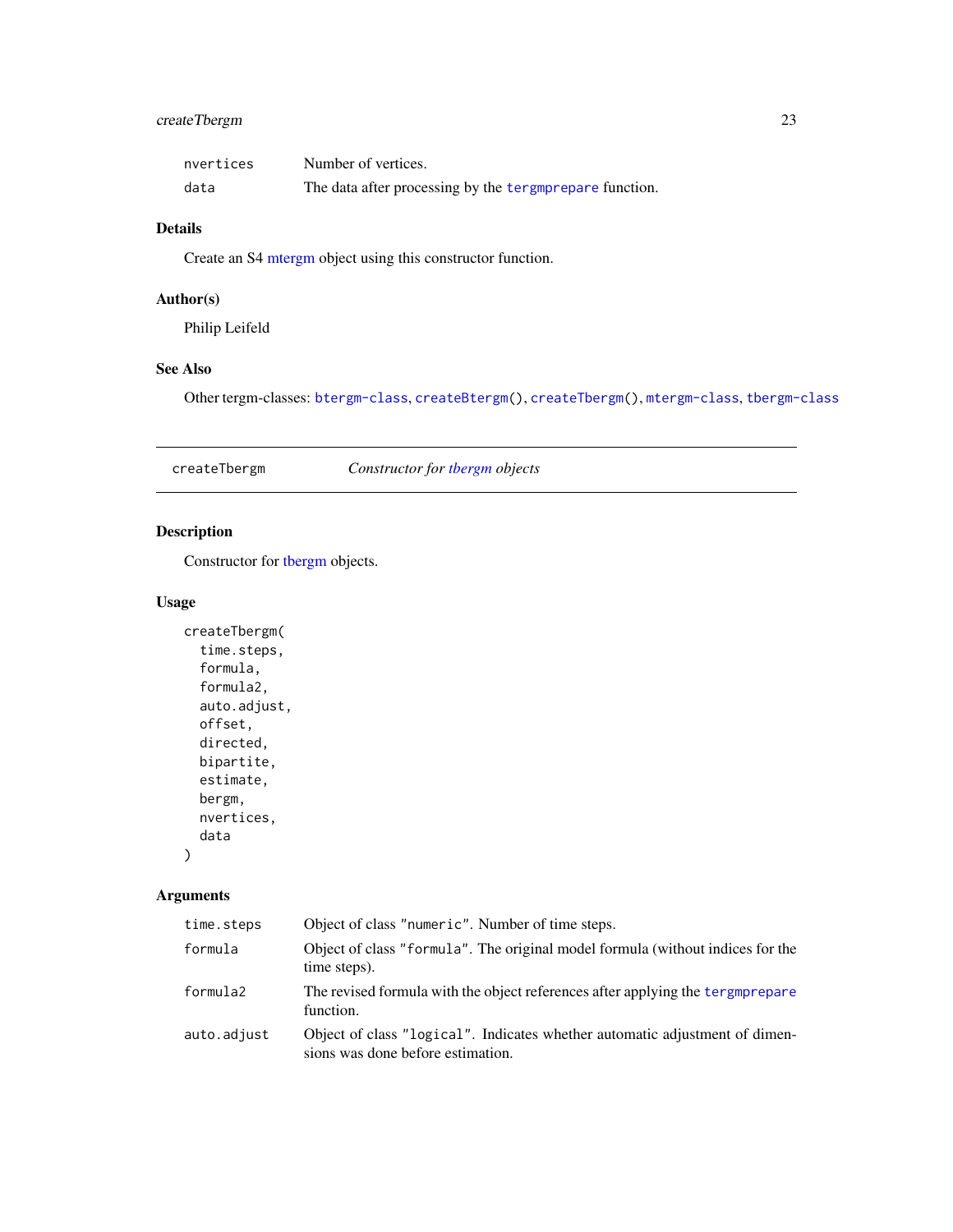| | |
|---|---|
| nvertices | Number of vertices. |
| data | The data after processing by the tergmprepare function. |

### Details

Create an S4 mtergm object using this constructor function.

### Author(s)

Philip Leifeld

### See Also

Other tergm-classes: btergm-class, createBtergm(), createTbergm(), mtergm-class, tbergm-class

---

## createTbergm — *Constructor for tbergm objects*

---

### Description

Constructor for tbergm objects.

### Usage

```
createTbergm(
  time.steps,
  formula,
  formula2,
  auto.adjust,
  offset,
  directed,
  bipartite,
  estimate,
  bergm,
  nvertices,
  data
)
```

### Arguments

| | |
|---|---|
| time.steps | Object of class "numeric". Number of time steps. |
| formula | Object of class "formula". The original model formula (without indices for the time steps). |
| formula2 | The revised formula with the object references after applying the tergmprepare function. |
| auto.adjust | Object of class "logical". Indicates whether automatic adjustment of dimensions was done before estimation. |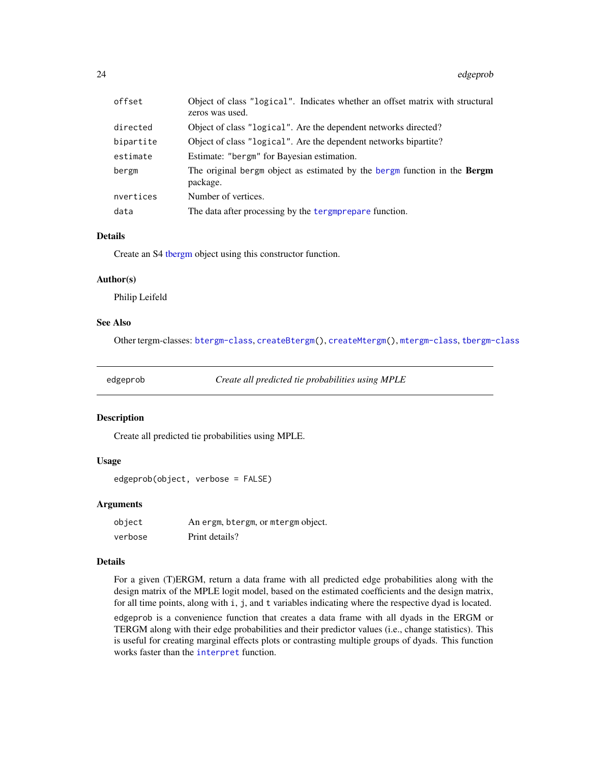| | |
|---|---|
| `offset` | Object of class `"logical"`. Indicates whether an offset matrix with structural zeros was used. |
| `directed` | Object of class `"logical"`. Are the dependent networks directed? |
| `bipartite` | Object of class `"logical"`. Are the dependent networks bipartite? |
| `estimate` | Estimate: `"bergm"` for Bayesian estimation. |
| `bergm` | The original `bergm` object as estimated by the `bergm` function in the **Bergm** package. |
| `nvertices` | Number of vertices. |
| `data` | The data after processing by the `tergmprepare` function. |

### Details

Create an S4 tbergm object using this constructor function.

### Author(s)

Philip Leifeld

### See Also

Other tergm-classes: `btergm-class`, `createBtergm()`, `createMtergm()`, `mtergm-class`, `tbergm-class`

---

## edgeprob — *Create all predicted tie probabilities using MPLE*

### Description

Create all predicted tie probabilities using MPLE.

### Usage

```
edgeprob(object, verbose = FALSE)
```

### Arguments

| | |
|---|---|
| `object` | An `ergm`, `btergm`, or `mtergm` object. |
| `verbose` | Print details? |

### Details

For a given (T)ERGM, return a data frame with all predicted edge probabilities along with the design matrix of the MPLE logit model, based on the estimated coefficients and the design matrix, for all time points, along with `i`, `j`, and `t` variables indicating where the respective dyad is located.

`edgeprob` is a convenience function that creates a data frame with all dyads in the ERGM or TERGM along with their edge probabilities and their predictor values (i.e., change statistics). This is useful for creating marginal effects plots or contrasting multiple groups of dyads. This function works faster than the `interpret` function.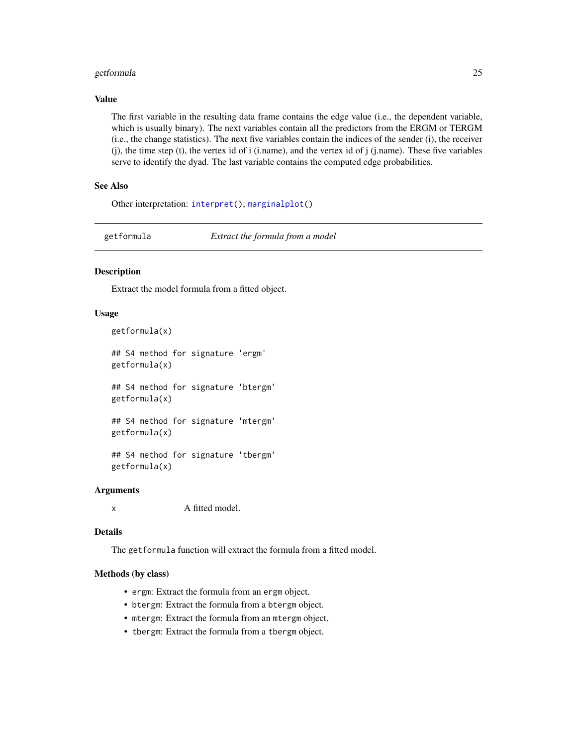### Value

The first variable in the resulting data frame contains the edge value (i.e., the dependent variable, which is usually binary). The next variables contain all the predictors from the ERGM or TERGM (i.e., the change statistics). The next five variables contain the indices of the sender (i), the receiver (j), the time step (t), the vertex id of i (i.name), and the vertex id of j (j.name). These five variables serve to identify the dyad. The last variable contains the computed edge probabilities.

### See Also

Other interpretation: interpret(), marginalplot()

---

## getformula — *Extract the formula from a model*

---

### Description

Extract the model formula from a fitted object.

### Usage

```
getformula(x)

## S4 method for signature 'ergm'
getformula(x)

## S4 method for signature 'btergm'
getformula(x)

## S4 method for signature 'mtergm'
getformula(x)

## S4 method for signature 'tbergm'
getformula(x)
```

### Arguments

| | |
|---|---|
| `x` | A fitted model. |

### Details

The `getformula` function will extract the formula from a fitted model.

### Methods (by class)

- `ergm`: Extract the formula from an `ergm` object.
- `btergm`: Extract the formula from a `btergm` object.
- `mtergm`: Extract the formula from an `mtergm` object.
- `tbergm`: Extract the formula from a `tbergm` object.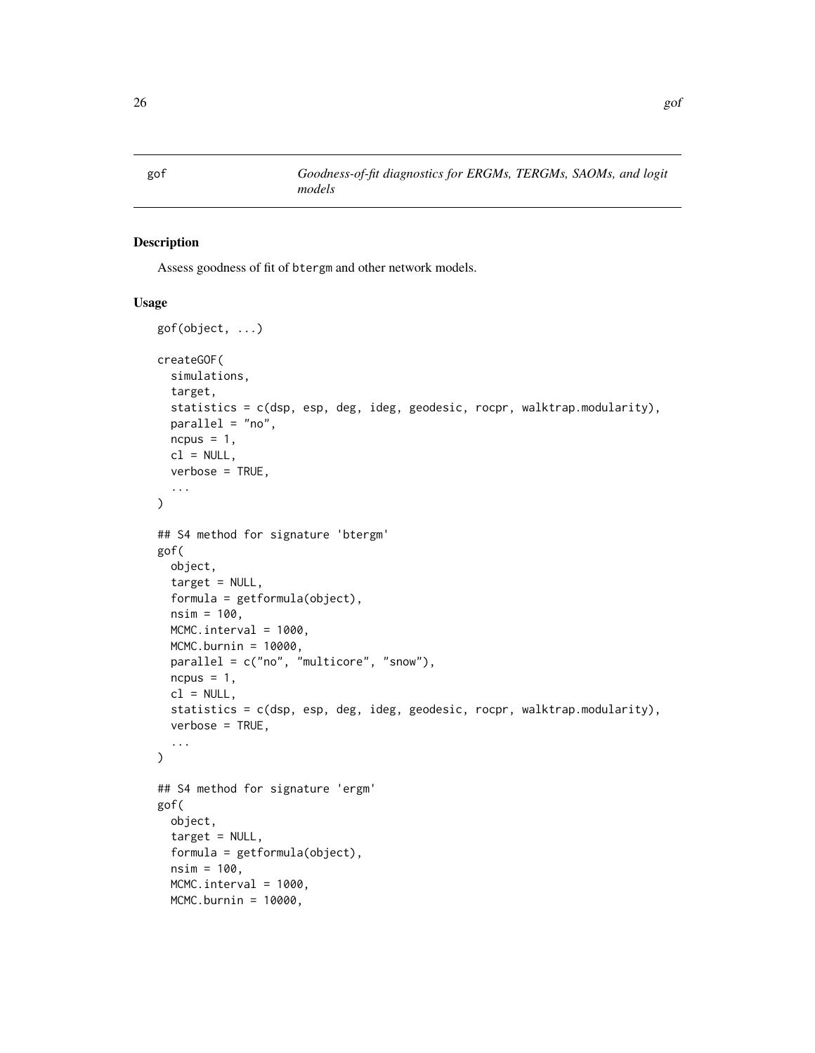gof — *Goodness-of-fit diagnostics for ERGMs, TERGMs, SAOMs, and logit models*

## Description

Assess goodness of fit of btergm and other network models.

## Usage

```
gof(object, ...)

createGOF(
  simulations,
  target,
  statistics = c(dsp, esp, deg, ideg, geodesic, rocpr, walktrap.modularity),
  parallel = "no",
  ncpus = 1,
  cl = NULL,
  verbose = TRUE,
  ...
)

## S4 method for signature 'btergm'
gof(
  object,
  target = NULL,
  formula = getformula(object),
  nsim = 100,
  MCMC.interval = 1000,
  MCMC.burnin = 10000,
  parallel = c("no", "multicore", "snow"),
  ncpus = 1,
  cl = NULL,
  statistics = c(dsp, esp, deg, ideg, geodesic, rocpr, walktrap.modularity),
  verbose = TRUE,
  ...
)

## S4 method for signature 'ergm'
gof(
  object,
  target = NULL,
  formula = getformula(object),
  nsim = 100,
  MCMC.interval = 1000,
  MCMC.burnin = 10000,
```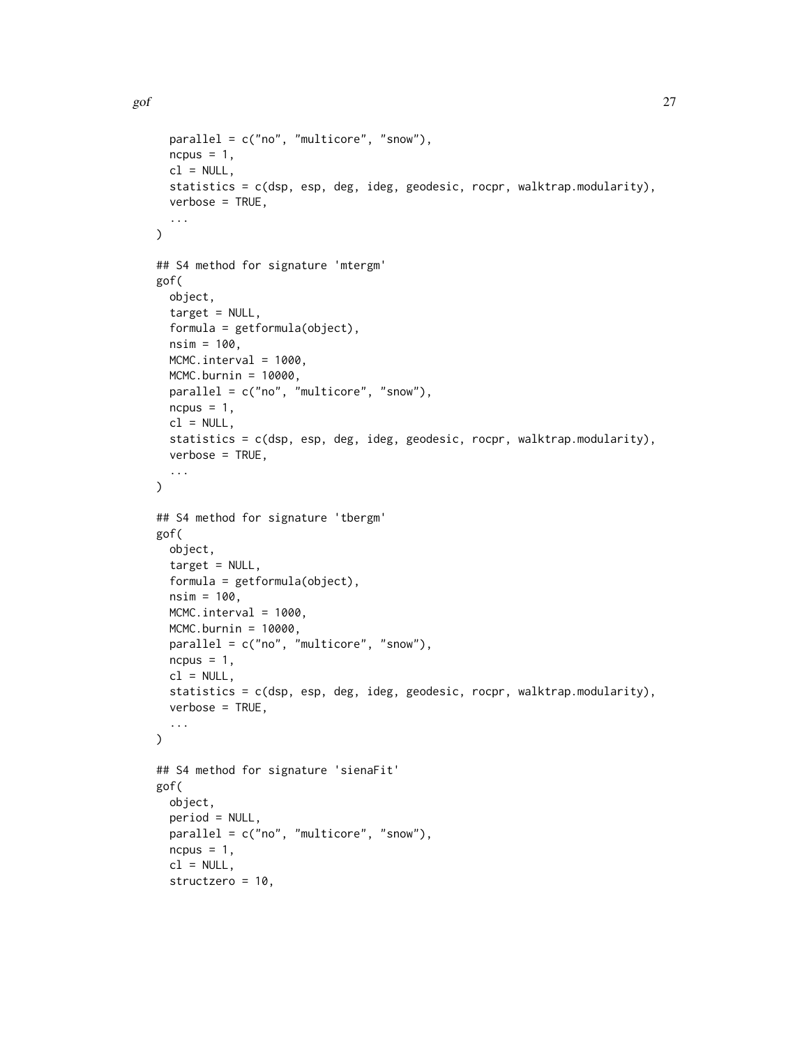```
  parallel = c("no", "multicore", "snow"),
  ncpus = 1,
  cl = NULL,
  statistics = c(dsp, esp, deg, ideg, geodesic, rocpr, walktrap.modularity),
  verbose = TRUE,
  ...
)

## S4 method for signature 'mtergm'
gof(
  object,
  target = NULL,
  formula = getformula(object),
  nsim = 100,
  MCMC.interval = 1000,
  MCMC.burnin = 10000,
  parallel = c("no", "multicore", "snow"),
  ncpus = 1,
  cl = NULL,
  statistics = c(dsp, esp, deg, ideg, geodesic, rocpr, walktrap.modularity),
  verbose = TRUE,
  ...
)

## S4 method for signature 'tbergm'
gof(
  object,
  target = NULL,
  formula = getformula(object),
  nsim = 100,
  MCMC.interval = 1000,
  MCMC.burnin = 10000,
  parallel = c("no", "multicore", "snow"),
  ncpus = 1,
  cl = NULL,
  statistics = c(dsp, esp, deg, ideg, geodesic, rocpr, walktrap.modularity),
  verbose = TRUE,
  ...
)

## S4 method for signature 'sienaFit'
gof(
  object,
  period = NULL,
  parallel = c("no", "multicore", "snow"),
  ncpus = 1,
  cl = NULL,
  structzero = 10,
```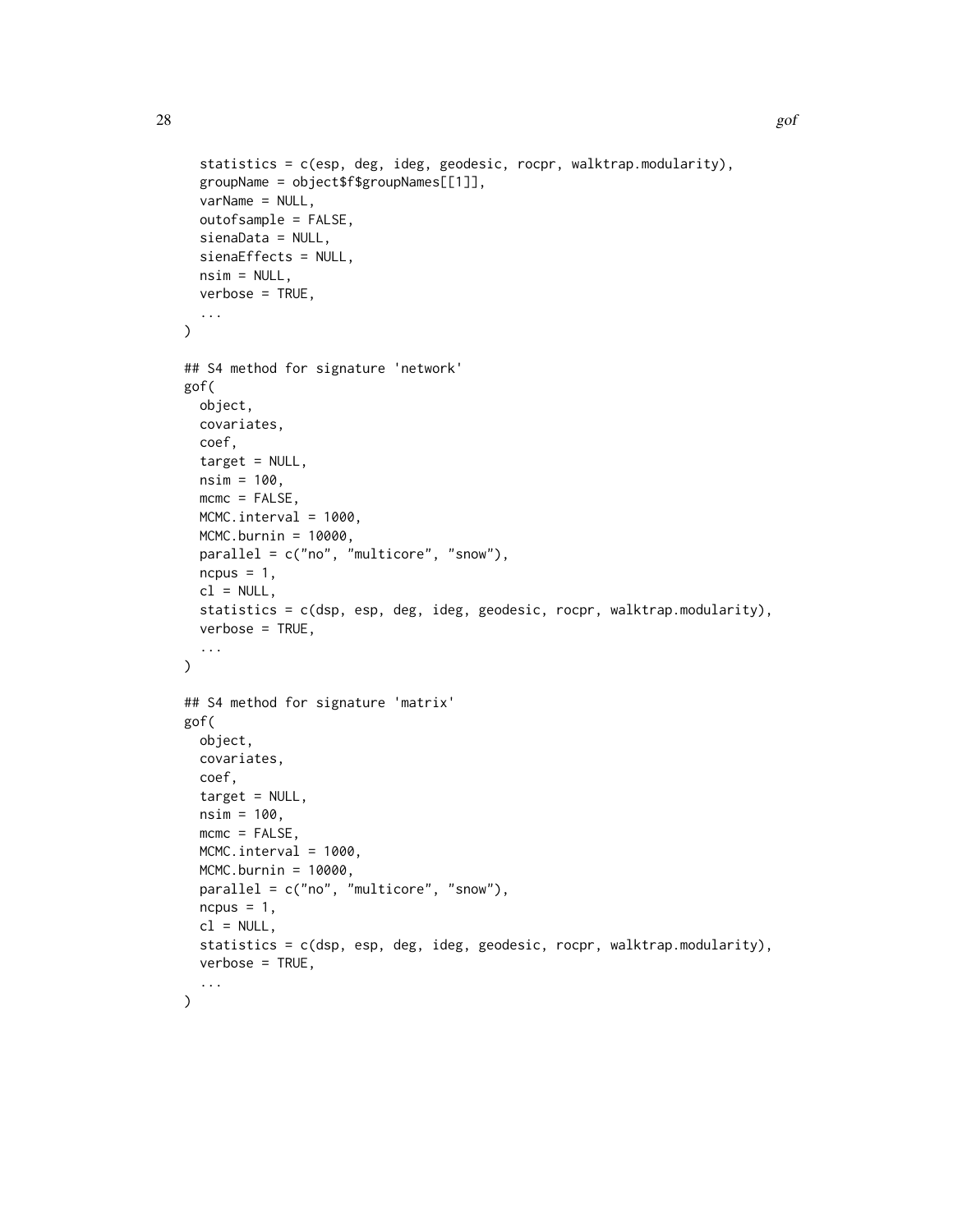```
  statistics = c(esp, deg, ideg, geodesic, rocpr, walktrap.modularity),
  groupName = object$f$groupNames[[1]],
  varName = NULL,
  outofsample = FALSE,
  sienaData = NULL,
  sienaEffects = NULL,
  nsim = NULL,
  verbose = TRUE,
  ...
)

## S4 method for signature 'network'
gof(
  object,
  covariates,
  coef,
  target = NULL,
  nsim = 100,
  mcmc = FALSE,
  MCMC.interval = 1000,
  MCMC.burnin = 10000,
  parallel = c("no", "multicore", "snow"),
  ncpus = 1,
  cl = NULL,
  statistics = c(dsp, esp, deg, ideg, geodesic, rocpr, walktrap.modularity),
  verbose = TRUE,
  ...
)

## S4 method for signature 'matrix'
gof(
  object,
  covariates,
  coef,
  target = NULL,
  nsim = 100,
  mcmc = FALSE,
  MCMC.interval = 1000,
  MCMC.burnin = 10000,
  parallel = c("no", "multicore", "snow"),
  ncpus = 1,
  cl = NULL,
  statistics = c(dsp, esp, deg, ideg, geodesic, rocpr, walktrap.modularity),
  verbose = TRUE,
  ...
)
```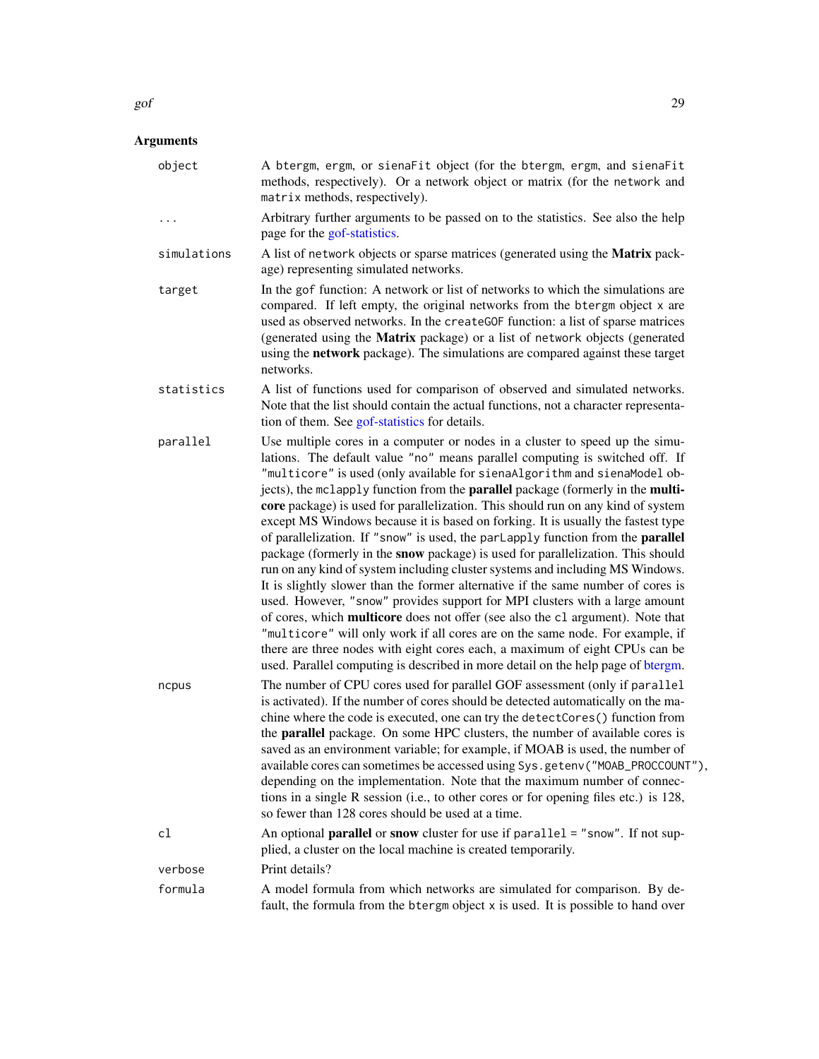## Arguments

| | |
|---|---|
| `object` | A `btergm`, `ergm`, or `sienaFit` object (for the `btergm`, `ergm`, and `sienaFit` methods, respectively). Or a network object or matrix (for the `network` and `matrix` methods, respectively). |
| `...` | Arbitrary further arguments to be passed on to the statistics. See also the help page for the gof-statistics. |
| `simulations` | A list of `network` objects or sparse matrices (generated using the **Matrix** package) representing simulated networks. |
| `target` | In the `gof` function: A network or list of networks to which the simulations are compared. If left empty, the original networks from the `btergm` object `x` are used as observed networks. In the `createGOF` function: a list of sparse matrices (generated using the **Matrix** package) or a list of `network` objects (generated using the **network** package). The simulations are compared against these target networks. |
| `statistics` | A list of functions used for comparison of observed and simulated networks. Note that the list should contain the actual functions, not a character representation of them. See gof-statistics for details. |
| `parallel` | Use multiple cores in a computer or nodes in a cluster to speed up the simulations. The default value `"no"` means parallel computing is switched off. If `"multicore"` is used (only available for `sienaAlgorithm` and `sienaModel` objects), the `mclapply` function from the **parallel** package (formerly in the **multicore** package) is used for parallelization. This should run on any kind of system except MS Windows because it is based on forking. It is usually the fastest type of parallelization. If `"snow"` is used, the `parLapply` function from the **parallel** package (formerly in the **snow** package) is used for parallelization. This should run on any kind of system including cluster systems and including MS Windows. It is slightly slower than the former alternative if the same number of cores is used. However, `"snow"` provides support for MPI clusters with a large amount of cores, which **multicore** does not offer (see also the `cl` argument). Note that `"multicore"` will only work if all cores are on the same node. For example, if there are three nodes with eight cores each, a maximum of eight CPUs can be used. Parallel computing is described in more detail on the help page of btergm. |
| `ncpus` | The number of CPU cores used for parallel GOF assessment (only if `parallel` is activated). If the number of cores should be detected automatically on the machine where the code is executed, one can try the `detectCores()` function from the **parallel** package. On some HPC clusters, the number of available cores is saved as an environment variable; for example, if MOAB is used, the number of available cores can sometimes be accessed using `Sys.getenv("MOAB_PROCCOUNT")`, depending on the implementation. Note that the maximum number of connections in a single R session (i.e., to other cores or for opening files etc.) is 128, so fewer than 128 cores should be used at a time. |
| `cl` | An optional **parallel** or **snow** cluster for use if `parallel = "snow"`. If not supplied, a cluster on the local machine is created temporarily. |
| `verbose` | Print details? |
| `formula` | A model formula from which networks are simulated for comparison. By default, the formula from the `btergm` object `x` is used. It is possible to hand over |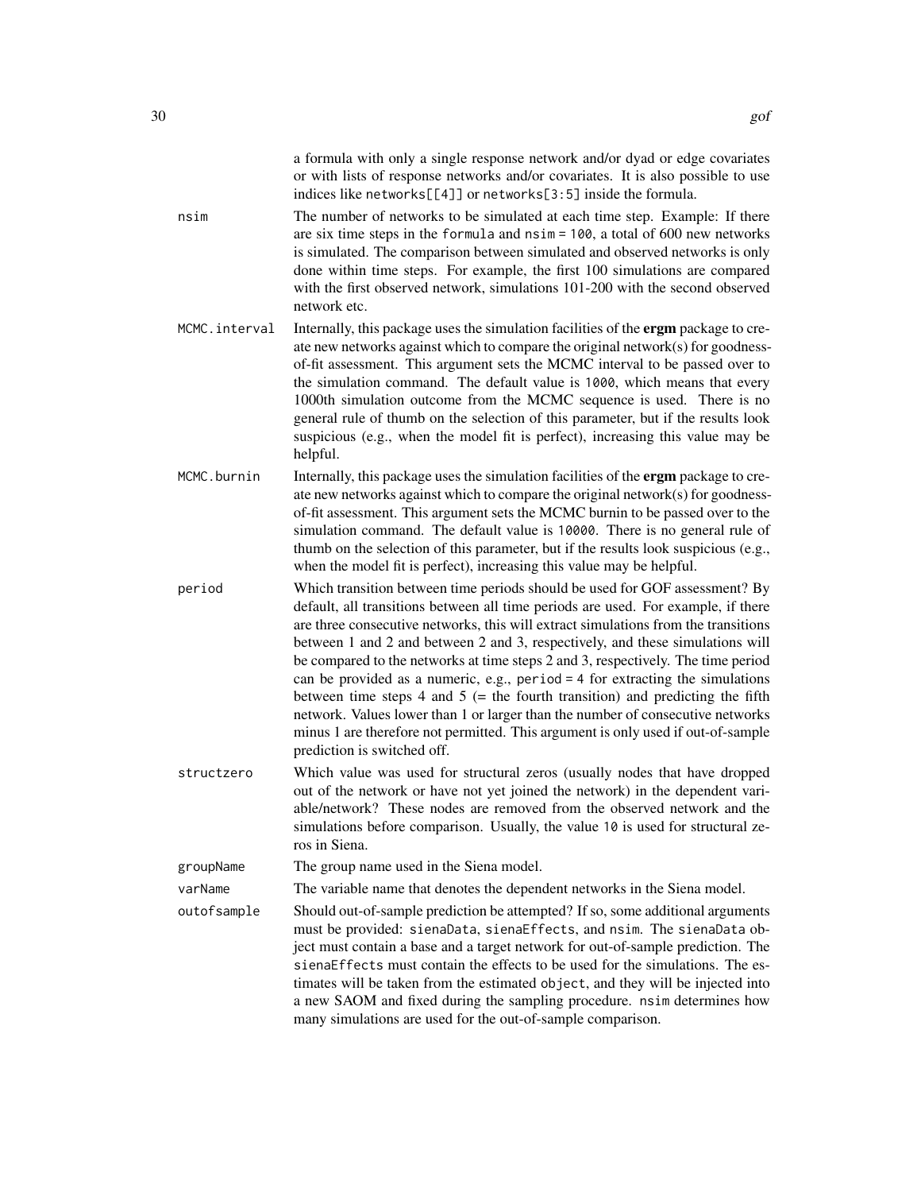a formula with only a single response network and/or dyad or edge covariates or with lists of response networks and/or covariates. It is also possible to use indices like `networks[[4]]` or `networks[3:5]` inside the formula.

`nsim`
: The number of networks to be simulated at each time step. Example: If there are six time steps in the `formula` and `nsim = 100`, a total of 600 new networks is simulated. The comparison between simulated and observed networks is only done within time steps. For example, the first 100 simulations are compared with the first observed network, simulations 101-200 with the second observed network etc.

`MCMC.interval`
: Internally, this package uses the simulation facilities of the **ergm** package to create new networks against which to compare the original network(s) for goodness-of-fit assessment. This argument sets the MCMC interval to be passed over to the simulation command. The default value is `1000`, which means that every 1000th simulation outcome from the MCMC sequence is used. There is no general rule of thumb on the selection of this parameter, but if the results look suspicious (e.g., when the model fit is perfect), increasing this value may be helpful.

`MCMC.burnin`
: Internally, this package uses the simulation facilities of the **ergm** package to create new networks against which to compare the original network(s) for goodness-of-fit assessment. This argument sets the MCMC burnin to be passed over to the simulation command. The default value is `10000`. There is no general rule of thumb on the selection of this parameter, but if the results look suspicious (e.g., when the model fit is perfect), increasing this value may be helpful.

`period`
: Which transition between time periods should be used for GOF assessment? By default, all transitions between all time periods are used. For example, if there are three consecutive networks, this will extract simulations from the transitions between 1 and 2 and between 2 and 3, respectively, and these simulations will be compared to the networks at time steps 2 and 3, respectively. The time period can be provided as a numeric, e.g., `period = 4` for extracting the simulations between time steps 4 and 5 (= the fourth transition) and predicting the fifth network. Values lower than 1 or larger than the number of consecutive networks minus 1 are therefore not permitted. This argument is only used if out-of-sample prediction is switched off.

`structzero`
: Which value was used for structural zeros (usually nodes that have dropped out of the network or have not yet joined the network) in the dependent variable/network? These nodes are removed from the observed network and the simulations before comparison. Usually, the value `10` is used for structural zeros in Siena.

`groupName`
: The group name used in the Siena model.

`varName`
: The variable name that denotes the dependent networks in the Siena model.

`outofsample`
: Should out-of-sample prediction be attempted? If so, some additional arguments must be provided: `sienaData`, `sienaEffects`, and `nsim`. The `sienaData` object must contain a base and a target network for out-of-sample prediction. The `sienaEffects` must contain the effects to be used for the simulations. The estimates will be taken from the estimated `object`, and they will be injected into a new SAOM and fixed during the sampling procedure. `nsim` determines how many simulations are used for the out-of-sample comparison.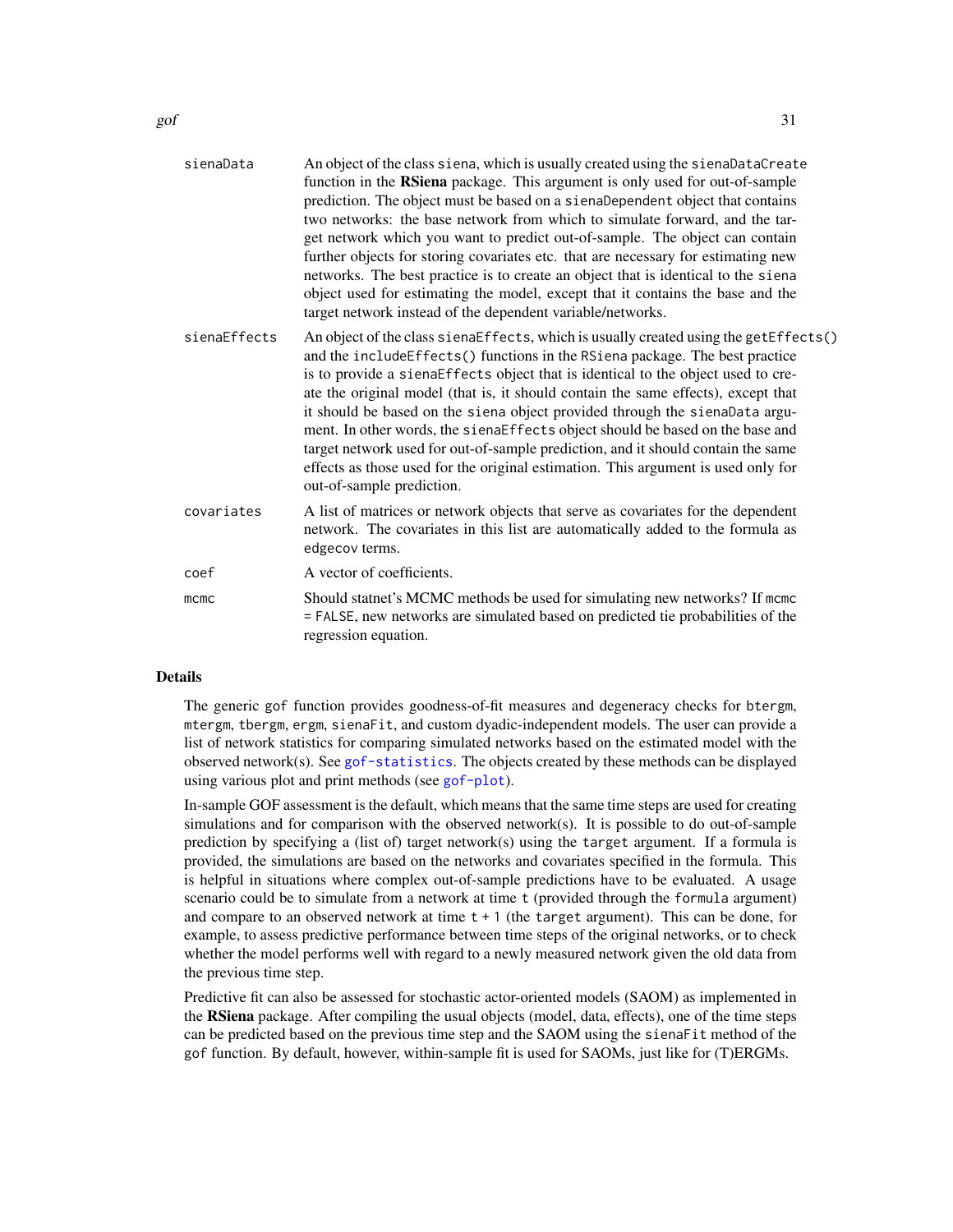| | |
|---|---|
| `sienaData` | An object of the class `siena`, which is usually created using the `sienaDataCreate` function in the **RSiena** package. This argument is only used for out-of-sample prediction. The object must be based on a `sienaDependent` object that contains two networks: the base network from which to simulate forward, and the target network which you want to predict out-of-sample. The object can contain further objects for storing covariates etc. that are necessary for estimating new networks. The best practice is to create an object that is identical to the `siena` object used for estimating the model, except that it contains the base and the target network instead of the dependent variable/networks. |
| `sienaEffects` | An object of the class `sienaEffects`, which is usually created using the `getEffects()` and the `includeEffects()` functions in the `RSiena` package. The best practice is to provide a `sienaEffects` object that is identical to the object used to create the original model (that is, it should contain the same effects), except that it should be based on the `siena` object provided through the `sienaData` argument. In other words, the `sienaEffects` object should be based on the base and target network used for out-of-sample prediction, and it should contain the same effects as those used for the original estimation. This argument is used only for out-of-sample prediction. |
| `covariates` | A list of matrices or network objects that serve as covariates for the dependent network. The covariates in this list are automatically added to the formula as `edgecov` terms. |
| `coef` | A vector of coefficients. |
| `mcmc` | Should statnet's MCMC methods be used for simulating new networks? If `mcmc = FALSE`, new networks are simulated based on predicted tie probabilities of the regression equation. |

## Details

The generic `gof` function provides goodness-of-fit measures and degeneracy checks for `btergm`, `mtergm`, `tbergm`, `ergm`, `sienaFit`, and custom dyadic-independent models. The user can provide a list of network statistics for comparing simulated networks based on the estimated model with the observed network(s). See `gof-statistics`. The objects created by these methods can be displayed using various plot and print methods (see `gof-plot`).

In-sample GOF assessment is the default, which means that the same time steps are used for creating simulations and for comparison with the observed network(s). It is possible to do out-of-sample prediction by specifying a (list of) target network(s) using the `target` argument. If a formula is provided, the simulations are based on the networks and covariates specified in the formula. This is helpful in situations where complex out-of-sample predictions have to be evaluated. A usage scenario could be to simulate from a network at time `t` (provided through the `formula` argument) and compare to an observed network at time `t + 1` (the `target` argument). This can be done, for example, to assess predictive performance between time steps of the original networks, or to check whether the model performs well with regard to a newly measured network given the old data from the previous time step.

Predictive fit can also be assessed for stochastic actor-oriented models (SAOM) as implemented in the **RSiena** package. After compiling the usual objects (model, data, effects), one of the time steps can be predicted based on the previous time step and the SAOM using the `sienaFit` method of the `gof` function. By default, however, within-sample fit is used for SAOMs, just like for (T)ERGMs.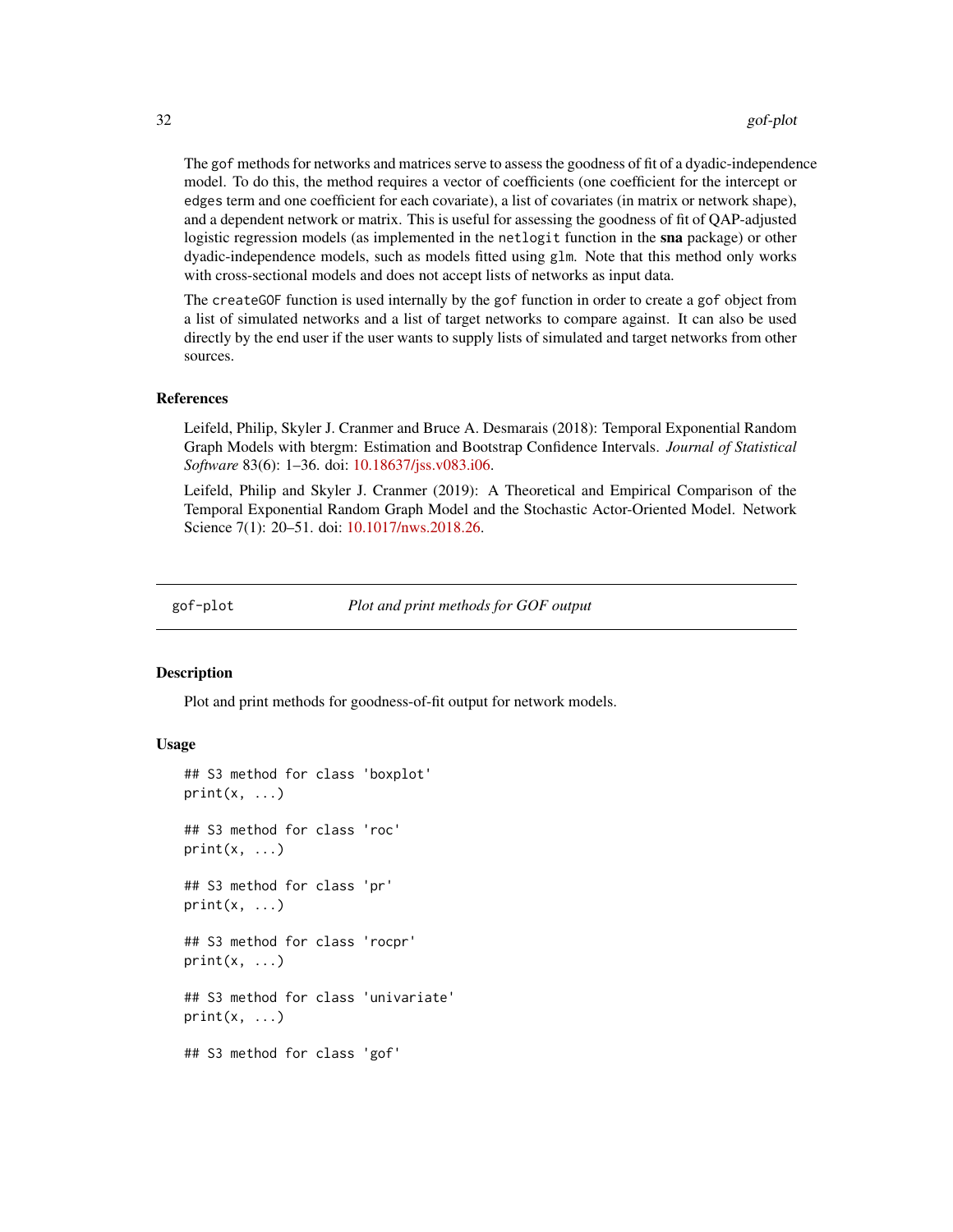The `gof` methods for networks and matrices serve to assess the goodness of fit of a dyadic-independence model. To do this, the method requires a vector of coefficients (one coefficient for the intercept or `edges` term and one coefficient for each covariate), a list of covariates (in matrix or network shape), and a dependent network or matrix. This is useful for assessing the goodness of fit of QAP-adjusted logistic regression models (as implemented in the `netlogit` function in the **sna** package) or other dyadic-independence models, such as models fitted using `glm`. Note that this method only works with cross-sectional models and does not accept lists of networks as input data.

The `createGOF` function is used internally by the `gof` function in order to create a `gof` object from a list of simulated networks and a list of target networks to compare against. It can also be used directly by the end user if the user wants to supply lists of simulated and target networks from other sources.

### References

Leifeld, Philip, Skyler J. Cranmer and Bruce A. Desmarais (2018): Temporal Exponential Random Graph Models with btergm: Estimation and Bootstrap Confidence Intervals. *Journal of Statistical Software* 83(6): 1–36. doi: 10.18637/jss.v083.i06.

Leifeld, Philip and Skyler J. Cranmer (2019): A Theoretical and Empirical Comparison of the Temporal Exponential Random Graph Model and the Stochastic Actor-Oriented Model. Network Science 7(1): 20–51. doi: 10.1017/nws.2018.26.

---

## gof-plot — *Plot and print methods for GOF output*

### Description

Plot and print methods for goodness-of-fit output for network models.

### Usage

```
## S3 method for class 'boxplot'
print(x, ...)

## S3 method for class 'roc'
print(x, ...)

## S3 method for class 'pr'
print(x, ...)

## S3 method for class 'rocpr'
print(x, ...)

## S3 method for class 'univariate'
print(x, ...)

## S3 method for class 'gof'
```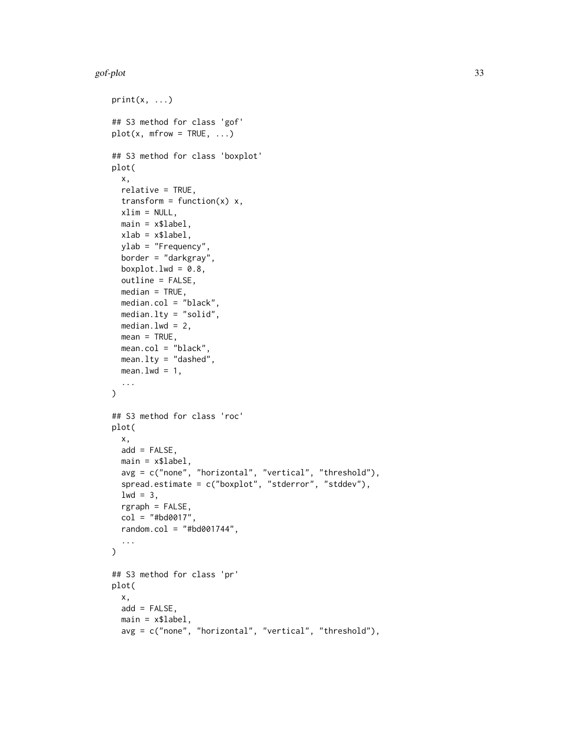```
print(x, ...)

## S3 method for class 'gof'
plot(x, mfrow = TRUE, ...)

## S3 method for class 'boxplot'
plot(
  x,
  relative = TRUE,
  transform = function(x) x,
  xlim = NULL,
  main = x$label,
  xlab = x$label,
  ylab = "Frequency",
  border = "darkgray",
  boxplot.lwd = 0.8,
  outline = FALSE,
  median = TRUE,
  median.col = "black",
  median.lty = "solid",
  median.lwd = 2,
  mean = TRUE,
  mean.col = "black",
  mean.lty = "dashed",
  mean.lwd = 1,
  ...
)

## S3 method for class 'roc'
plot(
  x,
  add = FALSE,
  main = x$label,
  avg = c("none", "horizontal", "vertical", "threshold"),
  spread.estimate = c("boxplot", "stderror", "stddev"),
  lwd = 3,
  rgraph = FALSE,
  col = "#bd0017",
  random.col = "#bd001744",
  ...
)

## S3 method for class 'pr'
plot(
  x,
  add = FALSE,
  main = x$label,
  avg = c("none", "horizontal", "vertical", "threshold"),
```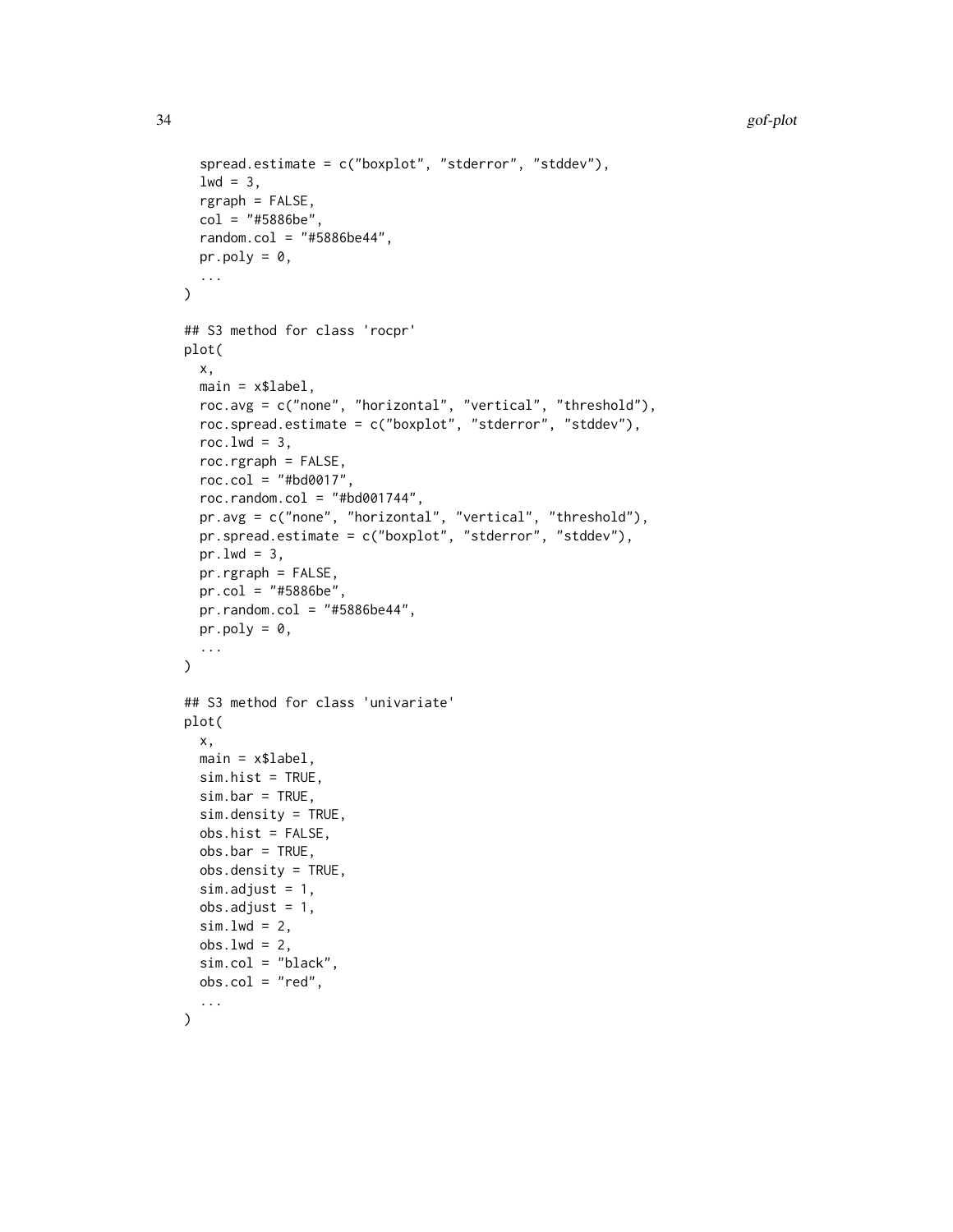```
  spread.estimate = c("boxplot", "stderror", "stddev"),
  lwd = 3,
  rgraph = FALSE,
  col = "#5886be",
  random.col = "#5886be44",
  pr.poly = 0,
  ...
)

## S3 method for class 'rocpr'
plot(
  x,
  main = x$label,
  roc.avg = c("none", "horizontal", "vertical", "threshold"),
  roc.spread.estimate = c("boxplot", "stderror", "stddev"),
  roc.lwd = 3,
  roc.rgraph = FALSE,
  roc.col = "#bd0017",
  roc.random.col = "#bd001744",
  pr.avg = c("none", "horizontal", "vertical", "threshold"),
  pr.spread.estimate = c("boxplot", "stderror", "stddev"),
  pr.lwd = 3,
  pr.rgraph = FALSE,
  pr.col = "#5886be",
  pr.random.col = "#5886be44",
  pr.poly = 0,
  ...
)

## S3 method for class 'univariate'
plot(
  x,
  main = x$label,
  sim.hist = TRUE,
  sim.bar = TRUE,
  sim.density = TRUE,
  obs.hist = FALSE,
  obs.bar = TRUE,
  obs.density = TRUE,
  sim.adjust = 1,
  obs.adjust = 1,
  sim.lwd = 2,
  obs.lwd = 2,
  sim.col = "black",
  obs.col = "red",
  ...
)
```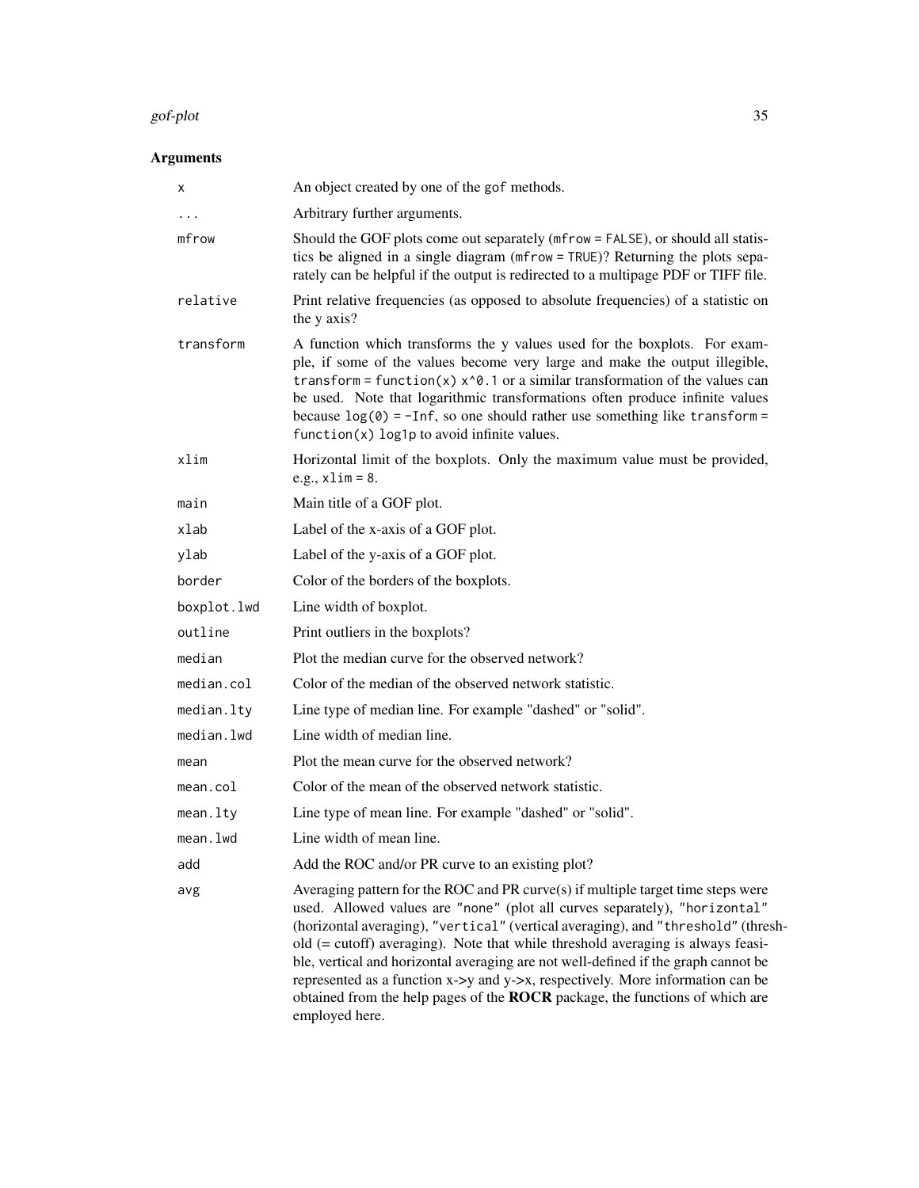## Arguments

| Argument | Description |
|---|---|
| `x` | An object created by one of the `gof` methods. |
| `...` | Arbitrary further arguments. |
| `mfrow` | Should the GOF plots come out separately (`mfrow = FALSE`), or should all statistics be aligned in a single diagram (`mfrow = TRUE`)? Returning the plots separately can be helpful if the output is redirected to a multipage PDF or TIFF file. |
| `relative` | Print relative frequencies (as opposed to absolute frequencies) of a statistic on the y axis? |
| `transform` | A function which transforms the y values used for the boxplots. For example, if some of the values become very large and make the output illegible, `transform = function(x) x^0.1` or a similar transformation of the values can be used. Note that logarithmic transformations often produce infinite values because `log(0) = -Inf`, so one should rather use something like `transform = function(x) log1p` to avoid infinite values. |
| `xlim` | Horizontal limit of the boxplots. Only the maximum value must be provided, e.g., `xlim = 8`. |
| `main` | Main title of a GOF plot. |
| `xlab` | Label of the x-axis of a GOF plot. |
| `ylab` | Label of the y-axis of a GOF plot. |
| `border` | Color of the borders of the boxplots. |
| `boxplot.lwd` | Line width of boxplot. |
| `outline` | Print outliers in the boxplots? |
| `median` | Plot the median curve for the observed network? |
| `median.col` | Color of the median of the observed network statistic. |
| `median.lty` | Line type of median line. For example "dashed" or "solid". |
| `median.lwd` | Line width of median line. |
| `mean` | Plot the mean curve for the observed network? |
| `mean.col` | Color of the mean of the observed network statistic. |
| `mean.lty` | Line type of mean line. For example "dashed" or "solid". |
| `mean.lwd` | Line width of mean line. |
| `add` | Add the ROC and/or PR curve to an existing plot? |
| `avg` | Averaging pattern for the ROC and PR curve(s) if multiple target time steps were used. Allowed values are `"none"` (plot all curves separately), `"horizontal"` (horizontal averaging), `"vertical"` (vertical averaging), and `"threshold"` (threshold (= cutoff) averaging). Note that while threshold averaging is always feasible, vertical and horizontal averaging are not well-defined if the graph cannot be represented as a function x->y and y->x, respectively. More information can be obtained from the help pages of the **ROCR** package, the functions of which are employed here. |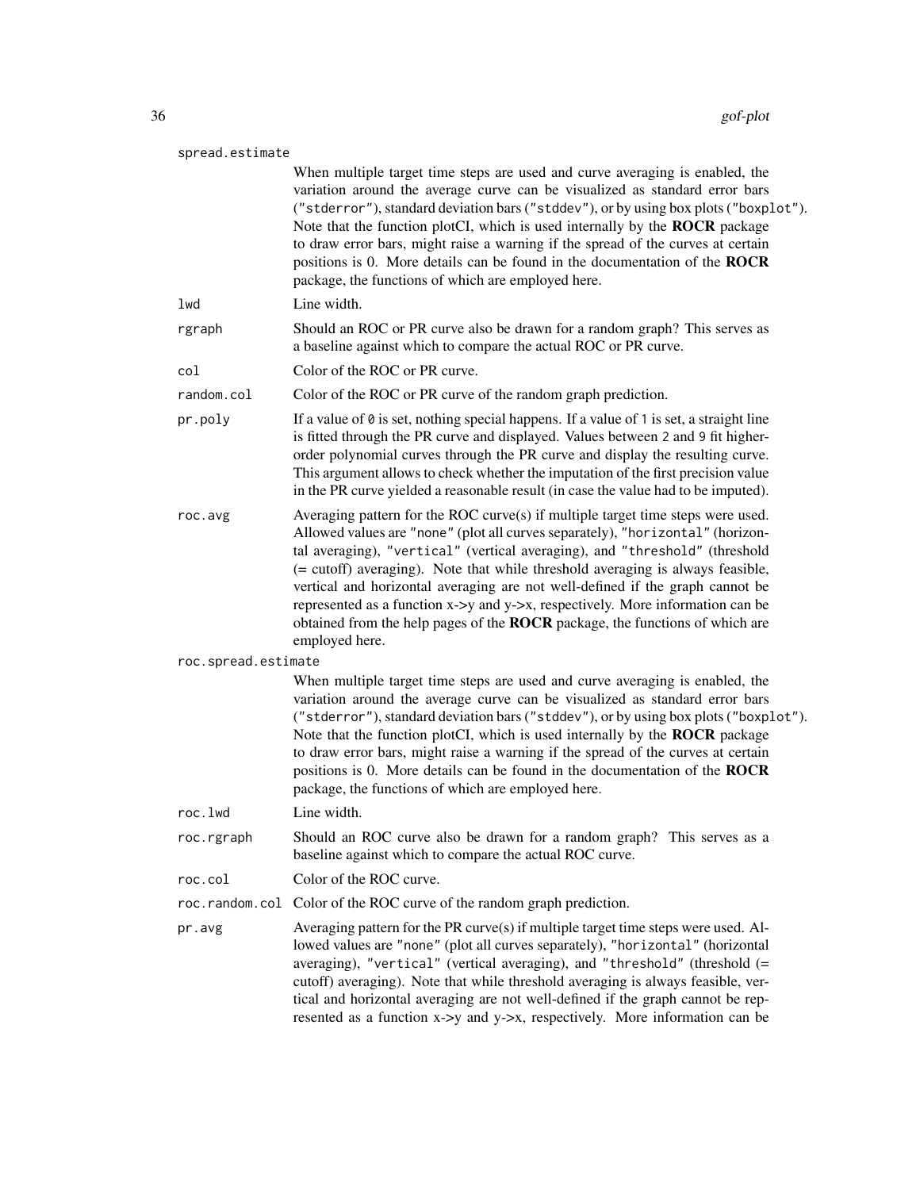`spread.estimate`
: When multiple target time steps are used and curve averaging is enabled, the variation around the average curve can be visualized as standard error bars (`"stderror"`), standard deviation bars (`"stddev"`), or by using box plots (`"boxplot"`). Note that the function plotCI, which is used internally by the **ROCR** package to draw error bars, might raise a warning if the spread of the curves at certain positions is 0. More details can be found in the documentation of the **ROCR** package, the functions of which are employed here.

`lwd`
: Line width.

`rgraph`
: Should an ROC or PR curve also be drawn for a random graph? This serves as a baseline against which to compare the actual ROC or PR curve.

`col`
: Color of the ROC or PR curve.

`random.col`
: Color of the ROC or PR curve of the random graph prediction.

`pr.poly`
: If a value of `0` is set, nothing special happens. If a value of `1` is set, a straight line is fitted through the PR curve and displayed. Values between `2` and `9` fit higher-order polynomial curves through the PR curve and display the resulting curve. This argument allows to check whether the imputation of the first precision value in the PR curve yielded a reasonable result (in case the value had to be imputed).

`roc.avg`
: Averaging pattern for the ROC curve(s) if multiple target time steps were used. Allowed values are `"none"` (plot all curves separately), `"horizontal"` (horizontal averaging), `"vertical"` (vertical averaging), and `"threshold"` (threshold (= cutoff) averaging). Note that while threshold averaging is always feasible, vertical and horizontal averaging are not well-defined if the graph cannot be represented as a function x->y and y->x, respectively. More information can be obtained from the help pages of the **ROCR** package, the functions of which are employed here.

`roc.spread.estimate`
: When multiple target time steps are used and curve averaging is enabled, the variation around the average curve can be visualized as standard error bars (`"stderror"`), standard deviation bars (`"stddev"`), or by using box plots (`"boxplot"`). Note that the function plotCI, which is used internally by the **ROCR** package to draw error bars, might raise a warning if the spread of the curves at certain positions is 0. More details can be found in the documentation of the **ROCR** package, the functions of which are employed here.

`roc.lwd`
: Line width.

`roc.rgraph`
: Should an ROC curve also be drawn for a random graph? This serves as a baseline against which to compare the actual ROC curve.

`roc.col`
: Color of the ROC curve.

`roc.random.col`
: Color of the ROC curve of the random graph prediction.

`pr.avg`
: Averaging pattern for the PR curve(s) if multiple target time steps were used. Allowed values are `"none"` (plot all curves separately), `"horizontal"` (horizontal averaging), `"vertical"` (vertical averaging), and `"threshold"` (threshold (= cutoff) averaging). Note that while threshold averaging is always feasible, vertical and horizontal averaging are not well-defined if the graph cannot be represented as a function x->y and y->x, respectively. More information can be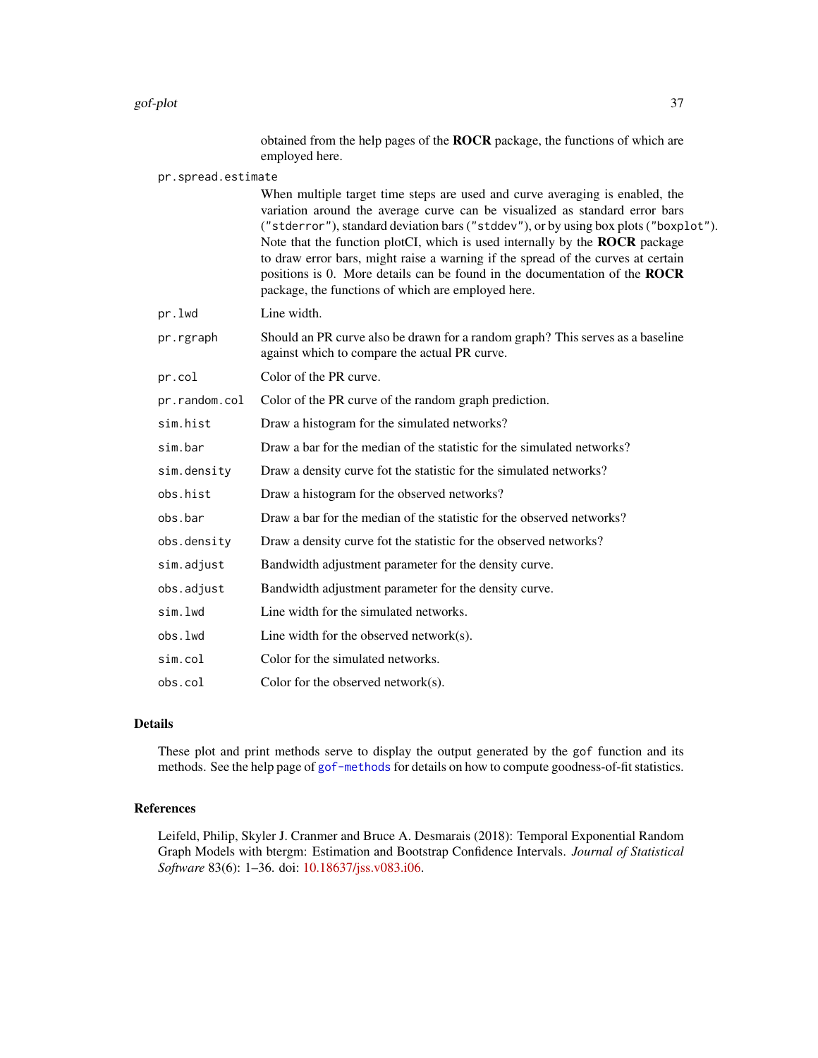obtained from the help pages of the **ROCR** package, the functions of which are employed here.

`pr.spread.estimate`
: When multiple target time steps are used and curve averaging is enabled, the variation around the average curve can be visualized as standard error bars (`"stderror"`), standard deviation bars (`"stddev"`), or by using box plots (`"boxplot"`). Note that the function plotCI, which is used internally by the **ROCR** package to draw error bars, might raise a warning if the spread of the curves at certain positions is 0. More details can be found in the documentation of the **ROCR** package, the functions of which are employed here.

`pr.lwd`
: Line width.

`pr.rgraph`
: Should an PR curve also be drawn for a random graph? This serves as a baseline against which to compare the actual PR curve.

`pr.col`
: Color of the PR curve.

`pr.random.col`
: Color of the PR curve of the random graph prediction.

`sim.hist`
: Draw a histogram for the simulated networks?

`sim.bar`
: Draw a bar for the median of the statistic for the simulated networks?

`sim.density`
: Draw a density curve fot the statistic for the simulated networks?

`obs.hist`
: Draw a histogram for the observed networks?

`obs.bar`
: Draw a bar for the median of the statistic for the observed networks?

`obs.density`
: Draw a density curve fot the statistic for the observed networks?

`sim.adjust`
: Bandwidth adjustment parameter for the density curve.

`obs.adjust`
: Bandwidth adjustment parameter for the density curve.

`sim.lwd`
: Line width for the simulated networks.

`obs.lwd`
: Line width for the observed network(s).

`sim.col`
: Color for the simulated networks.

`obs.col`
: Color for the observed network(s).

## Details

These plot and print methods serve to display the output generated by the `gof` function and its methods. See the help page of `gof-methods` for details on how to compute goodness-of-fit statistics.

## References

Leifeld, Philip, Skyler J. Cranmer and Bruce A. Desmarais (2018): Temporal Exponential Random Graph Models with btergm: Estimation and Bootstrap Confidence Intervals. *Journal of Statistical Software* 83(6): 1–36. doi: 10.18637/jss.v083.i06.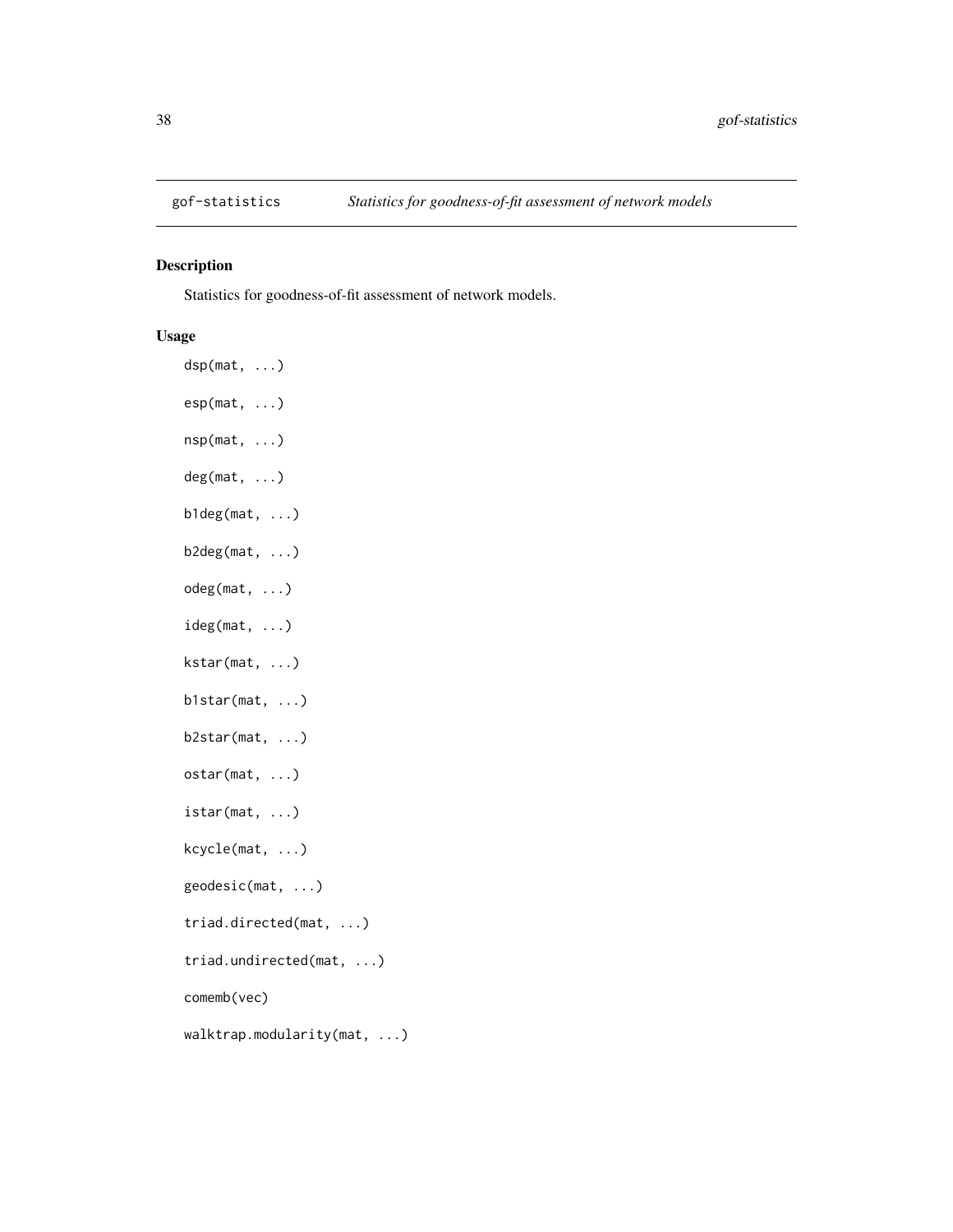gof-statistics    *Statistics for goodness-of-fit assessment of network models*

## Description

Statistics for goodness-of-fit assessment of network models.

## Usage

```
dsp(mat, ...)

esp(mat, ...)

nsp(mat, ...)

deg(mat, ...)

b1deg(mat, ...)

b2deg(mat, ...)

odeg(mat, ...)

ideg(mat, ...)

kstar(mat, ...)

b1star(mat, ...)

b2star(mat, ...)

ostar(mat, ...)

istar(mat, ...)

kcycle(mat, ...)

geodesic(mat, ...)

triad.directed(mat, ...)

triad.undirected(mat, ...)

comemb(vec)

walktrap.modularity(mat, ...)
```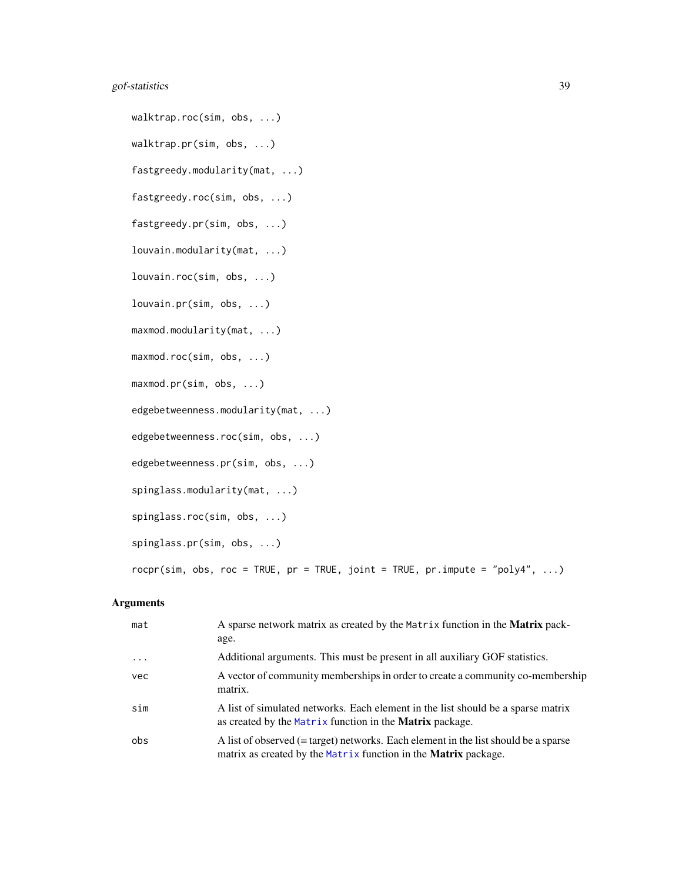```
walktrap.roc(sim, obs, ...)

walktrap.pr(sim, obs, ...)

fastgreedy.modularity(mat, ...)

fastgreedy.roc(sim, obs, ...)

fastgreedy.pr(sim, obs, ...)

louvain.modularity(mat, ...)

louvain.roc(sim, obs, ...)

louvain.pr(sim, obs, ...)

maxmod.modularity(mat, ...)

maxmod.roc(sim, obs, ...)

maxmod.pr(sim, obs, ...)

edgebetweenness.modularity(mat, ...)

edgebetweenness.roc(sim, obs, ...)

edgebetweenness.pr(sim, obs, ...)

spinglass.modularity(mat, ...)

spinglass.roc(sim, obs, ...)

spinglass.pr(sim, obs, ...)

rocpr(sim, obs, roc = TRUE, pr = TRUE, joint = TRUE, pr.impute = "poly4", ...)
```

## Arguments

| | |
|---|---|
| mat | A sparse network matrix as created by the Matrix function in the **Matrix** package. |
| ... | Additional arguments. This must be present in all auxiliary GOF statistics. |
| vec | A vector of community memberships in order to create a community co-membership matrix. |
| sim | A list of simulated networks. Each element in the list should be a sparse matrix as created by the Matrix function in the **Matrix** package. |
| obs | A list of observed (= target) networks. Each element in the list should be a sparse matrix as created by the Matrix function in the **Matrix** package. |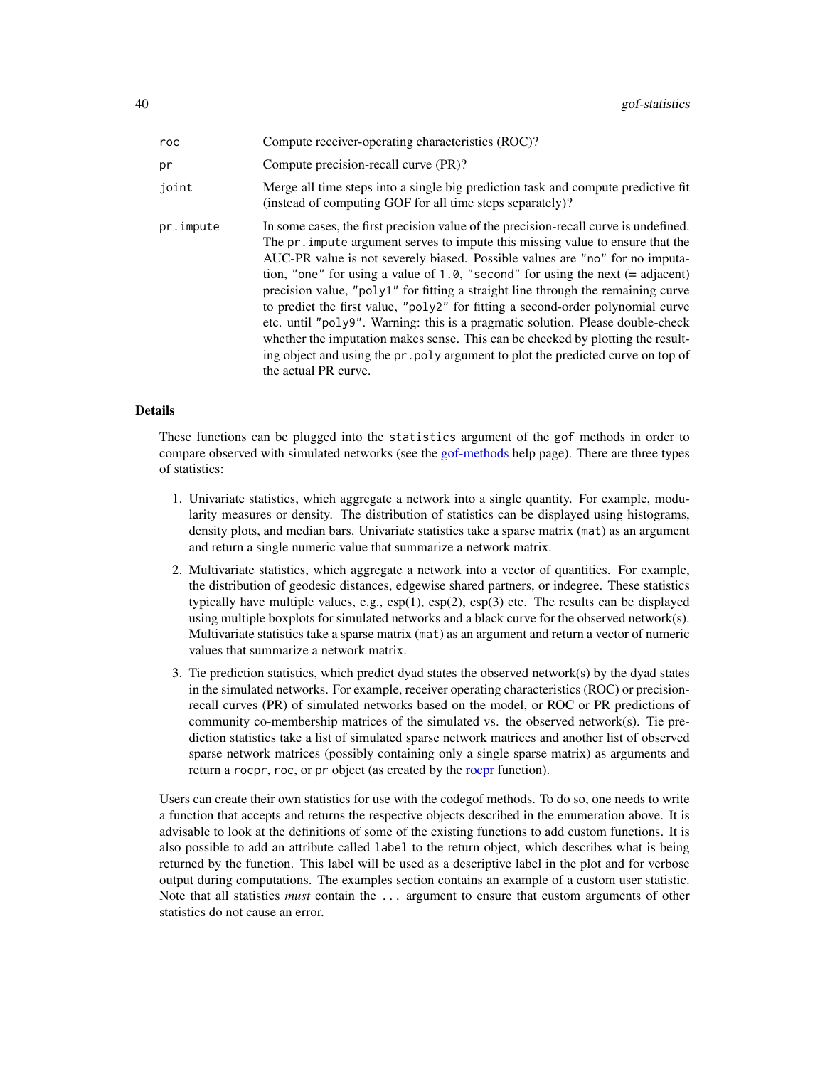| | |
|---|---|
| `roc` | Compute receiver-operating characteristics (ROC)? |
| `pr` | Compute precision-recall curve (PR)? |
| `joint` | Merge all time steps into a single big prediction task and compute predictive fit (instead of computing GOF for all time steps separately)? |
| `pr.impute` | In some cases, the first precision value of the precision-recall curve is undefined. The `pr.impute` argument serves to impute this missing value to ensure that the AUC-PR value is not severely biased. Possible values are `"no"` for no imputation, `"one"` for using a value of `1.0`, `"second"` for using the next (= adjacent) precision value, `"poly1"` for fitting a straight line through the remaining curve to predict the first value, `"poly2"` for fitting a second-order polynomial curve etc. until `"poly9"`. Warning: this is a pragmatic solution. Please double-check whether the imputation makes sense. This can be checked by plotting the resulting object and using the `pr.poly` argument to plot the predicted curve on top of the actual PR curve. |

## Details

These functions can be plugged into the `statistics` argument of the `gof` methods in order to compare observed with simulated networks (see the gof-methods help page). There are three types of statistics:

1. Univariate statistics, which aggregate a network into a single quantity. For example, modularity measures or density. The distribution of statistics can be displayed using histograms, density plots, and median bars. Univariate statistics take a sparse matrix (`mat`) as an argument and return a single numeric value that summarize a network matrix.
2. Multivariate statistics, which aggregate a network into a vector of quantities. For example, the distribution of geodesic distances, edgewise shared partners, or indegree. These statistics typically have multiple values, e.g., esp(1), esp(2), esp(3) etc. The results can be displayed using multiple boxplots for simulated networks and a black curve for the observed network(s). Multivariate statistics take a sparse matrix (`mat`) as an argument and return a vector of numeric values that summarize a network matrix.
3. Tie prediction statistics, which predict dyad states the observed network(s) by the dyad states in the simulated networks. For example, receiver operating characteristics (ROC) or precision-recall curves (PR) of simulated networks based on the model, or ROC or PR predictions of community co-membership matrices of the simulated vs. the observed network(s). Tie prediction statistics take a list of simulated sparse network matrices and another list of observed sparse network matrices (possibly containing only a single sparse matrix) as arguments and return a `rocpr`, `roc`, or `pr` object (as created by the rocpr function).

Users can create their own statistics for use with the codegof methods. To do so, one needs to write a function that accepts and returns the respective objects described in the enumeration above. It is advisable to look at the definitions of some of the existing functions to add custom functions. It is also possible to add an attribute called `label` to the return object, which describes what is being returned by the function. This label will be used as a descriptive label in the plot and for verbose output during computations. The examples section contains an example of a custom user statistic. Note that all statistics *must* contain the `...` argument to ensure that custom arguments of other statistics do not cause an error.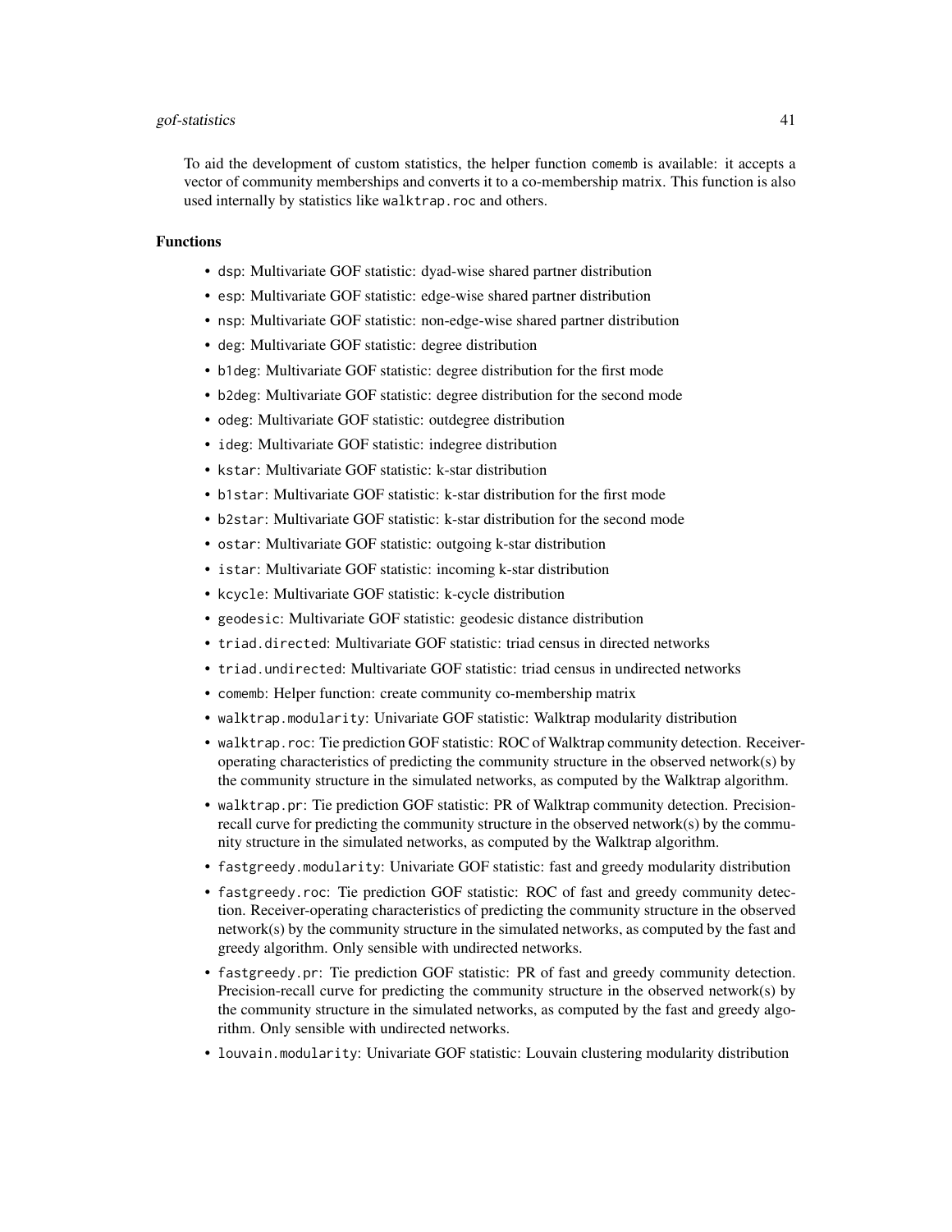To aid the development of custom statistics, the helper function `comemb` is available: it accepts a vector of community memberships and converts it to a co-membership matrix. This function is also used internally by statistics like `walktrap.roc` and others.

### Functions

- `dsp`: Multivariate GOF statistic: dyad-wise shared partner distribution
- `esp`: Multivariate GOF statistic: edge-wise shared partner distribution
- `nsp`: Multivariate GOF statistic: non-edge-wise shared partner distribution
- `deg`: Multivariate GOF statistic: degree distribution
- `b1deg`: Multivariate GOF statistic: degree distribution for the first mode
- `b2deg`: Multivariate GOF statistic: degree distribution for the second mode
- `odeg`: Multivariate GOF statistic: outdegree distribution
- `ideg`: Multivariate GOF statistic: indegree distribution
- `kstar`: Multivariate GOF statistic: k-star distribution
- `b1star`: Multivariate GOF statistic: k-star distribution for the first mode
- `b2star`: Multivariate GOF statistic: k-star distribution for the second mode
- `ostar`: Multivariate GOF statistic: outgoing k-star distribution
- `istar`: Multivariate GOF statistic: incoming k-star distribution
- `kcycle`: Multivariate GOF statistic: k-cycle distribution
- `geodesic`: Multivariate GOF statistic: geodesic distance distribution
- `triad.directed`: Multivariate GOF statistic: triad census in directed networks
- `triad.undirected`: Multivariate GOF statistic: triad census in undirected networks
- `comemb`: Helper function: create community co-membership matrix
- `walktrap.modularity`: Univariate GOF statistic: Walktrap modularity distribution
- `walktrap.roc`: Tie prediction GOF statistic: ROC of Walktrap community detection. Receiver-operating characteristics of predicting the community structure in the observed network(s) by the community structure in the simulated networks, as computed by the Walktrap algorithm.
- `walktrap.pr`: Tie prediction GOF statistic: PR of Walktrap community detection. Precision-recall curve for predicting the community structure in the observed network(s) by the community structure in the simulated networks, as computed by the Walktrap algorithm.
- `fastgreedy.modularity`: Univariate GOF statistic: fast and greedy modularity distribution
- `fastgreedy.roc`: Tie prediction GOF statistic: ROC of fast and greedy community detection. Receiver-operating characteristics of predicting the community structure in the observed network(s) by the community structure in the simulated networks, as computed by the fast and greedy algorithm. Only sensible with undirected networks.
- `fastgreedy.pr`: Tie prediction GOF statistic: PR of fast and greedy community detection. Precision-recall curve for predicting the community structure in the observed network(s) by the community structure in the simulated networks, as computed by the fast and greedy algorithm. Only sensible with undirected networks.
- `louvain.modularity`: Univariate GOF statistic: Louvain clustering modularity distribution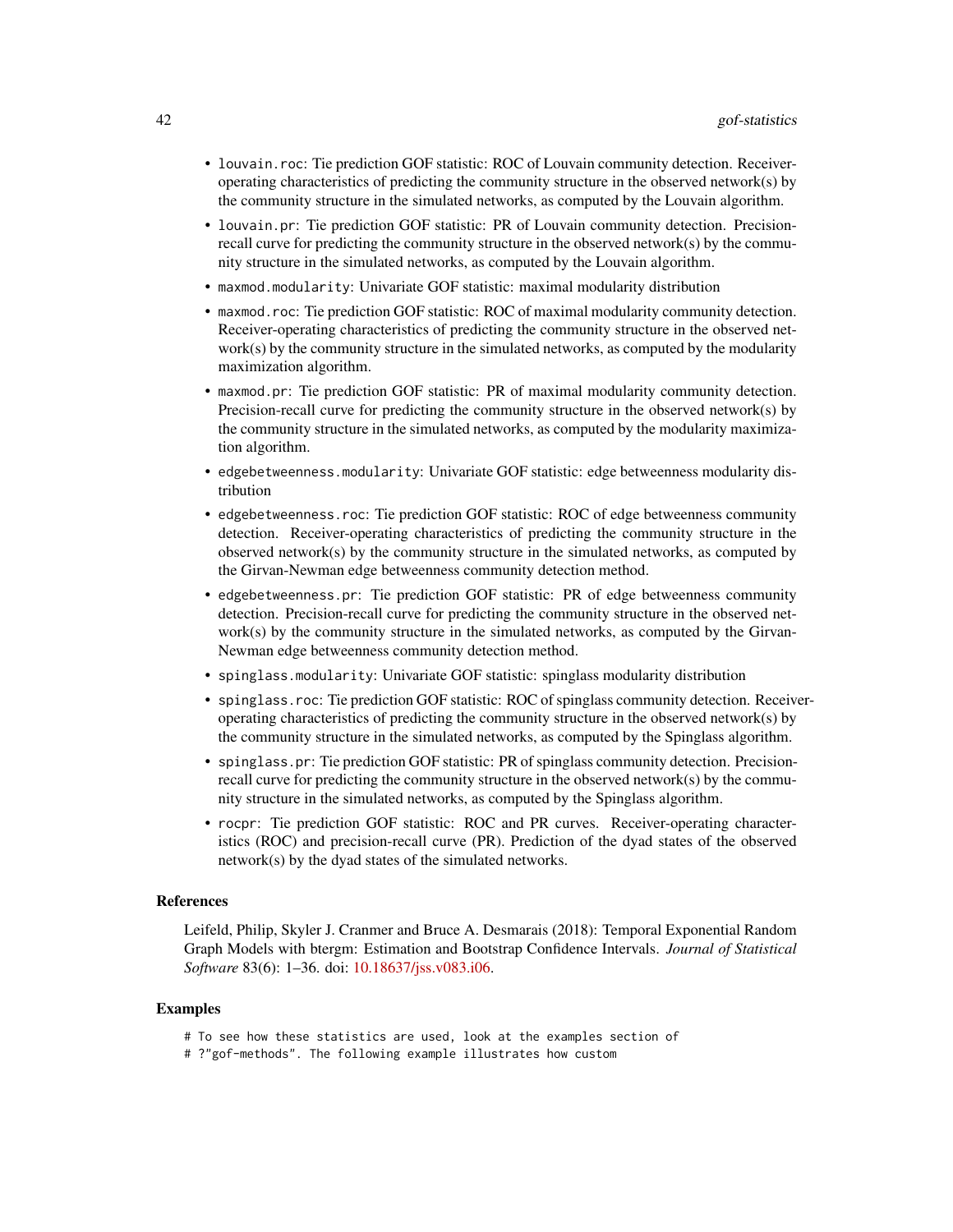- `louvain.roc`: Tie prediction GOF statistic: ROC of Louvain community detection. Receiver-operating characteristics of predicting the community structure in the observed network(s) by the community structure in the simulated networks, as computed by the Louvain algorithm.
- `louvain.pr`: Tie prediction GOF statistic: PR of Louvain community detection. Precision-recall curve for predicting the community structure in the observed network(s) by the community structure in the simulated networks, as computed by the Louvain algorithm.
- `maxmod.modularity`: Univariate GOF statistic: maximal modularity distribution
- `maxmod.roc`: Tie prediction GOF statistic: ROC of maximal modularity community detection. Receiver-operating characteristics of predicting the community structure in the observed network(s) by the community structure in the simulated networks, as computed by the modularity maximization algorithm.
- `maxmod.pr`: Tie prediction GOF statistic: PR of maximal modularity community detection. Precision-recall curve for predicting the community structure in the observed network(s) by the community structure in the simulated networks, as computed by the modularity maximization algorithm.
- `edgebetweenness.modularity`: Univariate GOF statistic: edge betweenness modularity distribution
- `edgebetweenness.roc`: Tie prediction GOF statistic: ROC of edge betweenness community detection. Receiver-operating characteristics of predicting the community structure in the observed network(s) by the community structure in the simulated networks, as computed by the Girvan-Newman edge betweenness community detection method.
- `edgebetweenness.pr`: Tie prediction GOF statistic: PR of edge betweenness community detection. Precision-recall curve for predicting the community structure in the observed network(s) by the community structure in the simulated networks, as computed by the Girvan-Newman edge betweenness community detection method.
- `spinglass.modularity`: Univariate GOF statistic: spinglass modularity distribution
- `spinglass.roc`: Tie prediction GOF statistic: ROC of spinglass community detection. Receiver-operating characteristics of predicting the community structure in the observed network(s) by the community structure in the simulated networks, as computed by the Spinglass algorithm.
- `spinglass.pr`: Tie prediction GOF statistic: PR of spinglass community detection. Precision-recall curve for predicting the community structure in the observed network(s) by the community structure in the simulated networks, as computed by the Spinglass algorithm.
- `rocpr`: Tie prediction GOF statistic: ROC and PR curves. Receiver-operating characteristics (ROC) and precision-recall curve (PR). Prediction of the dyad states of the observed network(s) by the dyad states of the simulated networks.

### References

Leifeld, Philip, Skyler J. Cranmer and Bruce A. Desmarais (2018): Temporal Exponential Random Graph Models with btergm: Estimation and Bootstrap Confidence Intervals. *Journal of Statistical Software* 83(6): 1–36. doi: 10.18637/jss.v083.i06.

### Examples

```
# To see how these statistics are used, look at the examples section of
# ?"gof-methods". The following example illustrates how custom
```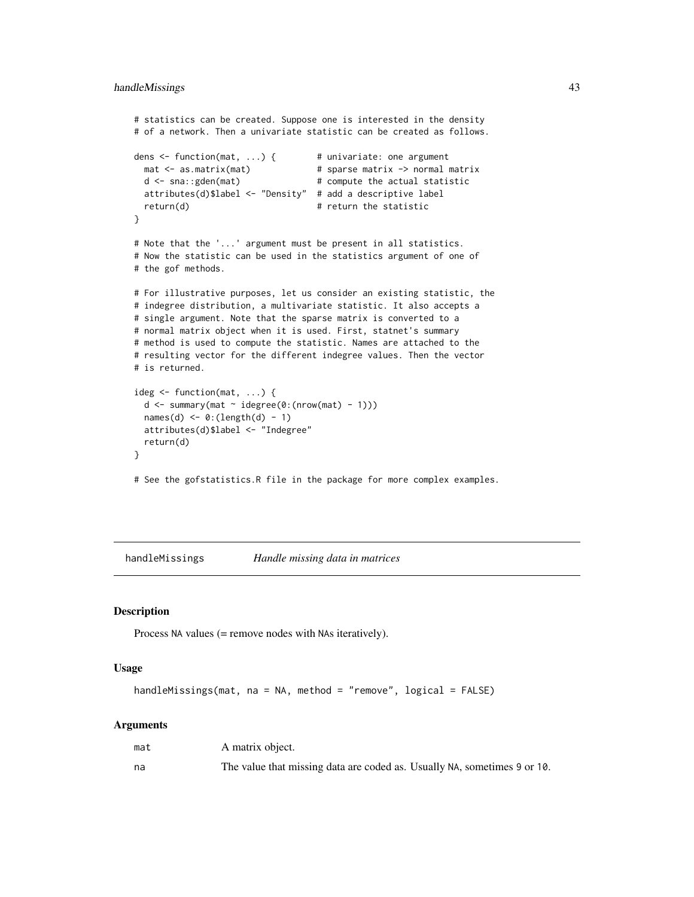```
# statistics can be created. Suppose one is interested in the density
# of a network. Then a univariate statistic can be created as follows.

dens <- function(mat, ...) {        # univariate: one argument
  mat <- as.matrix(mat)             # sparse matrix -> normal matrix
  d <- sna::gden(mat)               # compute the actual statistic
  attributes(d)$label <- "Density"  # add a descriptive label
  return(d)                         # return the statistic
}

# Note that the '...' argument must be present in all statistics.
# Now the statistic can be used in the statistics argument of one of
# the gof methods.

# For illustrative purposes, let us consider an existing statistic, the
# indegree distribution, a multivariate statistic. It also accepts a
# single argument. Note that the sparse matrix is converted to a
# normal matrix object when it is used. First, statnet's summary
# method is used to compute the statistic. Names are attached to the
# resulting vector for the different indegree values. Then the vector
# is returned.

ideg <- function(mat, ...) {
  d <- summary(mat ~ idegree(0:(nrow(mat) - 1)))
  names(d) <- 0:(length(d) - 1)
  attributes(d)$label <- "Indegree"
  return(d)
}

# See the gofstatistics.R file in the package for more complex examples.
```

## handleMissings *Handle missing data in matrices*

### Description

Process NA values (= remove nodes with NAs iteratively).

### Usage

```
handleMissings(mat, na = NA, method = "remove", logical = FALSE)
```

### Arguments

| | |
|---|---|
| mat | A matrix object. |
| na | The value that missing data are coded as. Usually NA, sometimes 9 or 10. |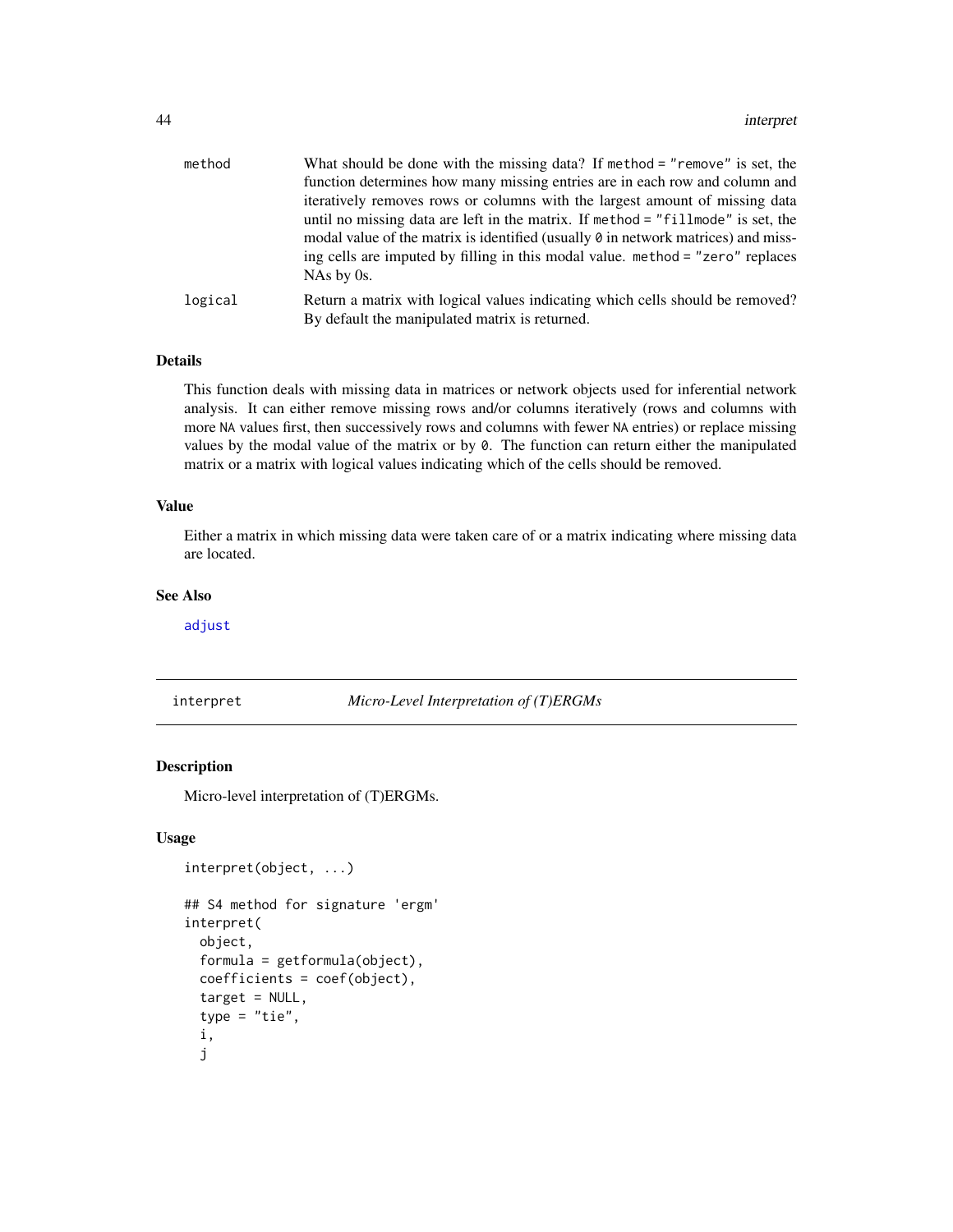| | |
|---|---|
| `method` | What should be done with the missing data? If `method = "remove"` is set, the function determines how many missing entries are in each row and column and iteratively removes rows or columns with the largest amount of missing data until no missing data are left in the matrix. If `method = "fillmode"` is set, the modal value of the matrix is identified (usually `0` in network matrices) and missing cells are imputed by filling in this modal value. `method = "zero"` replaces NAs by 0s. |
| `logical` | Return a matrix with logical values indicating which cells should be removed? By default the manipulated matrix is returned. |

### Details

This function deals with missing data in matrices or network objects used for inferential network analysis. It can either remove missing rows and/or columns iteratively (rows and columns with more `NA` values first, then successively rows and columns with fewer `NA` entries) or replace missing values by the modal value of the matrix or by `0`. The function can return either the manipulated matrix or a matrix with logical values indicating which of the cells should be removed.

### Value

Either a matrix in which missing data were taken care of or a matrix indicating where missing data are located.

### See Also

`adjust`

---

## `interpret` *Micro-Level Interpretation of (T)ERGMs*

### Description

Micro-level interpretation of (T)ERGMs.

### Usage

```
interpret(object, ...)

## S4 method for signature 'ergm'
interpret(
  object,
  formula = getformula(object),
  coefficients = coef(object),
  target = NULL,
  type = "tie",
  i,
  j
```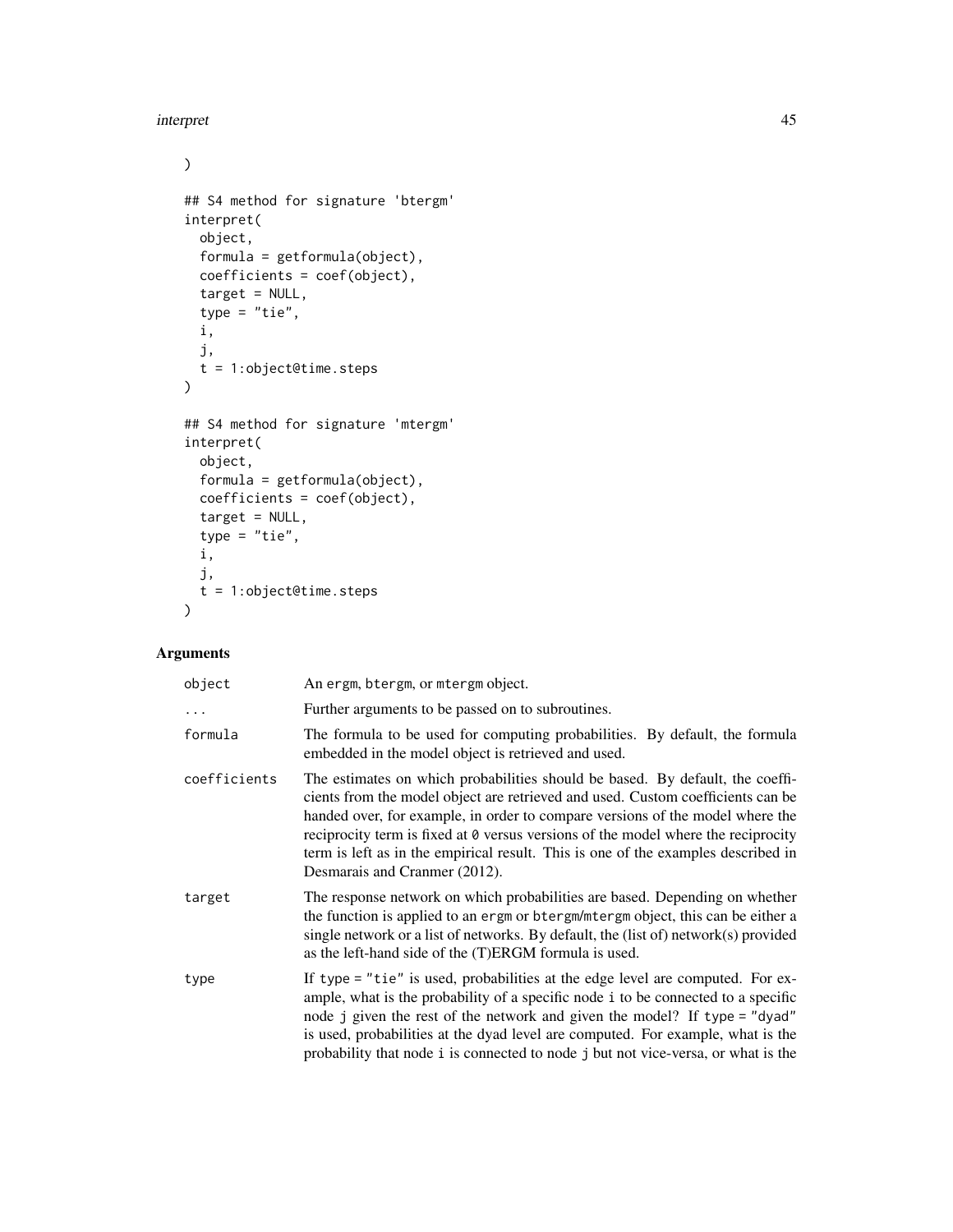```
)

## S4 method for signature 'btergm'
interpret(
  object,
  formula = getformula(object),
  coefficients = coef(object),
  target = NULL,
  type = "tie",
  i,
  j,
  t = 1:object@time.steps
)

## S4 method for signature 'mtergm'
interpret(
  object,
  formula = getformula(object),
  coefficients = coef(object),
  target = NULL,
  type = "tie",
  i,
  j,
  t = 1:object@time.steps
)
```

### Arguments

| | |
|---|---|
| `object` | An `ergm`, `btergm`, or `mtergm` object. |
| `...` | Further arguments to be passed on to subroutines. |
| `formula` | The formula to be used for computing probabilities. By default, the formula embedded in the model object is retrieved and used. |
| `coefficients` | The estimates on which probabilities should be based. By default, the coefficients from the model object are retrieved and used. Custom coefficients can be handed over, for example, in order to compare versions of the model where the reciprocity term is fixed at `0` versus versions of the model where the reciprocity term is left as in the empirical result. This is one of the examples described in Desmarais and Cranmer (2012). |
| `target` | The response network on which probabilities are based. Depending on whether the function is applied to an `ergm` or `btergm`/`mtergm` object, this can be either a single network or a list of networks. By default, the (list of) network(s) provided as the left-hand side of the (T)ERGM formula is used. |
| `type` | If `type = "tie"` is used, probabilities at the edge level are computed. For example, what is the probability of a specific node `i` to be connected to a specific node `j` given the rest of the network and given the model? If `type = "dyad"` is used, probabilities at the dyad level are computed. For example, what is the probability that node `i` is connected to node `j` but not vice-versa, or what is the |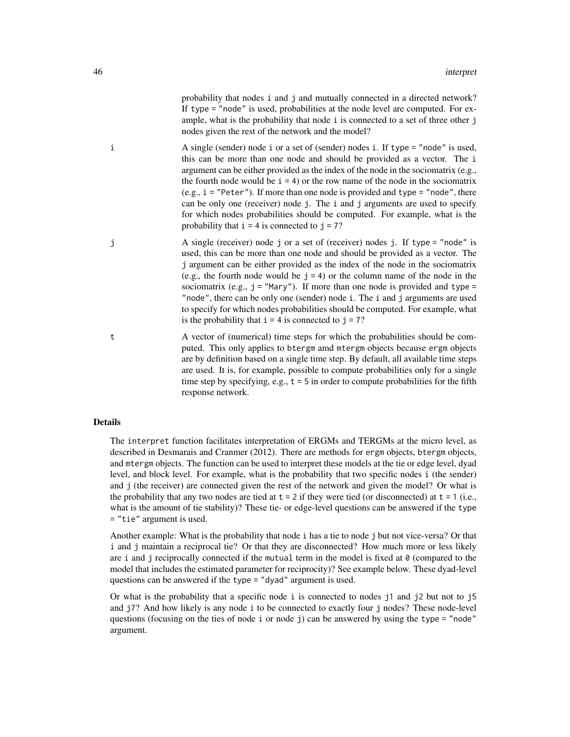probability that nodes `i` and `j` and mutually connected in a directed network? If `type = "node"` is used, probabilities at the node level are computed. For example, what is the probability that node `i` is connected to a set of three other `j` nodes given the rest of the network and the model?

`i` A single (sender) node `i` or a set of (sender) nodes `i`. If `type = "node"` is used, this can be more than one node and should be provided as a vector. The `i` argument can be either provided as the index of the node in the sociomatrix (e.g., the fourth node would be `i = 4`) or the row name of the node in the sociomatrix (e.g., `i = "Peter"`). If more than one node is provided and `type = "node"`, there can be only one (receiver) node `j`. The `i` and `j` arguments are used to specify for which nodes probabilities should be computed. For example, what is the probability that `i = 4` is connected to `j = 7`?

`j` A single (receiver) node `j` or a set of (receiver) nodes `j`. If `type = "node"` is used, this can be more than one node and should be provided as a vector. The `j` argument can be either provided as the index of the node in the sociomatrix (e.g., the fourth node would be `j = 4`) or the column name of the node in the sociomatrix (e.g., `j = "Mary"`). If more than one node is provided and `type = "node"`, there can be only one (sender) node `i`. The `i` and `j` arguments are used to specify for which nodes probabilities should be computed. For example, what is the probability that `i = 4` is connected to `j = 7`?

`t` A vector of (numerical) time steps for which the probabilities should be computed. This only applies to `btergm` amd `mtergm` objects because `ergm` objects are by definition based on a single time step. By default, all available time steps are used. It is, for example, possible to compute probabilities only for a single time step by specifying, e.g., `t = 5` in order to compute probabilities for the fifth response network.

## Details

The `interpret` function facilitates interpretation of ERGMs and TERGMs at the micro level, as described in Desmarais and Cranmer (2012). There are methods for `ergm` objects, `btergm` objects, and `mtergm` objects. The function can be used to interpret these models at the tie or edge level, dyad level, and block level. For example, what is the probability that two specific nodes `i` (the sender) and `j` (the receiver) are connected given the rest of the network and given the model? Or what is the probability that any two nodes are tied at `t = 2` if they were tied (or disconnected) at `t = 1` (i.e., what is the amount of tie stability)? These tie- or edge-level questions can be answered if the `type = "tie"` argument is used.

Another example: What is the probability that node `i` has a tie to node `j` but not vice-versa? Or that `i` and `j` maintain a reciprocal tie? Or that they are disconnected? How much more or less likely are `i` and `j` reciprocally connected if the `mutual` term in the model is fixed at `0` (compared to the model that includes the estimated parameter for reciprocity)? See example below. These dyad-level questions can be answered if the `type = "dyad"` argument is used.

Or what is the probability that a specific node `i` is connected to nodes `j1` and `j2` but not to `j5` and `j7`? And how likely is any node `i` to be connected to exactly four `j` nodes? These node-level questions (focusing on the ties of node `i` or node `j`) can be answered by using the `type = "node"` argument.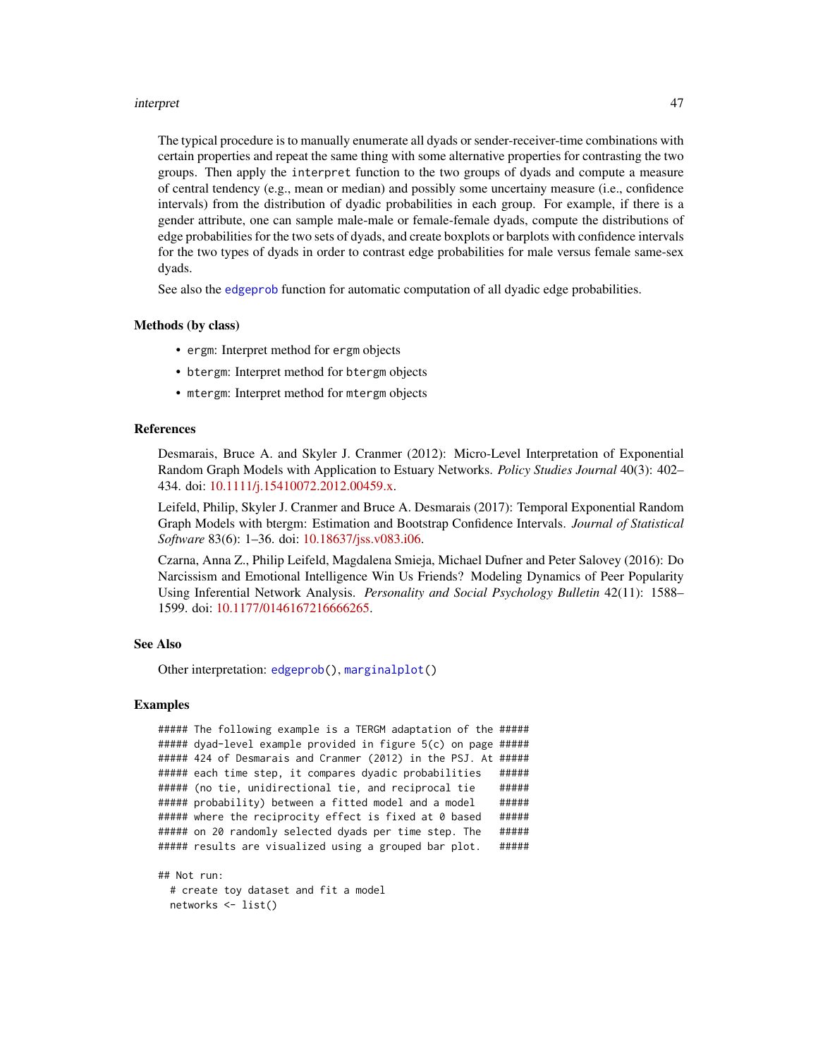The typical procedure is to manually enumerate all dyads or sender-receiver-time combinations with certain properties and repeat the same thing with some alternative properties for contrasting the two groups. Then apply the `interpret` function to the two groups of dyads and compute a measure of central tendency (e.g., mean or median) and possibly some uncertainy measure (i.e., confidence intervals) from the distribution of dyadic probabilities in each group. For example, if there is a gender attribute, one can sample male-male or female-female dyads, compute the distributions of edge probabilities for the two sets of dyads, and create boxplots or barplots with confidence intervals for the two types of dyads in order to contrast edge probabilities for male versus female same-sex dyads.

See also the `edgeprob` function for automatic computation of all dyadic edge probabilities.

### Methods (by class)

- `ergm`: Interpret method for `ergm` objects
- `btergm`: Interpret method for `btergm` objects
- `mtergm`: Interpret method for `mtergm` objects

### References

Desmarais, Bruce A. and Skyler J. Cranmer (2012): Micro-Level Interpretation of Exponential Random Graph Models with Application to Estuary Networks. *Policy Studies Journal* 40(3): 402–434. doi: 10.1111/j.15410072.2012.00459.x.

Leifeld, Philip, Skyler J. Cranmer and Bruce A. Desmarais (2017): Temporal Exponential Random Graph Models with btergm: Estimation and Bootstrap Confidence Intervals. *Journal of Statistical Software* 83(6): 1–36. doi: 10.18637/jss.v083.i06.

Czarna, Anna Z., Philip Leifeld, Magdalena Smieja, Michael Dufner and Peter Salovey (2016): Do Narcissism and Emotional Intelligence Win Us Friends? Modeling Dynamics of Peer Popularity Using Inferential Network Analysis. *Personality and Social Psychology Bulletin* 42(11): 1588–1599. doi: 10.1177/0146167216666265.

### See Also

Other interpretation: `edgeprob()`, `marginalplot()`

### Examples

```
##### The following example is a TERGM adaptation of the #####
##### dyad-level example provided in figure 5(c) on page #####
##### 424 of Desmarais and Cranmer (2012) in the PSJ. At #####
##### each time step, it compares dyadic probabilities   #####
##### (no tie, unidirectional tie, and reciprocal tie    #####
##### probability) between a fitted model and a model    #####
##### where the reciprocity effect is fixed at 0 based   #####
##### on 20 randomly selected dyads per time step. The   #####
##### results are visualized using a grouped bar plot.   #####

## Not run:
  # create toy dataset and fit a model
  networks <- list()
```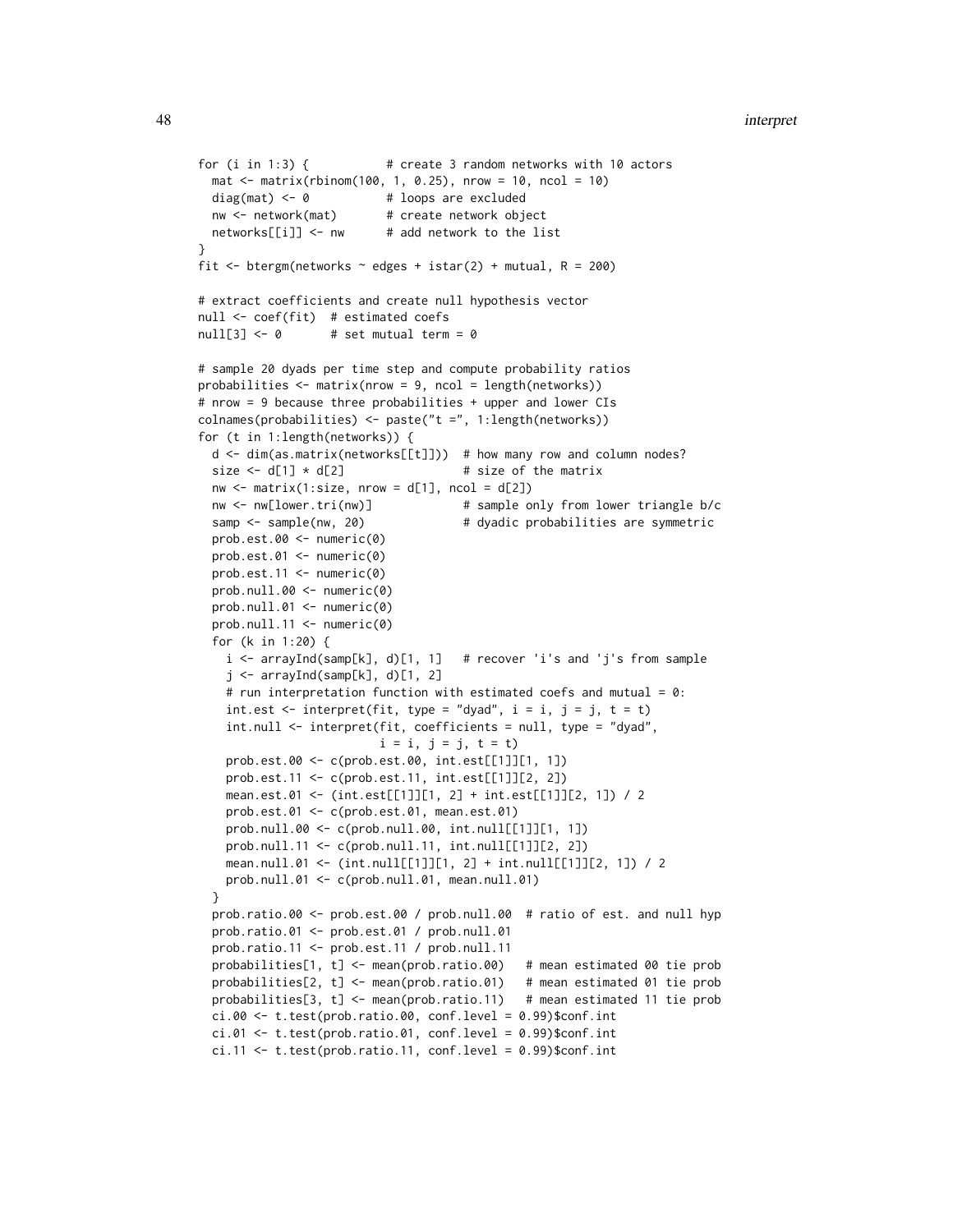```
for (i in 1:3) {           # create 3 random networks with 10 actors
  mat <- matrix(rbinom(100, 1, 0.25), nrow = 10, ncol = 10)
  diag(mat) <- 0           # loops are excluded
  nw <- network(mat)       # create network object
  networks[[i]] <- nw      # add network to the list
}
fit <- btergm(networks ~ edges + istar(2) + mutual, R = 200)

# extract coefficients and create null hypothesis vector
null <- coef(fit)  # estimated coefs
null[3] <- 0       # set mutual term = 0

# sample 20 dyads per time step and compute probability ratios
probabilities <- matrix(nrow = 9, ncol = length(networks))
# nrow = 9 because three probabilities + upper and lower CIs
colnames(probabilities) <- paste("t =", 1:length(networks))
for (t in 1:length(networks)) {
  d <- dim(as.matrix(networks[[t]]))  # how many row and column nodes?
  size <- d[1] * d[2]                 # size of the matrix
  nw <- matrix(1:size, nrow = d[1], ncol = d[2])
  nw <- nw[lower.tri(nw)]             # sample only from lower triangle b/c
  samp <- sample(nw, 20)              # dyadic probabilities are symmetric
  prob.est.00 <- numeric(0)
  prob.est.01 <- numeric(0)
  prob.est.11 <- numeric(0)
  prob.null.00 <- numeric(0)
  prob.null.01 <- numeric(0)
  prob.null.11 <- numeric(0)
  for (k in 1:20) {
    i <- arrayInd(samp[k], d)[1, 1]   # recover 'i's and 'j's from sample
    j <- arrayInd(samp[k], d)[1, 2]
    # run interpretation function with estimated coefs and mutual = 0:
    int.est <- interpret(fit, type = "dyad", i = i, j = j, t = t)
    int.null <- interpret(fit, coefficients = null, type = "dyad",
                          i = i, j = j, t = t)
    prob.est.00 <- c(prob.est.00, int.est[[1]][1, 1])
    prob.est.11 <- c(prob.est.11, int.est[[1]][2, 2])
    mean.est.01 <- (int.est[[1]][1, 2] + int.est[[1]][2, 1]) / 2
    prob.est.01 <- c(prob.est.01, mean.est.01)
    prob.null.00 <- c(prob.null.00, int.null[[1]][1, 1])
    prob.null.11 <- c(prob.null.11, int.null[[1]][2, 2])
    mean.null.01 <- (int.null[[1]][1, 2] + int.null[[1]][2, 1]) / 2
    prob.null.01 <- c(prob.null.01, mean.null.01)
  }
  prob.ratio.00 <- prob.est.00 / prob.null.00  # ratio of est. and null hyp
  prob.ratio.01 <- prob.est.01 / prob.null.01
  prob.ratio.11 <- prob.est.11 / prob.null.11
  probabilities[1, t] <- mean(prob.ratio.00)   # mean estimated 00 tie prob
  probabilities[2, t] <- mean(prob.ratio.01)   # mean estimated 01 tie prob
  probabilities[3, t] <- mean(prob.ratio.11)   # mean estimated 11 tie prob
  ci.00 <- t.test(prob.ratio.00, conf.level = 0.99)$conf.int
  ci.01 <- t.test(prob.ratio.01, conf.level = 0.99)$conf.int
  ci.11 <- t.test(prob.ratio.11, conf.level = 0.99)$conf.int
```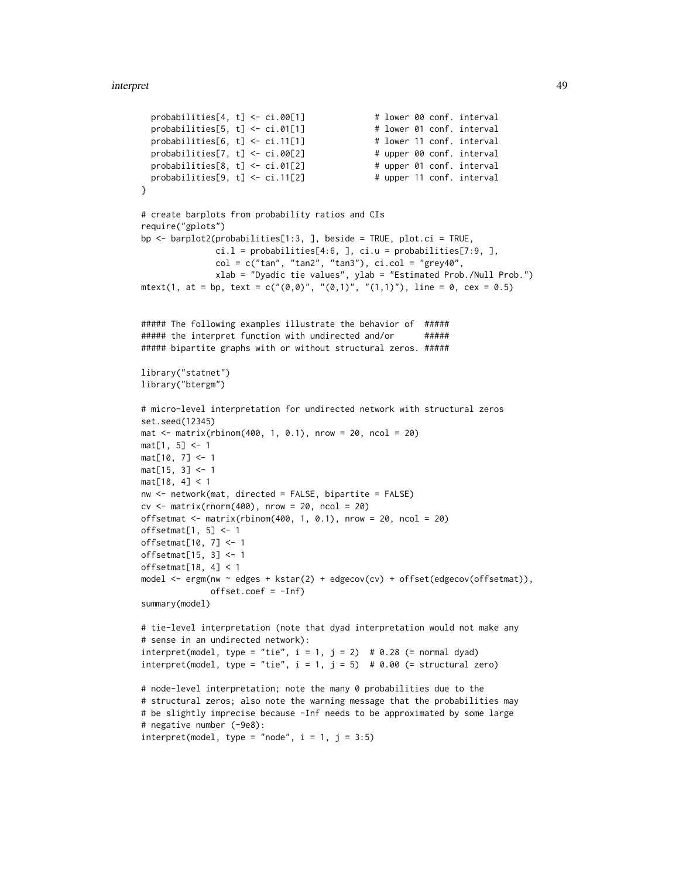```
  probabilities[4, t] <- ci.00[1]             # lower 00 conf. interval
  probabilities[5, t] <- ci.01[1]             # lower 01 conf. interval
  probabilities[6, t] <- ci.11[1]             # lower 11 conf. interval
  probabilities[7, t] <- ci.00[2]             # upper 00 conf. interval
  probabilities[8, t] <- ci.01[2]             # upper 01 conf. interval
  probabilities[9, t] <- ci.11[2]             # upper 11 conf. interval
}

# create barplots from probability ratios and CIs
require("gplots")
bp <- barplot2(probabilities[1:3, ], beside = TRUE, plot.ci = TRUE,
               ci.l = probabilities[4:6, ], ci.u = probabilities[7:9, ],
               col = c("tan", "tan2", "tan3"), ci.col = "grey40",
               xlab = "Dyadic tie values", ylab = "Estimated Prob./Null Prob.")
mtext(1, at = bp, text = c("(0,0)", "(0,1)", "(1,1)"), line = 0, cex = 0.5)


##### The following examples illustrate the behavior of  #####
##### the interpret function with undirected and/or      #####
##### bipartite graphs with or without structural zeros. #####

library("statnet")
library("btergm")

# micro-level interpretation for undirected network with structural zeros
set.seed(12345)
mat <- matrix(rbinom(400, 1, 0.1), nrow = 20, ncol = 20)
mat[1, 5] <- 1
mat[10, 7] <- 1
mat[15, 3] <- 1
mat[18, 4] < 1
nw <- network(mat, directed = FALSE, bipartite = FALSE)
cv <- matrix(rnorm(400), nrow = 20, ncol = 20)
offsetmat <- matrix(rbinom(400, 1, 0.1), nrow = 20, ncol = 20)
offsetmat[1, 5] <- 1
offsetmat[10, 7] <- 1
offsetmat[15, 3] <- 1
offsetmat[18, 4] < 1
model <- ergm(nw ~ edges + kstar(2) + edgecov(cv) + offset(edgecov(offsetmat)),
              offset.coef = -Inf)
summary(model)

# tie-level interpretation (note that dyad interpretation would not make any
# sense in an undirected network):
interpret(model, type = "tie", i = 1, j = 2)  # 0.28 (= normal dyad)
interpret(model, type = "tie", i = 1, j = 5)  # 0.00 (= structural zero)

# node-level interpretation; note the many 0 probabilities due to the
# structural zeros; also note the warning message that the probabilities may
# be slightly imprecise because -Inf needs to be approximated by some large
# negative number (-9e8):
interpret(model, type = "node", i = 1, j = 3:5)
```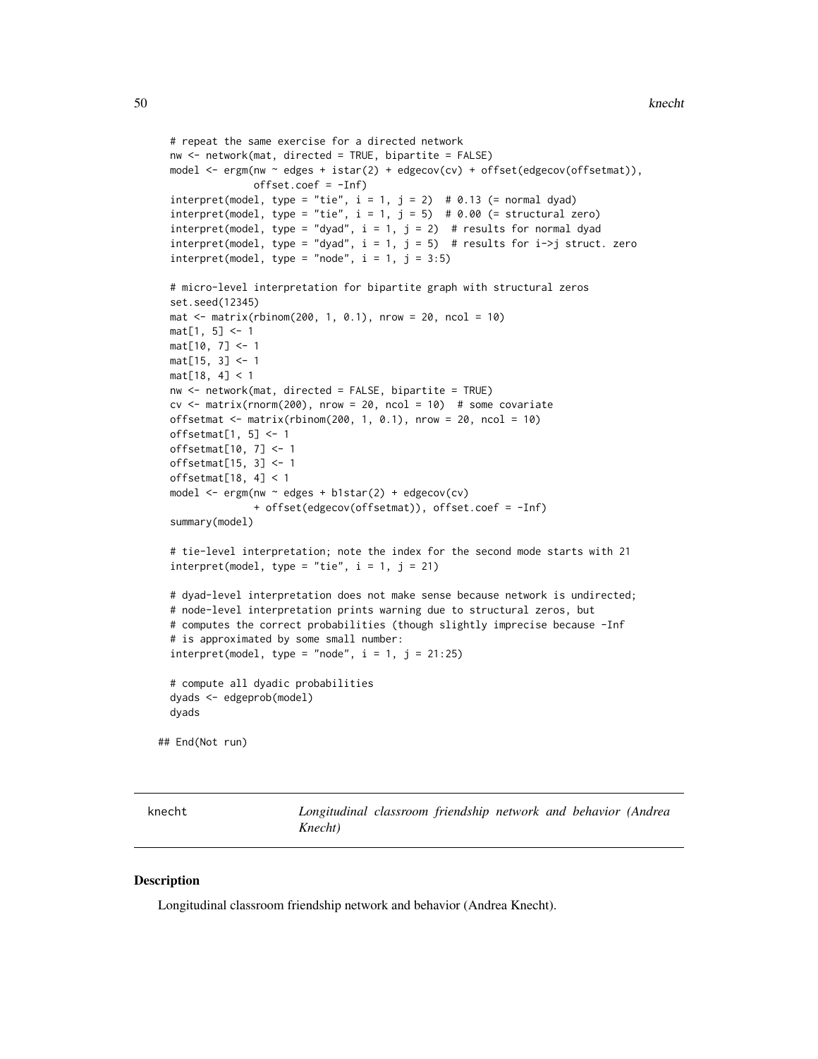```
  # repeat the same exercise for a directed network
  nw <- network(mat, directed = TRUE, bipartite = FALSE)
  model <- ergm(nw ~ edges + istar(2) + edgecov(cv) + offset(edgecov(offsetmat)),
                offset.coef = -Inf)
  interpret(model, type = "tie", i = 1, j = 2)  # 0.13 (= normal dyad)
  interpret(model, type = "tie", i = 1, j = 5)  # 0.00 (= structural zero)
  interpret(model, type = "dyad", i = 1, j = 2)  # results for normal dyad
  interpret(model, type = "dyad", i = 1, j = 5)  # results for i->j struct. zero
  interpret(model, type = "node", i = 1, j = 3:5)

  # micro-level interpretation for bipartite graph with structural zeros
  set.seed(12345)
  mat <- matrix(rbinom(200, 1, 0.1), nrow = 20, ncol = 10)
  mat[1, 5] <- 1
  mat[10, 7] <- 1
  mat[15, 3] <- 1
  mat[18, 4] < 1
  nw <- network(mat, directed = FALSE, bipartite = TRUE)
  cv <- matrix(rnorm(200), nrow = 20, ncol = 10)  # some covariate
  offsetmat <- matrix(rbinom(200, 1, 0.1), nrow = 20, ncol = 10)
  offsetmat[1, 5] <- 1
  offsetmat[10, 7] <- 1
  offsetmat[15, 3] <- 1
  offsetmat[18, 4] < 1
  model <- ergm(nw ~ edges + b1star(2) + edgecov(cv)
                + offset(edgecov(offsetmat)), offset.coef = -Inf)
  summary(model)

  # tie-level interpretation; note the index for the second mode starts with 21
  interpret(model, type = "tie", i = 1, j = 21)

  # dyad-level interpretation does not make sense because network is undirected;
  # node-level interpretation prints warning due to structural zeros, but
  # computes the correct probabilities (though slightly imprecise because -Inf
  # is approximated by some small number:
  interpret(model, type = "node", i = 1, j = 21:25)

  # compute all dyadic probabilities
  dyads <- edgeprob(model)
  dyads

## End(Not run)
```

---

knecht — *Longitudinal classroom friendship network and behavior (Andrea Knecht)*

---

## Description

Longitudinal classroom friendship network and behavior (Andrea Knecht).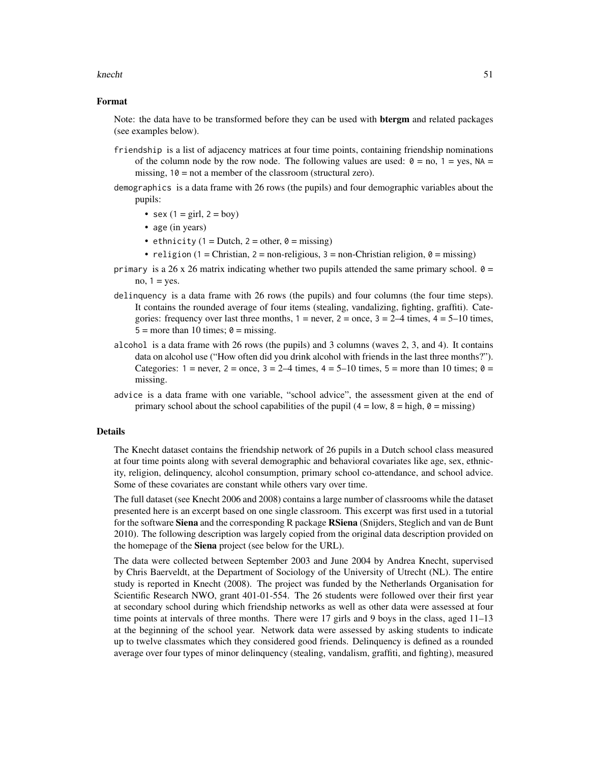### Format

Note: the data have to be transformed before they can be used with **btergm** and related packages (see examples below).

`friendship` is a list of adjacency matrices at four time points, containing friendship nominations of the column node by the row node. The following values are used: `0` = no, `1` = yes, `NA` = missing, `10` = not a member of the classroom (structural zero).

`demographics` is a data frame with 26 rows (the pupils) and four demographic variables about the pupils:

- `sex` (`1` = girl, `2` = boy)
- `age` (in years)
- `ethnicity` (`1` = Dutch, `2` = other, `0` = missing)
- `religion` (`1` = Christian, `2` = non-religious, `3` = non-Christian religion, `0` = missing)

`primary` is a 26 x 26 matrix indicating whether two pupils attended the same primary school. `0` = no, `1` = yes.

`delinquency` is a data frame with 26 rows (the pupils) and four columns (the four time steps). It contains the rounded average of four items (stealing, vandalizing, fighting, graffiti). Categories: frequency over last three months, `1` = never, `2` = once, `3` = 2–4 times, `4` = 5–10 times, `5` = more than 10 times; `0` = missing.

`alcohol` is a data frame with 26 rows (the pupils) and 3 columns (waves 2, 3, and 4). It contains data on alcohol use ("How often did you drink alcohol with friends in the last three months?"). Categories: `1` = never, `2` = once, `3` = 2–4 times, `4` = 5–10 times, `5` = more than 10 times; `0` = missing.

`advice` is a data frame with one variable, "school advice", the assessment given at the end of primary school about the school capabilities of the pupil (`4` = low, `8` = high, `0` = missing)

### Details

The Knecht dataset contains the friendship network of 26 pupils in a Dutch school class measured at four time points along with several demographic and behavioral covariates like age, sex, ethnicity, religion, delinquency, alcohol consumption, primary school co-attendance, and school advice. Some of these covariates are constant while others vary over time.

The full dataset (see Knecht 2006 and 2008) contains a large number of classrooms while the dataset presented here is an excerpt based on one single classroom. This excerpt was first used in a tutorial for the software **Siena** and the corresponding R package **RSiena** (Snijders, Steglich and van de Bunt 2010). The following description was largely copied from the original data description provided on the homepage of the **Siena** project (see below for the URL).

The data were collected between September 2003 and June 2004 by Andrea Knecht, supervised by Chris Baerveldt, at the Department of Sociology of the University of Utrecht (NL). The entire study is reported in Knecht (2008). The project was funded by the Netherlands Organisation for Scientific Research NWO, grant 401-01-554. The 26 students were followed over their first year at secondary school during which friendship networks as well as other data were assessed at four time points at intervals of three months. There were 17 girls and 9 boys in the class, aged 11–13 at the beginning of the school year. Network data were assessed by asking students to indicate up to twelve classmates which they considered good friends. Delinquency is defined as a rounded average over four types of minor delinquency (stealing, vandalism, graffiti, and fighting), measured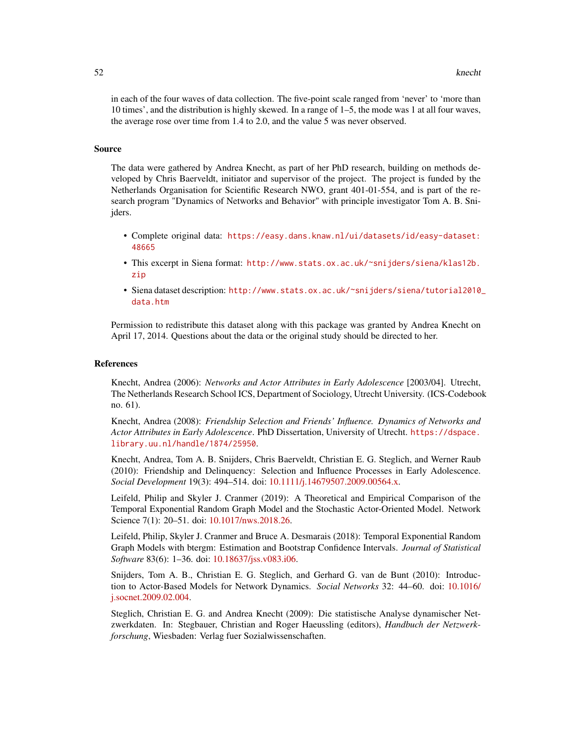in each of the four waves of data collection. The five-point scale ranged from 'never' to 'more than 10 times', and the distribution is highly skewed. In a range of 1–5, the mode was 1 at all four waves, the average rose over time from 1.4 to 2.0, and the value 5 was never observed.

### Source

The data were gathered by Andrea Knecht, as part of her PhD research, building on methods developed by Chris Baerveldt, initiator and supervisor of the project. The project is funded by the Netherlands Organisation for Scientific Research NWO, grant 401-01-554, and is part of the research program "Dynamics of Networks and Behavior" with principle investigator Tom A. B. Snijders.

- Complete original data: https://easy.dans.knaw.nl/ui/datasets/id/easy-dataset:48665
- This excerpt in Siena format: http://www.stats.ox.ac.uk/~snijders/siena/klas12b.zip
- Siena dataset description: http://www.stats.ox.ac.uk/~snijders/siena/tutorial2010_data.htm

Permission to redistribute this dataset along with this package was granted by Andrea Knecht on April 17, 2014. Questions about the data or the original study should be directed to her.

### References

Knecht, Andrea (2006): *Networks and Actor Attributes in Early Adolescence* [2003/04]. Utrecht, The Netherlands Research School ICS, Department of Sociology, Utrecht University. (ICS-Codebook no. 61).

Knecht, Andrea (2008): *Friendship Selection and Friends' Influence. Dynamics of Networks and Actor Attributes in Early Adolescence*. PhD Dissertation, University of Utrecht. https://dspace.library.uu.nl/handle/1874/25950.

Knecht, Andrea, Tom A. B. Snijders, Chris Baerveldt, Christian E. G. Steglich, and Werner Raub (2010): Friendship and Delinquency: Selection and Influence Processes in Early Adolescence. *Social Development* 19(3): 494–514. doi: 10.1111/j.14679507.2009.00564.x.

Leifeld, Philip and Skyler J. Cranmer (2019): A Theoretical and Empirical Comparison of the Temporal Exponential Random Graph Model and the Stochastic Actor-Oriented Model. Network Science 7(1): 20–51. doi: 10.1017/nws.2018.26.

Leifeld, Philip, Skyler J. Cranmer and Bruce A. Desmarais (2018): Temporal Exponential Random Graph Models with btergm: Estimation and Bootstrap Confidence Intervals. *Journal of Statistical Software* 83(6): 1–36. doi: 10.18637/jss.v083.i06.

Snijders, Tom A. B., Christian E. G. Steglich, and Gerhard G. van de Bunt (2010): Introduction to Actor-Based Models for Network Dynamics. *Social Networks* 32: 44–60. doi: 10.1016/j.socnet.2009.02.004.

Steglich, Christian E. G. and Andrea Knecht (2009): Die statistische Analyse dynamischer Netzwerkdaten. In: Stegbauer, Christian and Roger Haeussling (editors), *Handbuch der Netzwerkforschung*, Wiesbaden: Verlag fuer Sozialwissenschaften.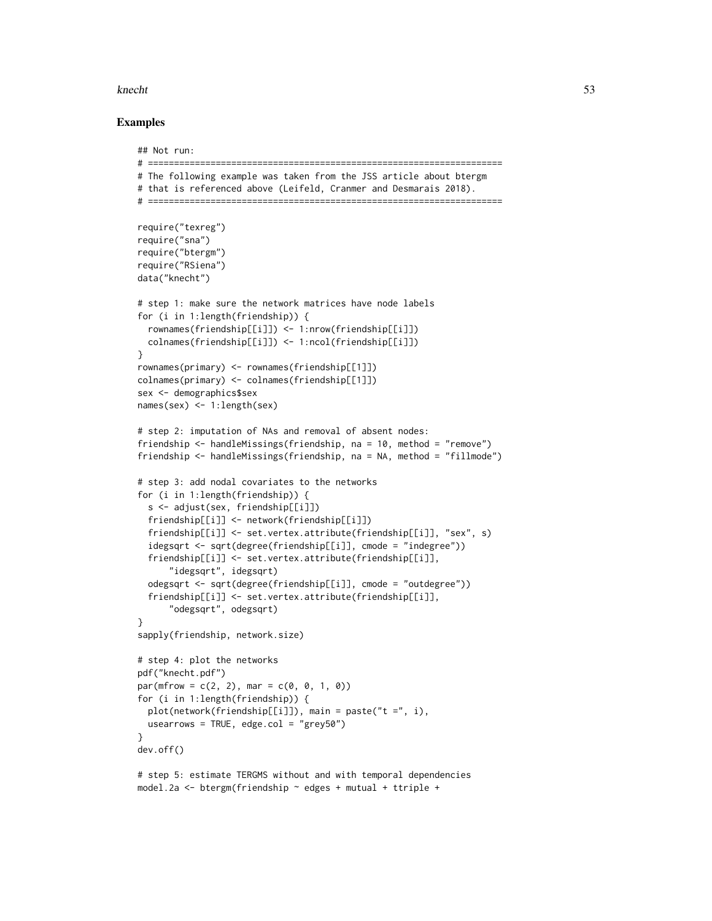## Examples

```
## Not run:
# ====================================================================
# The following example was taken from the JSS article about btergm
# that is referenced above (Leifeld, Cranmer and Desmarais 2018).
# ====================================================================

require("texreg")
require("sna")
require("btergm")
require("RSiena")
data("knecht")

# step 1: make sure the network matrices have node labels
for (i in 1:length(friendship)) {
  rownames(friendship[[i]]) <- 1:nrow(friendship[[i]])
  colnames(friendship[[i]]) <- 1:ncol(friendship[[i]])
}
rownames(primary) <- rownames(friendship[[1]])
colnames(primary) <- colnames(friendship[[1]])
sex <- demographics$sex
names(sex) <- 1:length(sex)

# step 2: imputation of NAs and removal of absent nodes:
friendship <- handleMissings(friendship, na = 10, method = "remove")
friendship <- handleMissings(friendship, na = NA, method = "fillmode")

# step 3: add nodal covariates to the networks
for (i in 1:length(friendship)) {
  s <- adjust(sex, friendship[[i]])
  friendship[[i]] <- network(friendship[[i]])
  friendship[[i]] <- set.vertex.attribute(friendship[[i]], "sex", s)
  idegsqrt <- sqrt(degree(friendship[[i]], cmode = "indegree"))
  friendship[[i]] <- set.vertex.attribute(friendship[[i]],
      "idegsqrt", idegsqrt)
  odegsqrt <- sqrt(degree(friendship[[i]], cmode = "outdegree"))
  friendship[[i]] <- set.vertex.attribute(friendship[[i]],
      "odegsqrt", odegsqrt)
}
sapply(friendship, network.size)

# step 4: plot the networks
pdf("knecht.pdf")
par(mfrow = c(2, 2), mar = c(0, 0, 1, 0))
for (i in 1:length(friendship)) {
  plot(network(friendship[[i]]), main = paste("t =", i),
  usearrows = TRUE, edge.col = "grey50")
}
dev.off()

# step 5: estimate TERGMS without and with temporal dependencies
model.2a <- btergm(friendship ~ edges + mutual + ttriple +
```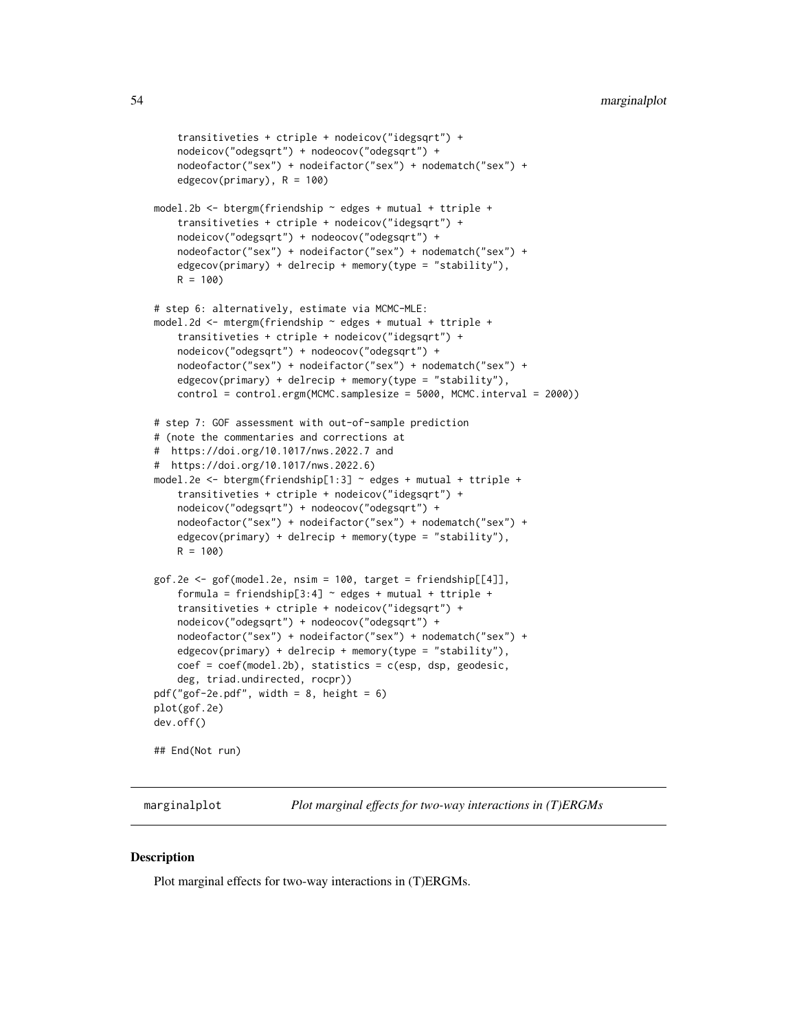```
    transitiveties + ctriple + nodeicov("idegsqrt") +
    nodeicov("odegsqrt") + nodeocov("odegsqrt") +
    nodeofactor("sex") + nodeifactor("sex") + nodematch("sex") +
    edgecov(primary), R = 100)

model.2b <- btergm(friendship ~ edges + mutual + ttriple +
    transitiveties + ctriple + nodeicov("idegsqrt") +
    nodeicov("odegsqrt") + nodeocov("odegsqrt") +
    nodeofactor("sex") + nodeifactor("sex") + nodematch("sex") +
    edgecov(primary) + delrecip + memory(type = "stability"),
    R = 100)

# step 6: alternatively, estimate via MCMC-MLE:
model.2d <- mtergm(friendship ~ edges + mutual + ttriple +
    transitiveties + ctriple + nodeicov("idegsqrt") +
    nodeicov("odegsqrt") + nodeocov("odegsqrt") +
    nodeofactor("sex") + nodeifactor("sex") + nodematch("sex") +
    edgecov(primary) + delrecip + memory(type = "stability"),
    control = control.ergm(MCMC.samplesize = 5000, MCMC.interval = 2000))

# step 7: GOF assessment with out-of-sample prediction
# (note the commentaries and corrections at
#  https://doi.org/10.1017/nws.2022.7 and
#  https://doi.org/10.1017/nws.2022.6)
model.2e <- btergm(friendship[1:3] ~ edges + mutual + ttriple +
    transitiveties + ctriple + nodeicov("idegsqrt") +
    nodeicov("odegsqrt") + nodeocov("odegsqrt") +
    nodeofactor("sex") + nodeifactor("sex") + nodematch("sex") +
    edgecov(primary) + delrecip + memory(type = "stability"),
    R = 100)

gof.2e <- gof(model.2e, nsim = 100, target = friendship[[4]],
    formula = friendship[3:4] ~ edges + mutual + ttriple +
    transitiveties + ctriple + nodeicov("idegsqrt") +
    nodeicov("odegsqrt") + nodeocov("odegsqrt") +
    nodeofactor("sex") + nodeifactor("sex") + nodematch("sex") +
    edgecov(primary) + delrecip + memory(type = "stability"),
    coef = coef(model.2b), statistics = c(esp, dsp, geodesic,
    deg, triad.undirected, rocpr))
pdf("gof-2e.pdf", width = 8, height = 6)
plot(gof.2e)
dev.off()

## End(Not run)
```

## marginalplot — *Plot marginal effects for two-way interactions in (T)ERGMs*

### Description

Plot marginal effects for two-way interactions in (T)ERGMs.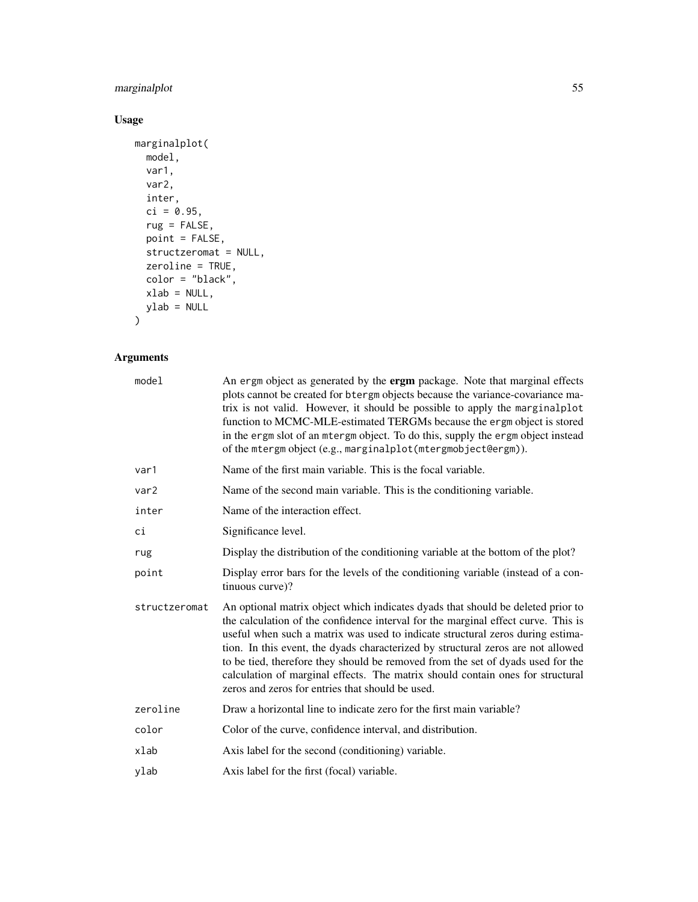## Usage

```
marginalplot(
  model,
  var1,
  var2,
  inter,
  ci = 0.95,
  rug = FALSE,
  point = FALSE,
  structzeromat = NULL,
  zeroline = TRUE,
  color = "black",
  xlab = NULL,
  ylab = NULL
)
```

## Arguments

| | |
|---|---|
| `model` | An `ergm` object as generated by the **ergm** package. Note that marginal effects plots cannot be created for `btergm` objects because the variance-covariance matrix is not valid. However, it should be possible to apply the `marginalplot` function to MCMC-MLE-estimated TERGMs because the `ergm` object is stored in the `ergm` slot of an `mtergm` object. To do this, supply the `ergm` object instead of the `mtergm` object (e.g., `marginalplot(mtergmobject@ergm)`). |
| `var1` | Name of the first main variable. This is the focal variable. |
| `var2` | Name of the second main variable. This is the conditioning variable. |
| `inter` | Name of the interaction effect. |
| `ci` | Significance level. |
| `rug` | Display the distribution of the conditioning variable at the bottom of the plot? |
| `point` | Display error bars for the levels of the conditioning variable (instead of a continuous curve)? |
| `structzeromat` | An optional matrix object which indicates dyads that should be deleted prior to the calculation of the confidence interval for the marginal effect curve. This is useful when such a matrix was used to indicate structural zeros during estimation. In this event, the dyads characterized by structural zeros are not allowed to be tied, therefore they should be removed from the set of dyads used for the calculation of marginal effects. The matrix should contain ones for structural zeros and zeros for entries that should be used. |
| `zeroline` | Draw a horizontal line to indicate zero for the first main variable? |
| `color` | Color of the curve, confidence interval, and distribution. |
| `xlab` | Axis label for the second (conditioning) variable. |
| `ylab` | Axis label for the first (focal) variable. |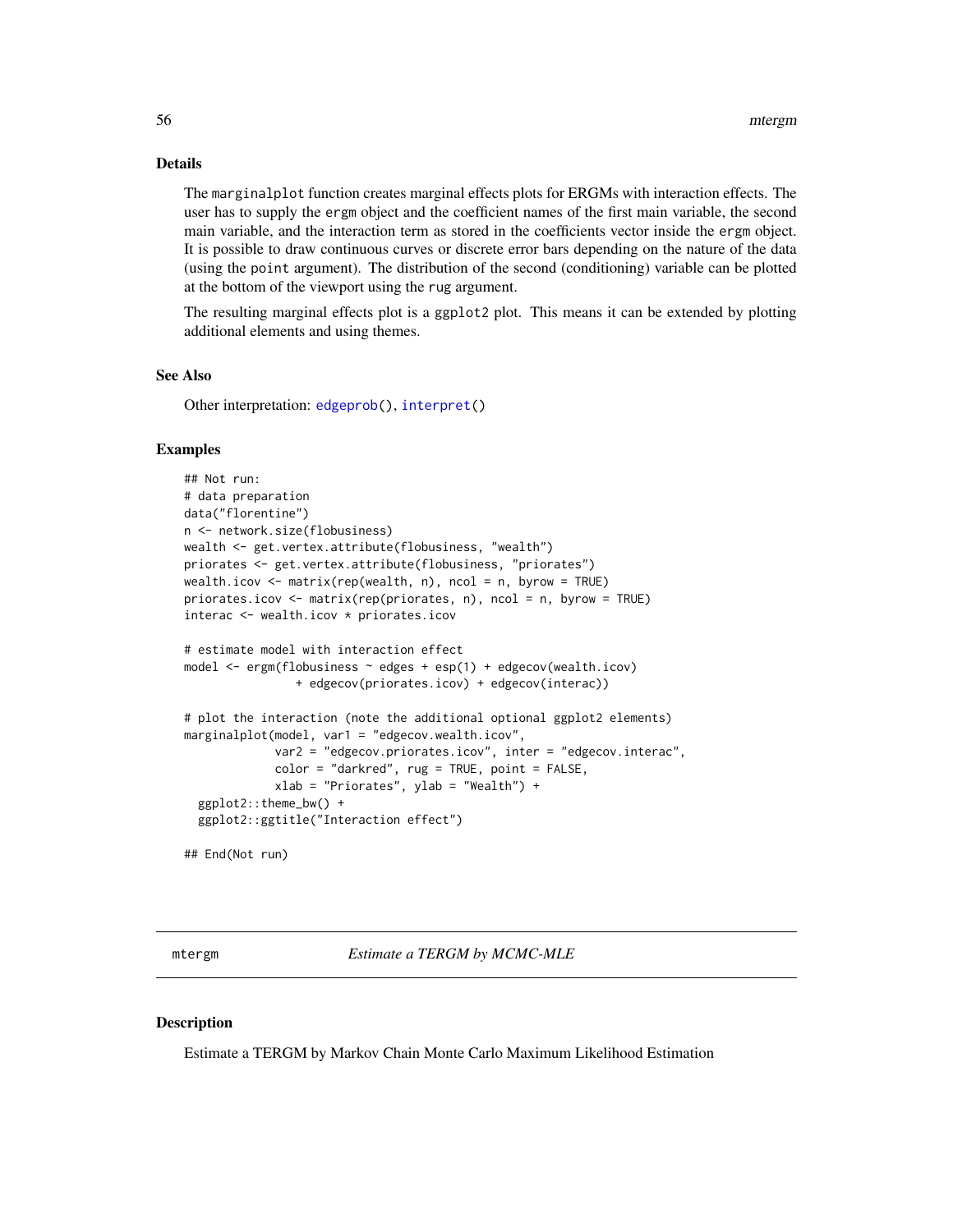### Details

The `marginalplot` function creates marginal effects plots for ERGMs with interaction effects. The user has to supply the `ergm` object and the coefficient names of the first main variable, the second main variable, and the interaction term as stored in the coefficients vector inside the `ergm` object. It is possible to draw continuous curves or discrete error bars depending on the nature of the data (using the `point` argument). The distribution of the second (conditioning) variable can be plotted at the bottom of the viewport using the `rug` argument.

The resulting marginal effects plot is a `ggplot2` plot. This means it can be extended by plotting additional elements and using themes.

### See Also

Other interpretation: `edgeprob()`, `interpret()`

### Examples

```
## Not run:
# data preparation
data("florentine")
n <- network.size(flobusiness)
wealth <- get.vertex.attribute(flobusiness, "wealth")
priorates <- get.vertex.attribute(flobusiness, "priorates")
wealth.icov <- matrix(rep(wealth, n), ncol = n, byrow = TRUE)
priorates.icov <- matrix(rep(priorates, n), ncol = n, byrow = TRUE)
interac <- wealth.icov * priorates.icov

# estimate model with interaction effect
model <- ergm(flobusiness ~ edges + esp(1) + edgecov(wealth.icov)
                + edgecov(priorates.icov) + edgecov(interac))

# plot the interaction (note the additional optional ggplot2 elements)
marginalplot(model, var1 = "edgecov.wealth.icov",
             var2 = "edgecov.priorates.icov", inter = "edgecov.interac",
             color = "darkred", rug = TRUE, point = FALSE,
             xlab = "Priorates", ylab = "Wealth") +
  ggplot2::theme_bw() +
  ggplot2::ggtitle("Interaction effect")

## End(Not run)
```

## mtergm *Estimate a TERGM by MCMC-MLE*

### Description

Estimate a TERGM by Markov Chain Monte Carlo Maximum Likelihood Estimation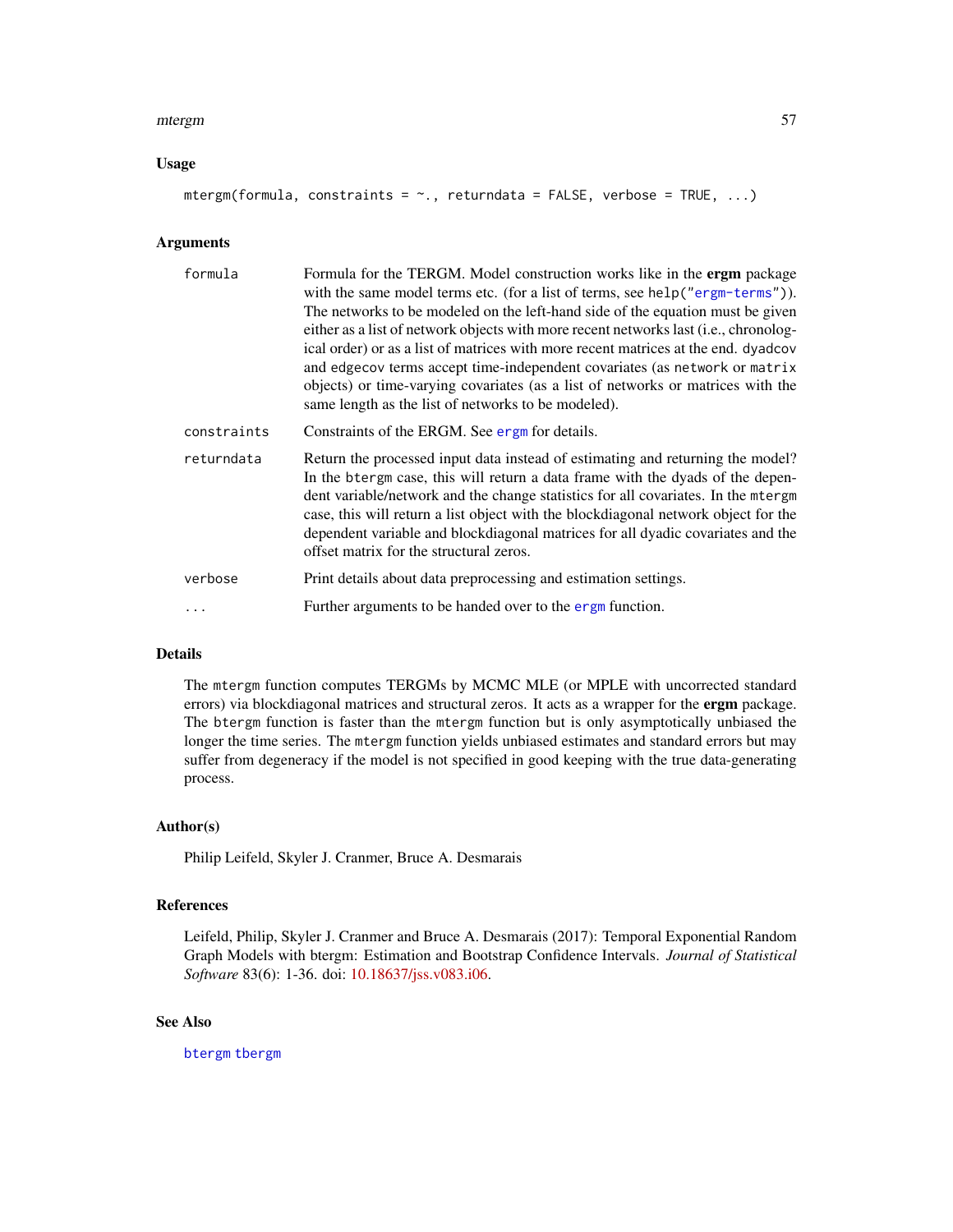## Usage

```
mtergm(formula, constraints = ~., returndata = FALSE, verbose = TRUE, ...)
```

## Arguments

| | |
|---|---|
| `formula` | Formula for the TERGM. Model construction works like in the **ergm** package with the same model terms etc. (for a list of terms, see `help("ergm-terms")`). The networks to be modeled on the left-hand side of the equation must be given either as a list of network objects with more recent networks last (i.e., chronological order) or as a list of matrices with more recent matrices at the end. `dyadcov` and `edgecov` terms accept time-independent covariates (as `network` or `matrix` objects) or time-varying covariates (as a list of networks or matrices with the same length as the list of networks to be modeled). |
| `constraints` | Constraints of the ERGM. See `ergm` for details. |
| `returndata` | Return the processed input data instead of estimating and returning the model? In the `btergm` case, this will return a data frame with the dyads of the dependent variable/network and the change statistics for all covariates. In the `mtergm` case, this will return a list object with the blockdiagonal network object for the dependent variable and blockdiagonal matrices for all dyadic covariates and the offset matrix for the structural zeros. |
| `verbose` | Print details about data preprocessing and estimation settings. |
| `...` | Further arguments to be handed over to the `ergm` function. |

## Details

The `mtergm` function computes TERGMs by MCMC MLE (or MPLE with uncorrected standard errors) via blockdiagonal matrices and structural zeros. It acts as a wrapper for the **ergm** package. The `btergm` function is faster than the `mtergm` function but is only asymptotically unbiased the longer the time series. The `mtergm` function yields unbiased estimates and standard errors but may suffer from degeneracy if the model is not specified in good keeping with the true data-generating process.

## Author(s)

Philip Leifeld, Skyler J. Cranmer, Bruce A. Desmarais

## References

Leifeld, Philip, Skyler J. Cranmer and Bruce A. Desmarais (2017): Temporal Exponential Random Graph Models with btergm: Estimation and Bootstrap Confidence Intervals. *Journal of Statistical Software* 83(6): 1-36. doi: 10.18637/jss.v083.i06.

## See Also

`btergm` `tbergm`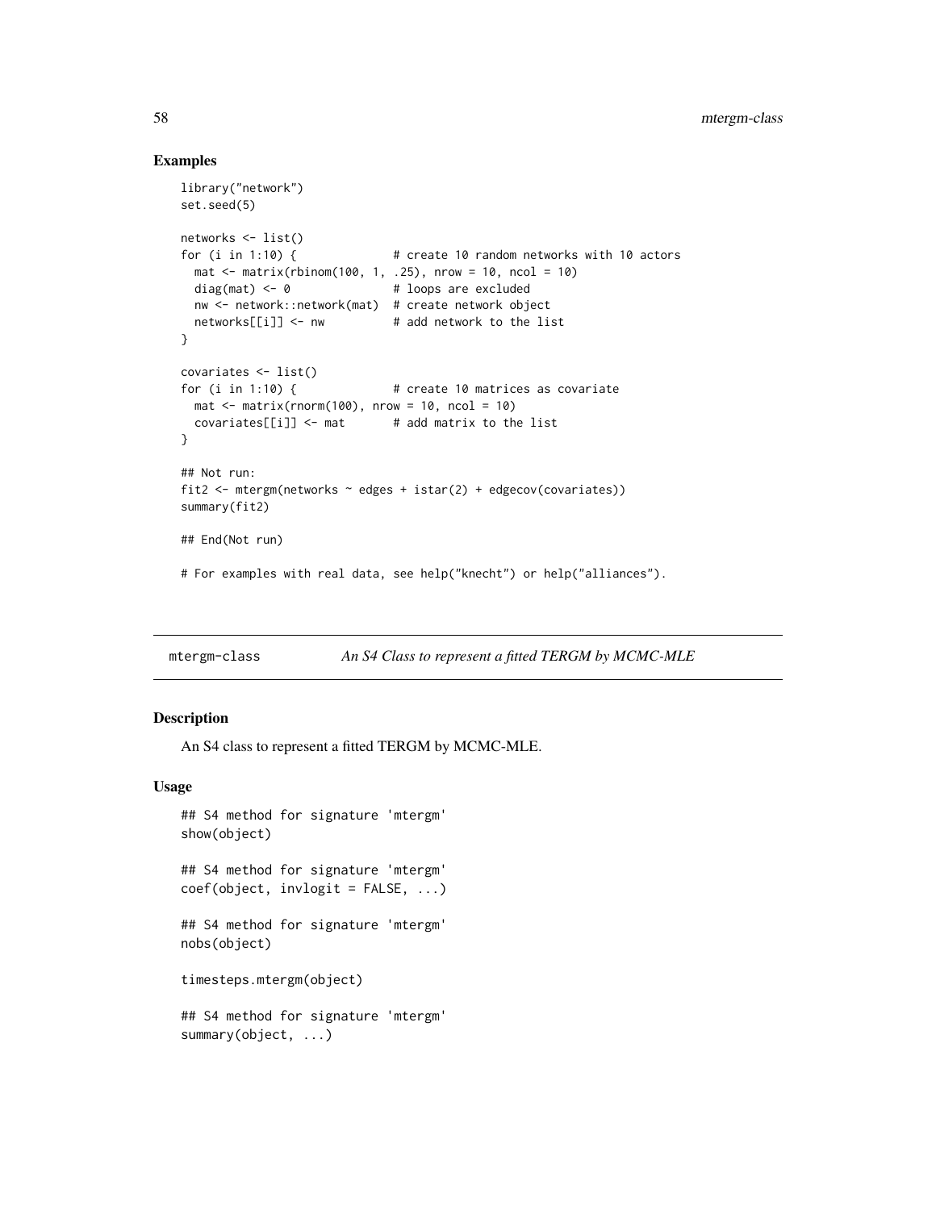## Examples

```
library("network")
set.seed(5)

networks <- list()
for (i in 1:10) {              # create 10 random networks with 10 actors
  mat <- matrix(rbinom(100, 1, .25), nrow = 10, ncol = 10)
  diag(mat) <- 0               # loops are excluded
  nw <- network::network(mat)  # create network object
  networks[[i]] <- nw          # add network to the list
}

covariates <- list()
for (i in 1:10) {              # create 10 matrices as covariate
  mat <- matrix(rnorm(100), nrow = 10, ncol = 10)
  covariates[[i]] <- mat       # add matrix to the list
}

## Not run:
fit2 <- mtergm(networks ~ edges + istar(2) + edgecov(covariates))
summary(fit2)

## End(Not run)

# For examples with real data, see help("knecht") or help("alliances").
```

---

`mtergm-class` *An S4 Class to represent a fitted TERGM by MCMC-MLE*

---

## Description

An S4 class to represent a fitted TERGM by MCMC-MLE.

## Usage

```
## S4 method for signature 'mtergm'
show(object)

## S4 method for signature 'mtergm'
coef(object, invlogit = FALSE, ...)

## S4 method for signature 'mtergm'
nobs(object)

timesteps.mtergm(object)

## S4 method for signature 'mtergm'
summary(object, ...)
```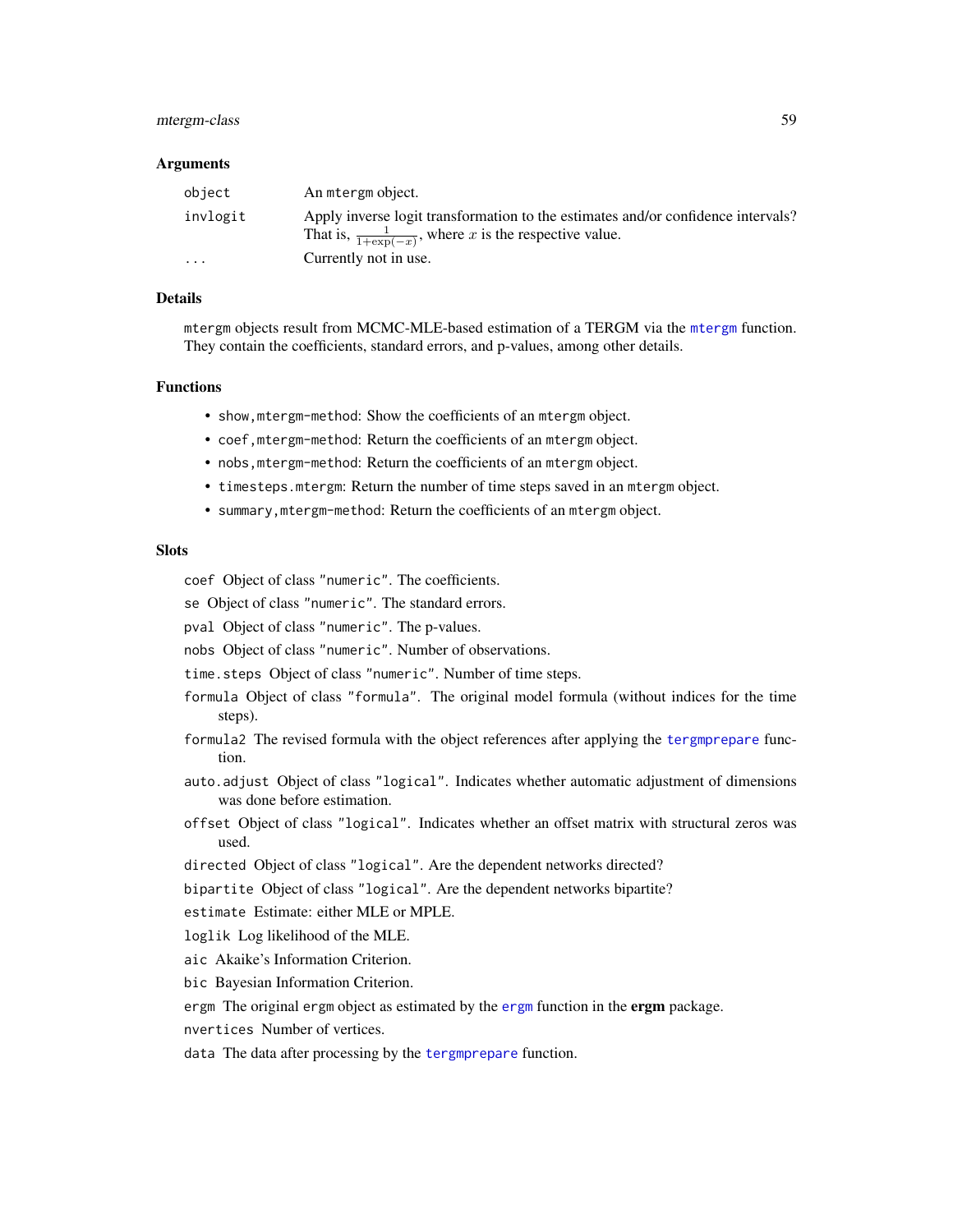### Arguments

| | |
|---|---|
| object | An mtergm object. |
| invlogit | Apply inverse logit transformation to the estimates and/or confidence intervals? That is, $\frac{1}{1+\exp(-x)}$, where $x$ is the respective value. |
| ... | Currently not in use. |

### Details

mtergm objects result from MCMC-MLE-based estimation of a TERGM via the mtergm function. They contain the coefficients, standard errors, and p-values, among other details.

### Functions

- show,mtergm-method: Show the coefficients of an mtergm object.
- coef,mtergm-method: Return the coefficients of an mtergm object.
- nobs,mtergm-method: Return the coefficients of an mtergm object.
- timesteps.mtergm: Return the number of time steps saved in an mtergm object.
- summary,mtergm-method: Return the coefficients of an mtergm object.

### Slots

coef Object of class "numeric". The coefficients.

se Object of class "numeric". The standard errors.

pval Object of class "numeric". The p-values.

nobs Object of class "numeric". Number of observations.

time.steps Object of class "numeric". Number of time steps.

formula Object of class "formula". The original model formula (without indices for the time steps).

formula2 The revised formula with the object references after applying the tergmprepare function.

auto.adjust Object of class "logical". Indicates whether automatic adjustment of dimensions was done before estimation.

offset Object of class "logical". Indicates whether an offset matrix with structural zeros was used.

directed Object of class "logical". Are the dependent networks directed?

bipartite Object of class "logical". Are the dependent networks bipartite?

estimate Estimate: either MLE or MPLE.

loglik Log likelihood of the MLE.

aic Akaike's Information Criterion.

bic Bayesian Information Criterion.

ergm The original ergm object as estimated by the ergm function in the **ergm** package.

nvertices Number of vertices.

data The data after processing by the tergmprepare function.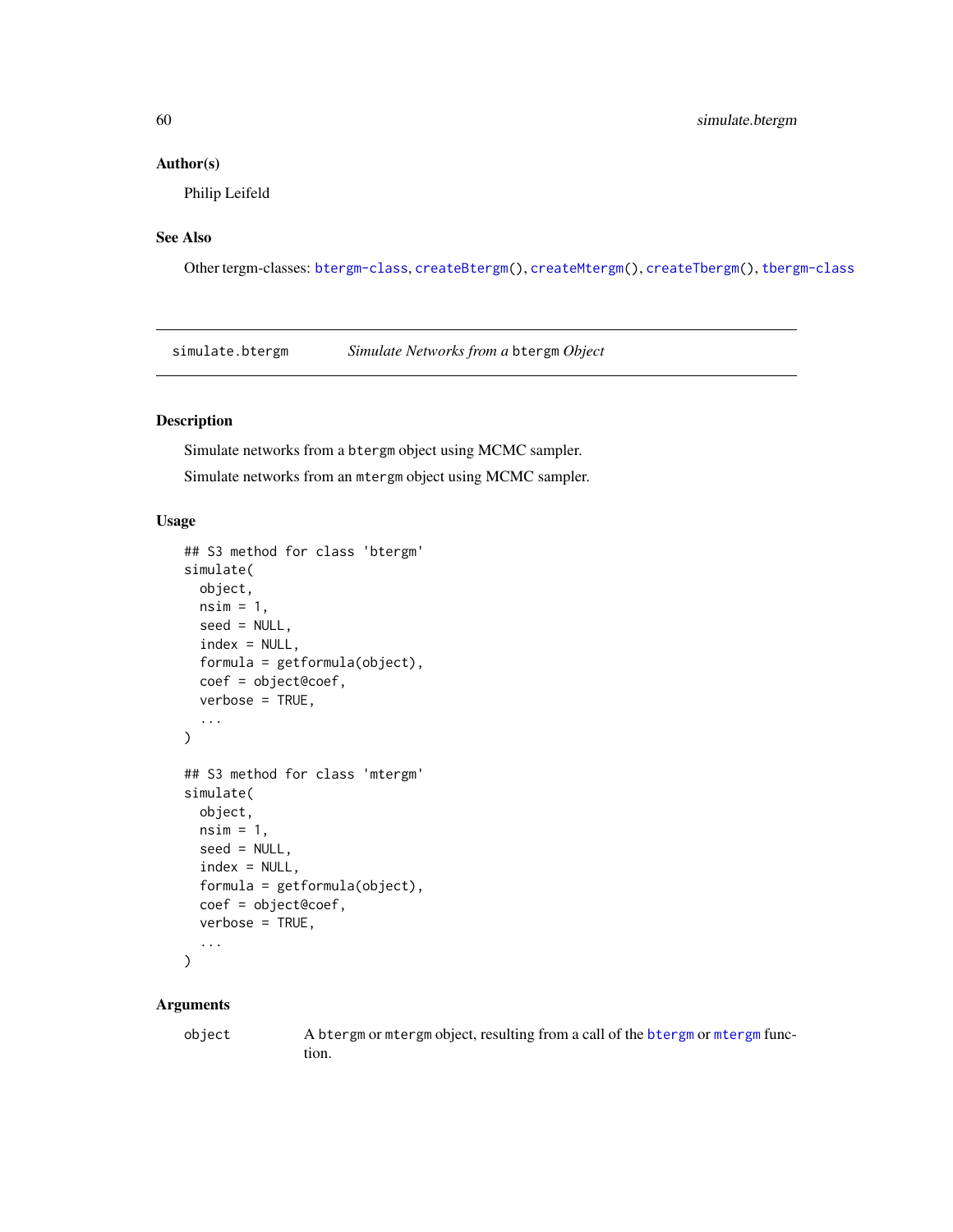### Author(s)

Philip Leifeld

### See Also

Other tergm-classes: `btergm-class`, `createBtergm()`, `createMtergm()`, `createTbergm()`, `tbergm-class`

---

## simulate.btergm — *Simulate Networks from a* `btergm` *Object*

### Description

Simulate networks from a `btergm` object using MCMC sampler.

Simulate networks from an `mtergm` object using MCMC sampler.

### Usage

```
## S3 method for class 'btergm'
simulate(
  object,
  nsim = 1,
  seed = NULL,
  index = NULL,
  formula = getformula(object),
  coef = object@coef,
  verbose = TRUE,
  ...
)

## S3 method for class 'mtergm'
simulate(
  object,
  nsim = 1,
  seed = NULL,
  index = NULL,
  formula = getformula(object),
  coef = object@coef,
  verbose = TRUE,
  ...
)
```

### Arguments

| | |
|---|---|
| `object` | A `btergm` or `mtergm` object, resulting from a call of the `btergm` or `mtergm` function. |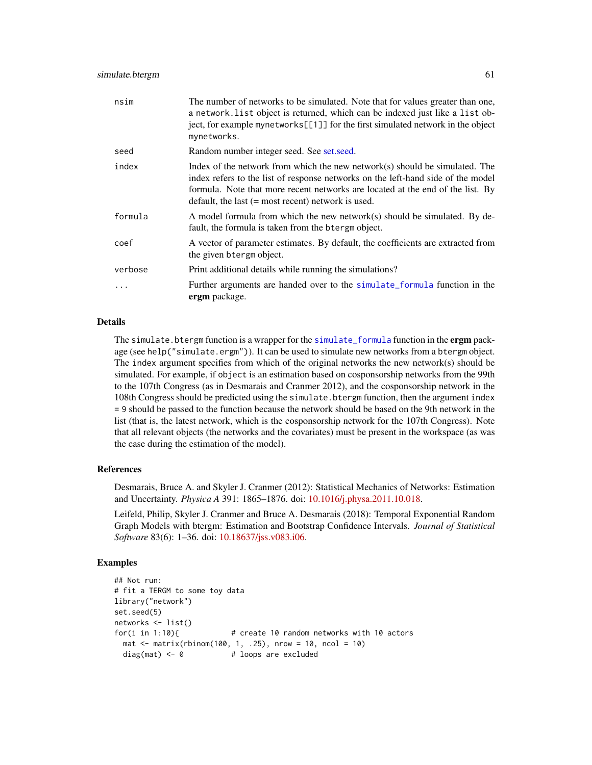| | |
|---|---|
| nsim | The number of networks to be simulated. Note that for values greater than one, a network.list object is returned, which can be indexed just like a list object, for example mynetworks[[1]] for the first simulated network in the object mynetworks. |
| seed | Random number integer seed. See set.seed. |
| index | Index of the network from which the new network(s) should be simulated. The index refers to the list of response networks on the left-hand side of the model formula. Note that more recent networks are located at the end of the list. By default, the last (= most recent) network is used. |
| formula | A model formula from which the new network(s) should be simulated. By default, the formula is taken from the btergm object. |
| coef | A vector of parameter estimates. By default, the coefficients are extracted from the given btergm object. |
| verbose | Print additional details while running the simulations? |
| ... | Further arguments are handed over to the simulate_formula function in the **ergm** package. |

## Details

The simulate.btergm function is a wrapper for the simulate_formula function in the **ergm** package (see help("simulate.ergm")). It can be used to simulate new networks from a btergm object. The index argument specifies from which of the original networks the new network(s) should be simulated. For example, if object is an estimation based on cosponsorship networks from the 99th to the 107th Congress (as in Desmarais and Cranmer 2012), and the cosponsorship network in the 108th Congress should be predicted using the simulate.btergm function, then the argument index = 9 should be passed to the function because the network should be based on the 9th network in the list (that is, the latest network, which is the cosponsorship network for the 107th Congress). Note that all relevant objects (the networks and the covariates) must be present in the workspace (as was the case during the estimation of the model).

## References

Desmarais, Bruce A. and Skyler J. Cranmer (2012): Statistical Mechanics of Networks: Estimation and Uncertainty. *Physica A* 391: 1865–1876. doi: 10.1016/j.physa.2011.10.018.

Leifeld, Philip, Skyler J. Cranmer and Bruce A. Desmarais (2018): Temporal Exponential Random Graph Models with btergm: Estimation and Bootstrap Confidence Intervals. *Journal of Statistical Software* 83(6): 1–36. doi: 10.18637/jss.v083.i06.

## Examples

```
## Not run:
# fit a TERGM to some toy data
library("network")
set.seed(5)
networks <- list()
for(i in 1:10){            # create 10 random networks with 10 actors
  mat <- matrix(rbinom(100, 1, .25), nrow = 10, ncol = 10)
  diag(mat) <- 0           # loops are excluded
```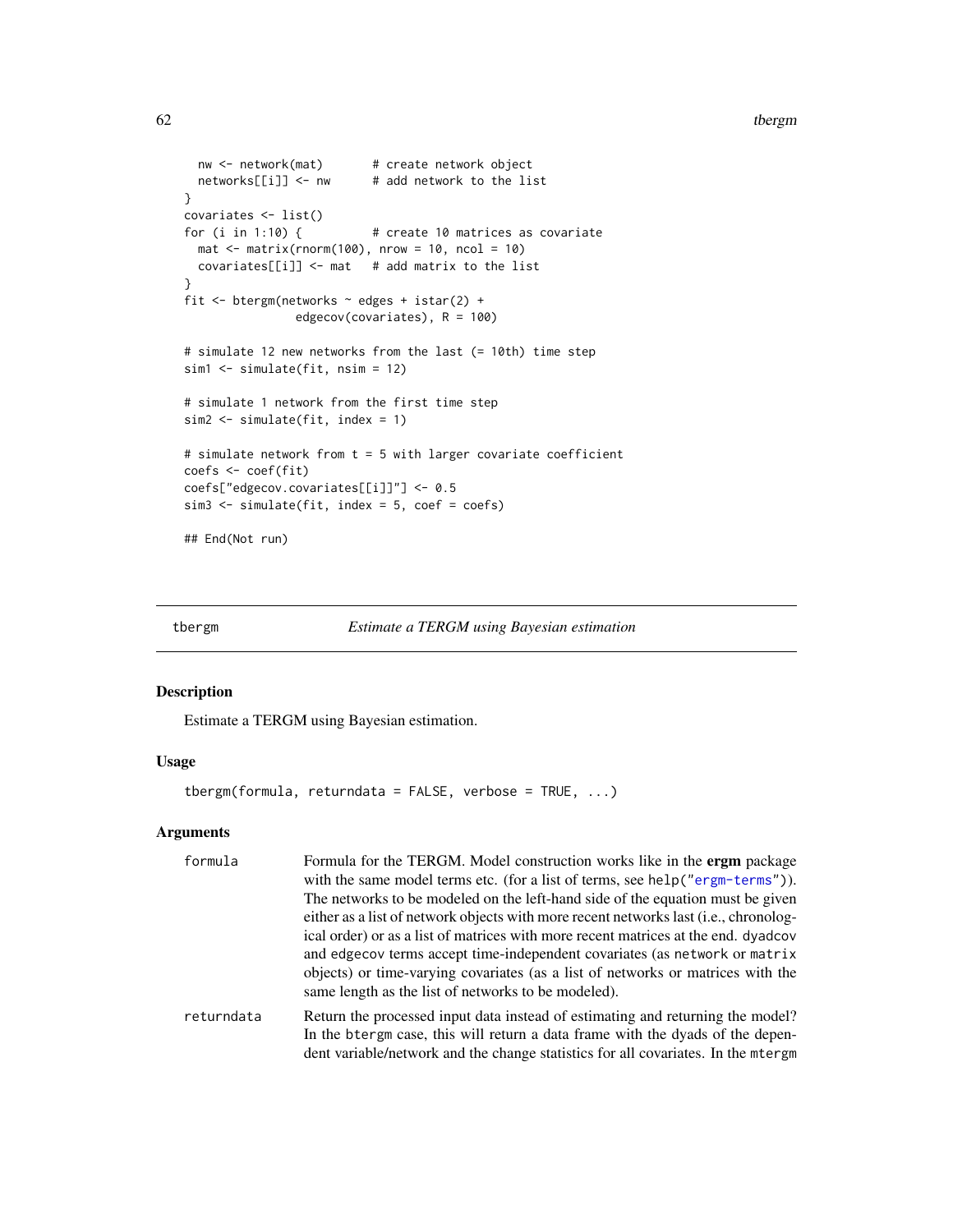```
  nw <- network(mat)       # create network object
  networks[[i]] <- nw      # add network to the list
}
covariates <- list()
for (i in 1:10) {          # create 10 matrices as covariate
  mat <- matrix(rnorm(100), nrow = 10, ncol = 10)
  covariates[[i]] <- mat   # add matrix to the list
}
fit <- btergm(networks ~ edges + istar(2) +
                edgecov(covariates), R = 100)

# simulate 12 new networks from the last (= 10th) time step
sim1 <- simulate(fit, nsim = 12)

# simulate 1 network from the first time step
sim2 <- simulate(fit, index = 1)

# simulate network from t = 5 with larger covariate coefficient
coefs <- coef(fit)
coefs["edgecov.covariates[[i]]"] <- 0.5
sim3 <- simulate(fit, index = 5, coef = coefs)

## End(Not run)
```

---

## tbergm — *Estimate a TERGM using Bayesian estimation*

### Description

Estimate a TERGM using Bayesian estimation.

### Usage

```
tbergm(formula, returndata = FALSE, verbose = TRUE, ...)
```

### Arguments

`formula` — Formula for the TERGM. Model construction works like in the **ergm** package with the same model terms etc. (for a list of terms, see `help("ergm-terms")`). The networks to be modeled on the left-hand side of the equation must be given either as a list of network objects with more recent networks last (i.e., chronological order) or as a list of matrices with more recent matrices at the end. `dyadcov` and `edgecov` terms accept time-independent covariates (as `network` or `matrix` objects) or time-varying covariates (as a list of networks or matrices with the same length as the list of networks to be modeled).

`returndata` — Return the processed input data instead of estimating and returning the model? In the `btergm` case, this will return a data frame with the dyads of the dependent variable/network and the change statistics for all covariates. In the `mtergm`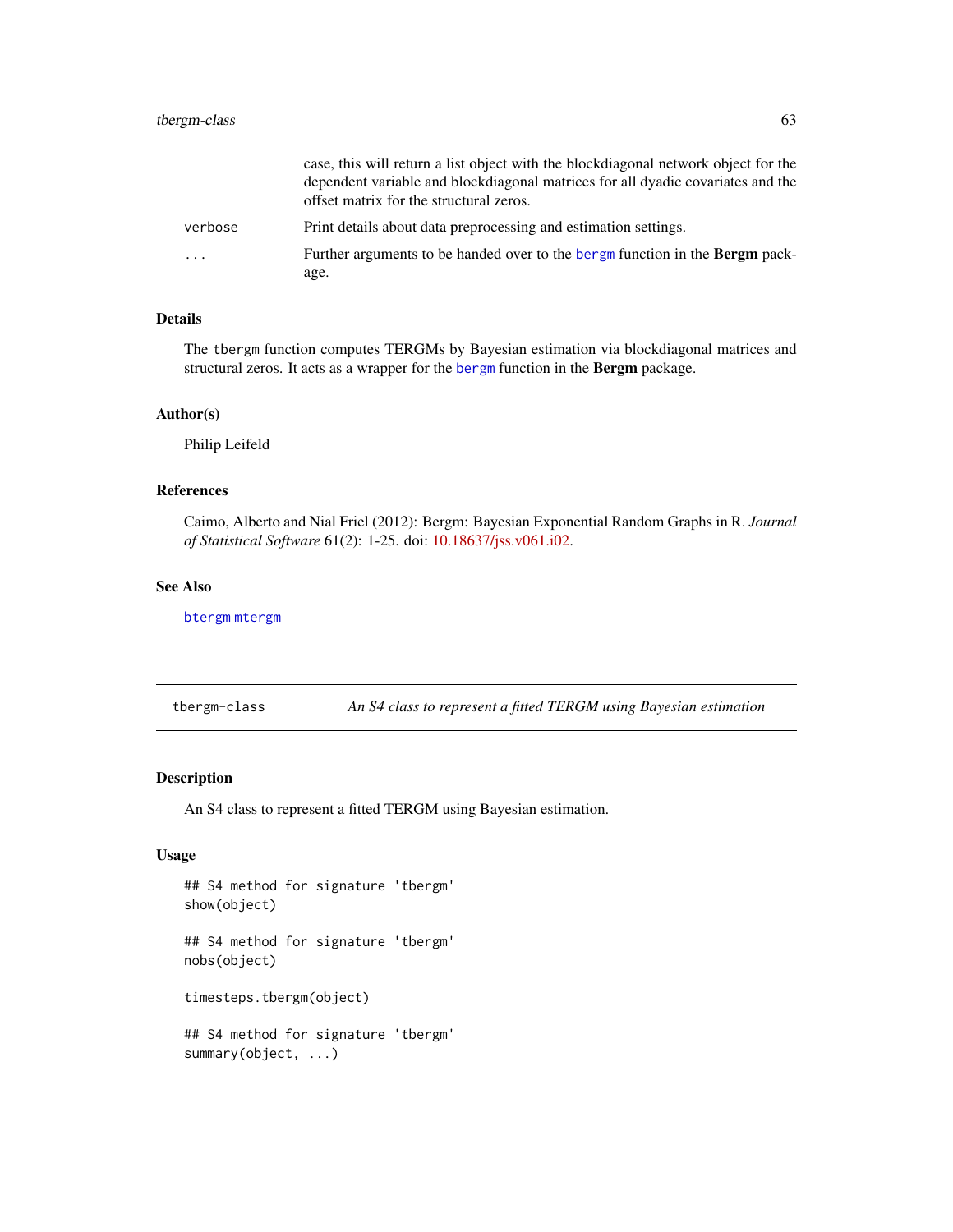case, this will return a list object with the blockdiagonal network object for the dependent variable and blockdiagonal matrices for all dyadic covariates and the offset matrix for the structural zeros.

verbose Print details about data preprocessing and estimation settings.

... Further arguments to be handed over to the bergm function in the **Bergm** package.

### Details

The tbergm function computes TERGMs by Bayesian estimation via blockdiagonal matrices and structural zeros. It acts as a wrapper for the bergm function in the **Bergm** package.

### Author(s)

Philip Leifeld

### References

Caimo, Alberto and Nial Friel (2012): Bergm: Bayesian Exponential Random Graphs in R. *Journal of Statistical Software* 61(2): 1-25. doi: 10.18637/jss.v061.i02.

### See Also

btergm mtergm

---

## tbergm-class — *An S4 class to represent a fitted TERGM using Bayesian estimation*

### Description

An S4 class to represent a fitted TERGM using Bayesian estimation.

### Usage

```
## S4 method for signature 'tbergm'
show(object)

## S4 method for signature 'tbergm'
nobs(object)

timesteps.tbergm(object)

## S4 method for signature 'tbergm'
summary(object, ...)
```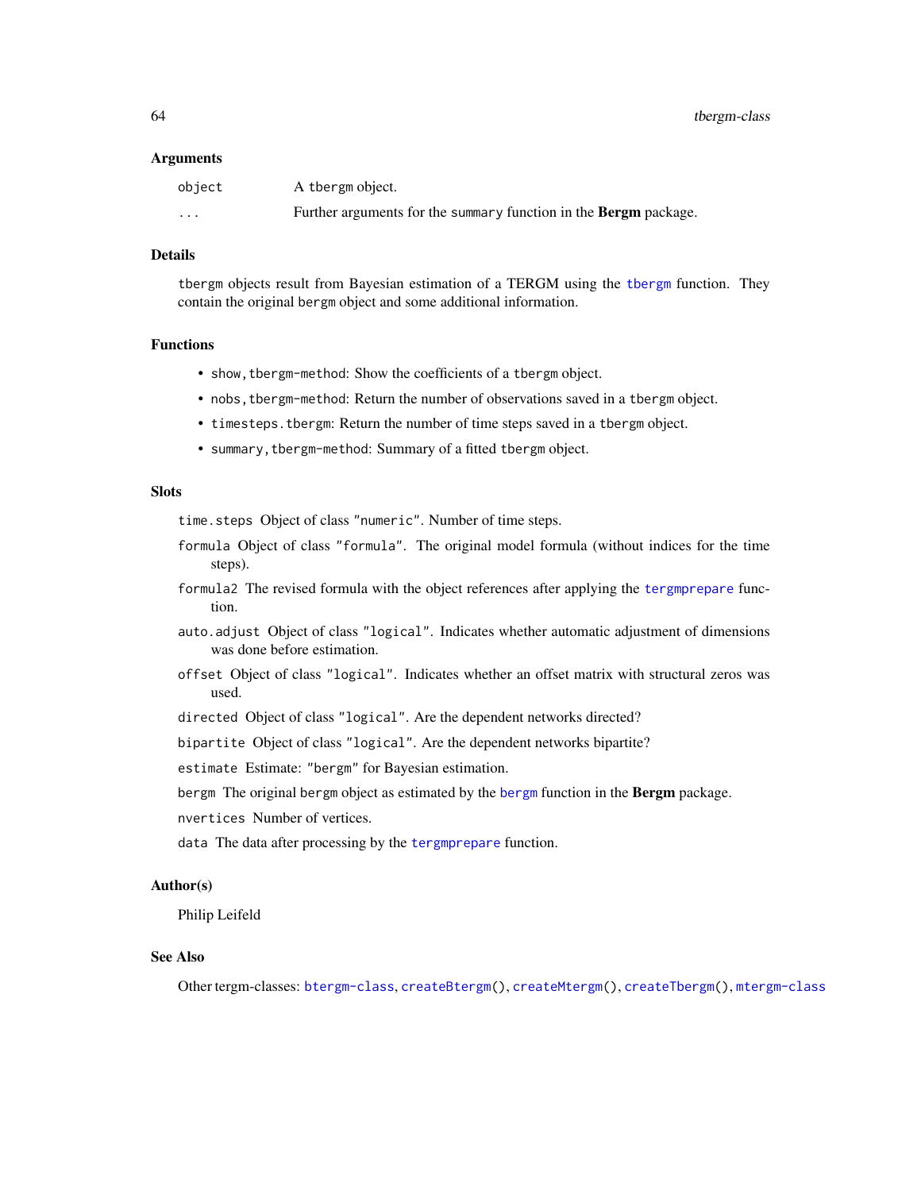### Arguments

| | |
|---|---|
| `object` | A `tbergm` object. |
| `...` | Further arguments for the `summary` function in the **Bergm** package. |

### Details

`tbergm` objects result from Bayesian estimation of a TERGM using the `tbergm` function. They contain the original `bergm` object and some additional information.

### Functions

- `show,tbergm-method`: Show the coefficients of a `tbergm` object.
- `nobs,tbergm-method`: Return the number of observations saved in a `tbergm` object.
- `timesteps.tbergm`: Return the number of time steps saved in a `tbergm` object.
- `summary,tbergm-method`: Summary of a fitted `tbergm` object.

### Slots

`time.steps` Object of class `"numeric"`. Number of time steps.

`formula` Object of class `"formula"`. The original model formula (without indices for the time steps).

`formula2` The revised formula with the object references after applying the `tergmprepare` function.

`auto.adjust` Object of class `"logical"`. Indicates whether automatic adjustment of dimensions was done before estimation.

`offset` Object of class `"logical"`. Indicates whether an offset matrix with structural zeros was used.

`directed` Object of class `"logical"`. Are the dependent networks directed?

`bipartite` Object of class `"logical"`. Are the dependent networks bipartite?

`estimate` Estimate: `"bergm"` for Bayesian estimation.

`bergm` The original `bergm` object as estimated by the `bergm` function in the **Bergm** package.

`nvertices` Number of vertices.

`data` The data after processing by the `tergmprepare` function.

### Author(s)

Philip Leifeld

### See Also

Other tergm-classes: `btergm-class`, `createBtergm()`, `createMtergm()`, `createTbergm()`, `mtergm-class`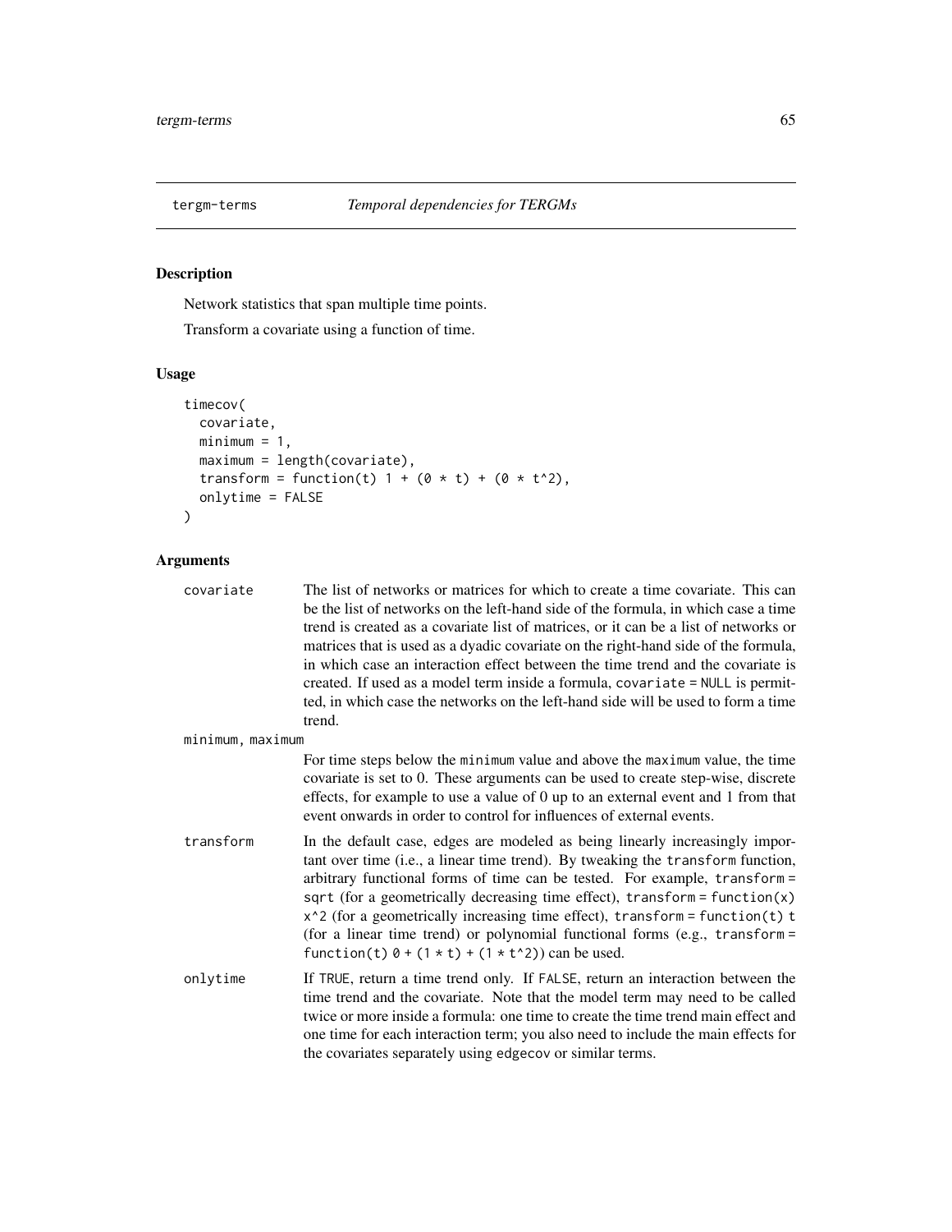## tergm-terms — *Temporal dependencies for TERGMs*

### Description

Network statistics that span multiple time points.

Transform a covariate using a function of time.

### Usage

```
timecov(
  covariate,
  minimum = 1,
  maximum = length(covariate),
  transform = function(t) 1 + (0 * t) + (0 * t^2),
  onlytime = FALSE
)
```

### Arguments

`covariate`
: The list of networks or matrices for which to create a time covariate. This can be the list of networks on the left-hand side of the formula, in which case a time trend is created as a covariate list of matrices, or it can be a list of networks or matrices that is used as a dyadic covariate on the right-hand side of the formula, in which case an interaction effect between the time trend and the covariate is created. If used as a model term inside a formula, `covariate = NULL` is permitted, in which case the networks on the left-hand side will be used to form a time trend.

`minimum, maximum`
: For time steps below the `minimum` value and above the `maximum` value, the time covariate is set to 0. These arguments can be used to create step-wise, discrete effects, for example to use a value of 0 up to an external event and 1 from that event onwards in order to control for influences of external events.

`transform`
: In the default case, edges are modeled as being linearly increasingly important over time (i.e., a linear time trend). By tweaking the `transform` function, arbitrary functional forms of time can be tested. For example, `transform = sqrt` (for a geometrically decreasing time effect), `transform = function(x) x^2` (for a geometrically increasing time effect), `transform = function(t) t` (for a linear time trend) or polynomial functional forms (e.g., `transform = function(t) 0 + (1 * t) + (1 * t^2)`) can be used.

`onlytime`
: If `TRUE`, return a time trend only. If `FALSE`, return an interaction between the time trend and the covariate. Note that the model term may need to be called twice or more inside a formula: one time to create the time trend main effect and one time for each interaction term; you also need to include the main effects for the covariates separately using `edgecov` or similar terms.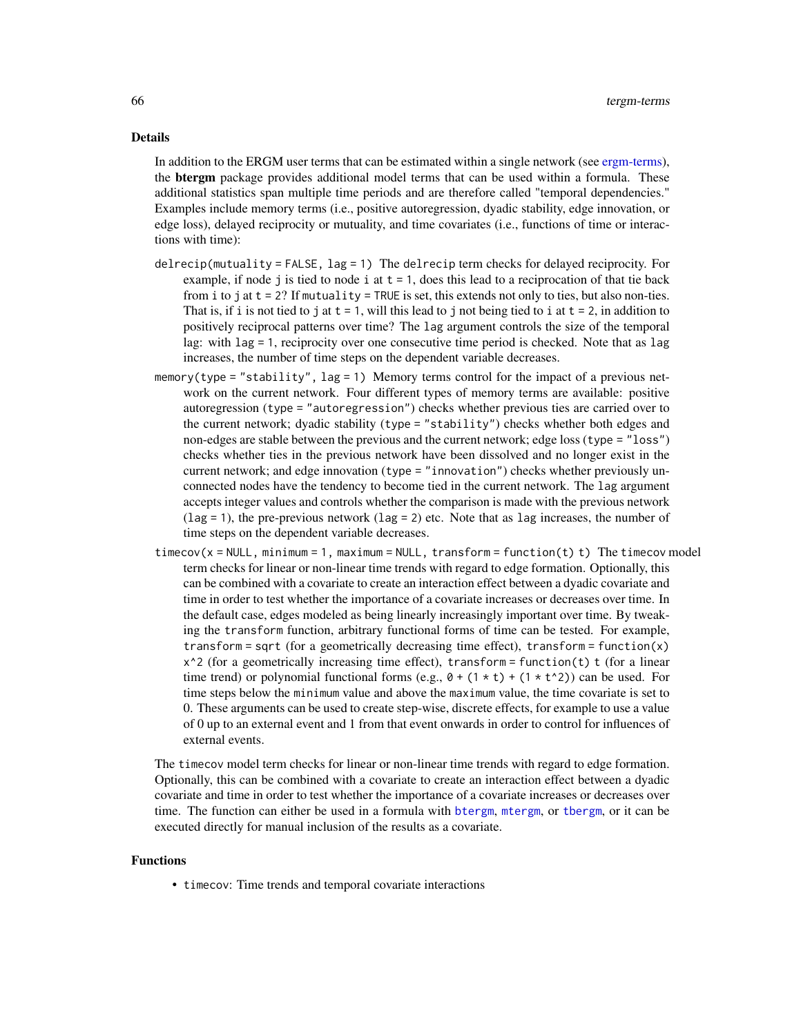## Details

In addition to the ERGM user terms that can be estimated within a single network (see ergm-terms), the **btergm** package provides additional model terms that can be used within a formula. These additional statistics span multiple time periods and are therefore called "temporal dependencies." Examples include memory terms (i.e., positive autoregression, dyadic stability, edge innovation, or edge loss), delayed reciprocity or mutuality, and time covariates (i.e., functions of time or interactions with time):

`delrecip(mutuality = FALSE, lag = 1)` The `delrecip` term checks for delayed reciprocity. For example, if node `j` is tied to node `i` at `t = 1`, does this lead to a reciprocation of that tie back from `i` to `j` at `t = 2`? If `mutuality = TRUE` is set, this extends not only to ties, but also non-ties. That is, if `i` is not tied to `j` at `t = 1`, will this lead to `j` not being tied to `i` at `t = 2`, in addition to positively reciprocal patterns over time? The `lag` argument controls the size of the temporal lag: with `lag = 1`, reciprocity over one consecutive time period is checked. Note that as `lag` increases, the number of time steps on the dependent variable decreases.

`memory(type = "stability", lag = 1)` Memory terms control for the impact of a previous network on the current network. Four different types of memory terms are available: positive autoregression (`type = "autoregression"`) checks whether previous ties are carried over to the current network; dyadic stability (`type = "stability"`) checks whether both edges and non-edges are stable between the previous and the current network; edge loss (`type = "loss"`) checks whether ties in the previous network have been dissolved and no longer exist in the current network; and edge innovation (`type = "innovation"`) checks whether previously unconnected nodes have the tendency to become tied in the current network. The `lag` argument accepts integer values and controls whether the comparison is made with the previous network (`lag = 1`), the pre-previous network (`lag = 2`) etc. Note that as `lag` increases, the number of time steps on the dependent variable decreases.

`timecov(x = NULL, minimum = 1, maximum = NULL, transform = function(t) t)` The `timecov` model term checks for linear or non-linear time trends with regard to edge formation. Optionally, this can be combined with a covariate to create an interaction effect between a dyadic covariate and time in order to test whether the importance of a covariate increases or decreases over time. In the default case, edges modeled as being linearly increasingly important over time. By tweaking the `transform` function, arbitrary functional forms of time can be tested. For example, `transform = sqrt` (for a geometrically decreasing time effect), `transform = function(x) x^2` (for a geometrically increasing time effect), `transform = function(t) t` (for a linear time trend) or polynomial functional forms (e.g., `0 + (1 * t) + (1 * t^2)`) can be used. For time steps below the `minimum` value and above the `maximum` value, the time covariate is set to 0. These arguments can be used to create step-wise, discrete effects, for example to use a value of 0 up to an external event and 1 from that event onwards in order to control for influences of external events.

The `timecov` model term checks for linear or non-linear time trends with regard to edge formation. Optionally, this can be combined with a covariate to create an interaction effect between a dyadic covariate and time in order to test whether the importance of a covariate increases or decreases over time. The function can either be used in a formula with `btergm`, `mtergm`, or `tbergm`, or it can be executed directly for manual inclusion of the results as a covariate.

## Functions

- `timecov`: Time trends and temporal covariate interactions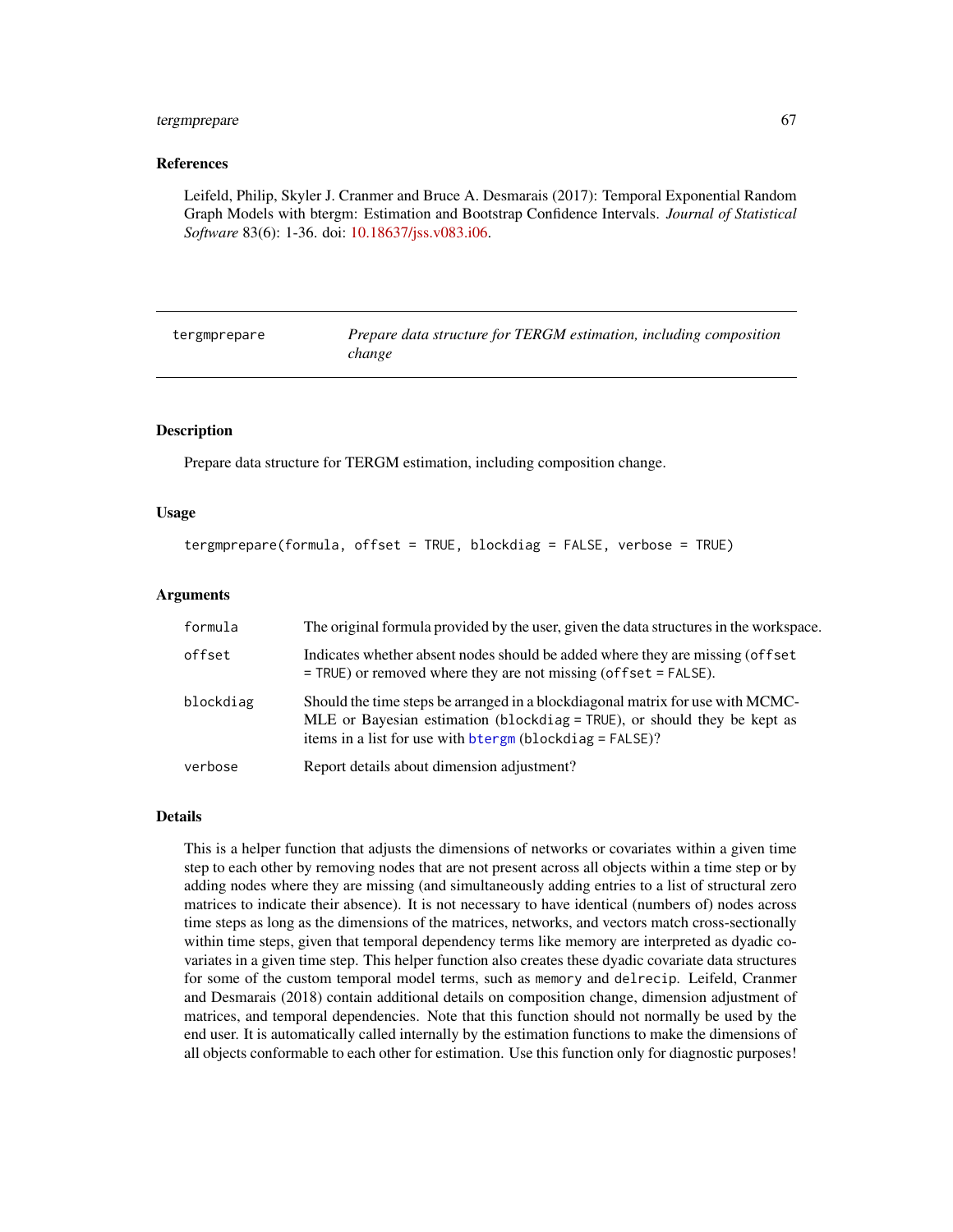## References

Leifeld, Philip, Skyler J. Cranmer and Bruce A. Desmarais (2017): Temporal Exponential Random Graph Models with btergm: Estimation and Bootstrap Confidence Intervals. *Journal of Statistical Software* 83(6): 1-36. doi: 10.18637/jss.v083.i06.

---

# tergmprepare — *Prepare data structure for TERGM estimation, including composition change*

## Description

Prepare data structure for TERGM estimation, including composition change.

## Usage

```
tergmprepare(formula, offset = TRUE, blockdiag = FALSE, verbose = TRUE)
```

## Arguments

| | |
|---|---|
| `formula` | The original formula provided by the user, given the data structures in the workspace. |
| `offset` | Indicates whether absent nodes should be added where they are missing (`offset = TRUE`) or removed where they are not missing (`offset = FALSE`). |
| `blockdiag` | Should the time steps be arranged in a blockdiagonal matrix for use with MCMC-MLE or Bayesian estimation (`blockdiag = TRUE`), or should they be kept as items in a list for use with `btergm` (`blockdiag = FALSE`)? |
| `verbose` | Report details about dimension adjustment? |

## Details

This is a helper function that adjusts the dimensions of networks or covariates within a given time step to each other by removing nodes that are not present across all objects within a time step or by adding nodes where they are missing (and simultaneously adding entries to a list of structural zero matrices to indicate their absence). It is not necessary to have identical (numbers of) nodes across time steps as long as the dimensions of the matrices, networks, and vectors match cross-sectionally within time steps, given that temporal dependency terms like memory are interpreted as dyadic covariates in a given time step. This helper function also creates these dyadic covariate data structures for some of the custom temporal model terms, such as `memory` and `delrecip`. Leifeld, Cranmer and Desmarais (2018) contain additional details on composition change, dimension adjustment of matrices, and temporal dependencies. Note that this function should not normally be used by the end user. It is automatically called internally by the estimation functions to make the dimensions of all objects conformable to each other for estimation. Use this function only for diagnostic purposes!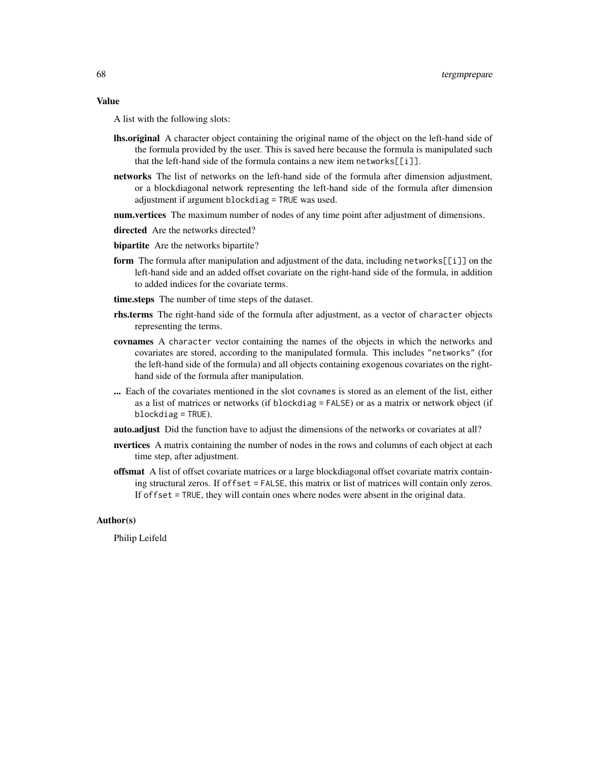### Value

A list with the following slots:

**lhs.original** A character object containing the original name of the object on the left-hand side of the formula provided by the user. This is saved here because the formula is manipulated such that the left-hand side of the formula contains a new item `networks[[i]]`.

**networks** The list of networks on the left-hand side of the formula after dimension adjustment, or a blockdiagonal network representing the left-hand side of the formula after dimension adjustment if argument `blockdiag = TRUE` was used.

**num.vertices** The maximum number of nodes of any time point after adjustment of dimensions.

**directed** Are the networks directed?

**bipartite** Are the networks bipartite?

**form** The formula after manipulation and adjustment of the data, including `networks[[i]]` on the left-hand side and an added offset covariate on the right-hand side of the formula, in addition to added indices for the covariate terms.

**time.steps** The number of time steps of the dataset.

**rhs.terms** The right-hand side of the formula after adjustment, as a vector of `character` objects representing the terms.

**covnames** A `character` vector containing the names of the objects in which the networks and covariates are stored, according to the manipulated formula. This includes `"networks"` (for the left-hand side of the formula) and all objects containing exogenous covariates on the right-hand side of the formula after manipulation.

**...** Each of the covariates mentioned in the slot `covnames` is stored as an element of the list, either as a list of matrices or networks (if `blockdiag = FALSE`) or as a matrix or network object (if `blockdiag = TRUE`).

**auto.adjust** Did the function have to adjust the dimensions of the networks or covariates at all?

**nvertices** A matrix containing the number of nodes in the rows and columns of each object at each time step, after adjustment.

**offsmat** A list of offset covariate matrices or a large blockdiagonal offset covariate matrix containing structural zeros. If `offset = FALSE`, this matrix or list of matrices will contain only zeros. If `offset = TRUE`, they will contain ones where nodes were absent in the original data.

### Author(s)

Philip Leifeld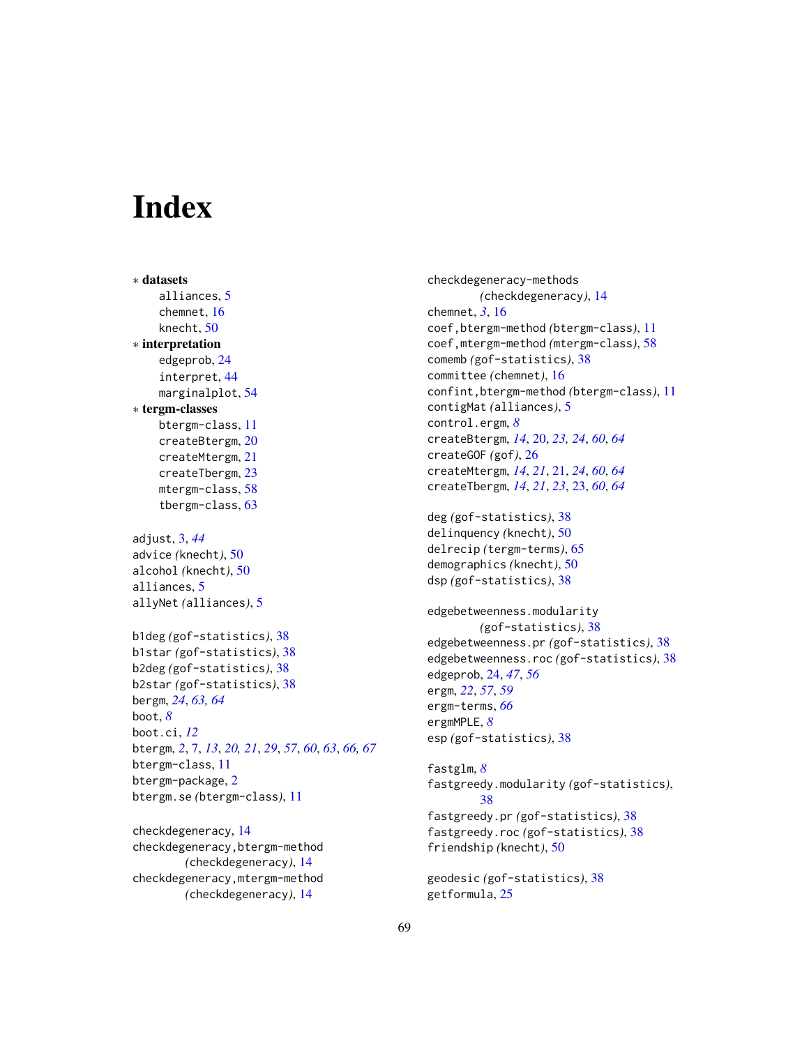# Index

∗ **datasets**
- alliances, 5
- chemnet, 16
- knecht, 50

∗ **interpretation**
- edgeprob, 24
- interpret, 44
- marginalplot, 54

∗ **tergm-classes**
- btergm-class, 11
- createBtergm, 20
- createMtergm, 21
- createTbergm, 23
- mtergm-class, 58
- tbergm-class, 63

adjust, 3, *44*
advice *(*knecht*)*, 50
alcohol *(*knecht*)*, 50
alliances, 5
allyNet *(*alliances*)*, 5

b1deg *(*gof-statistics*)*, 38
b1star *(*gof-statistics*)*, 38
b2deg *(*gof-statistics*)*, 38
b2star *(*gof-statistics*)*, 38
bergm, 24, *63, 64*
boot, *8*
boot.ci, *12*
btergm, 2, 7, *13*, *20, 21*, *29*, *57*, *60*, *63*, *66, 67*
btergm-class, 11
btergm-package, 2
btergm.se *(*btergm-class*)*, 11

checkdegeneracy, 14
checkdegeneracy,btergm-method *(*checkdegeneracy*)*, 14
checkdegeneracy,mtergm-method *(*checkdegeneracy*)*, 14
checkdegeneracy-methods *(*checkdegeneracy*)*, 14
chemnet, *3*, 16
coef,btergm-method *(*btergm-class*)*, 11
coef,mtergm-method *(*mtergm-class*)*, 58
comemb *(*gof-statistics*)*, 38
committee *(*chemnet*)*, 16
confint,btergm-method *(*btergm-class*)*, 11
contigMat *(*alliances*)*, 5
control.ergm, *8*
createBtergm, *14*, 20, *23, 24*, *60*, *64*
createGOF *(*gof*)*, 26
createMtergm, *14*, *21*, 21, *24*, *60*, *64*
createTbergm, *14*, *21*, *23*, 23, *60*, *64*

deg *(*gof-statistics*)*, 38
delinquency *(*knecht*)*, 50
delrecip *(*tergm-terms*)*, 65
demographics *(*knecht*)*, 50
dsp *(*gof-statistics*)*, 38

edgebetweenness.modularity *(*gof-statistics*)*, 38
edgebetweenness.pr *(*gof-statistics*)*, 38
edgebetweenness.roc *(*gof-statistics*)*, 38
edgeprob, 24, *47*, *56*
ergm, *22*, *57*, *59*
ergm-terms, *66*
ergmMPLE, *8*
esp *(*gof-statistics*)*, 38

fastglm, *8*
fastgreedy.modularity *(*gof-statistics*)*, 38
fastgreedy.pr *(*gof-statistics*)*, 38
fastgreedy.roc *(*gof-statistics*)*, 38
friendship *(*knecht*)*, 50

geodesic *(*gof-statistics*)*, 38
getformula, 25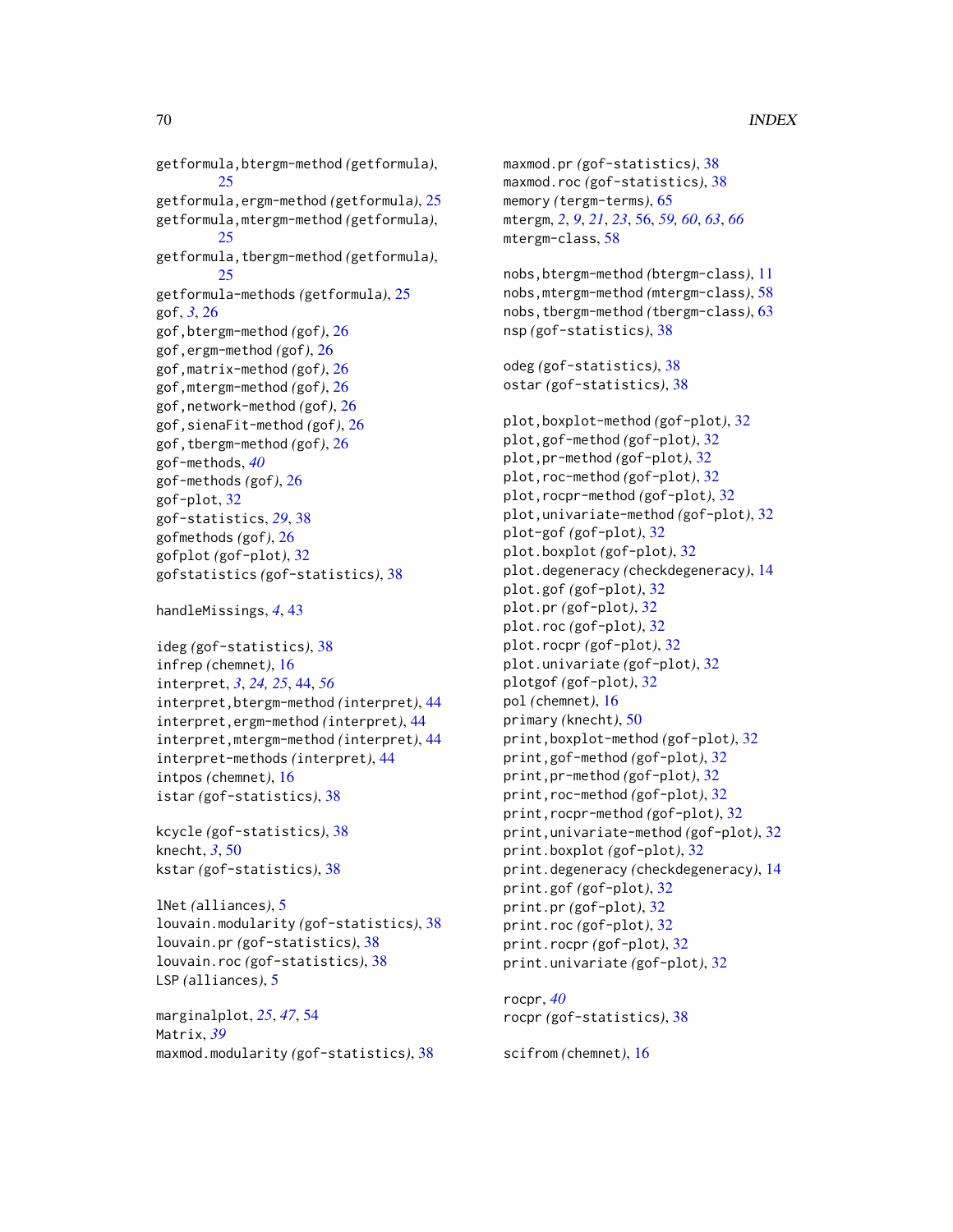getformula,btergm-method *(getformula)*, 25
getformula,ergm-method *(getformula)*, 25
getformula,mtergm-method *(getformula)*, 25
getformula,tbergm-method *(getformula)*, 25
getformula-methods *(getformula)*, 25
gof, *3*, 26
gof,btergm-method *(gof)*, 26
gof,ergm-method *(gof)*, 26
gof,matrix-method *(gof)*, 26
gof,mtergm-method *(gof)*, 26
gof,network-method *(gof)*, 26
gof,sienaFit-method *(gof)*, 26
gof,tbergm-method *(gof)*, 26
gof-methods, *40*
gof-methods *(gof)*, 26
gof-plot, 32
gof-statistics, *29*, 38
gofmethods *(gof)*, 26
gofplot *(gof-plot)*, 32
gofstatistics *(gof-statistics)*, 38

handleMissings, *4*, 43

ideg *(gof-statistics)*, 38
infrep *(chemnet)*, 16
interpret, *3*, *24, 25*, 44, *56*
interpret,btergm-method *(interpret)*, 44
interpret,ergm-method *(interpret)*, 44
interpret,mtergm-method *(interpret)*, 44
interpret-methods *(interpret)*, 44
intpos *(chemnet)*, 16
istar *(gof-statistics)*, 38

kcycle *(gof-statistics)*, 38
knecht, *3*, 50
kstar *(gof-statistics)*, 38

lNet *(alliances)*, 5
louvain.modularity *(gof-statistics)*, 38
louvain.pr *(gof-statistics)*, 38
louvain.roc *(gof-statistics)*, 38
LSP *(alliances)*, 5

marginalplot, *25*, *47*, 54
Matrix, *39*
maxmod.modularity *(gof-statistics)*, 38
maxmod.pr *(gof-statistics)*, 38
maxmod.roc *(gof-statistics)*, 38
memory *(tergm-terms)*, 65
mtergm, *2*, *9*, *21*, *23*, 56, *59, 60*, *63*, *66*
mtergm-class, 58

nobs,btergm-method *(btergm-class)*, 11
nobs,mtergm-method *(mtergm-class)*, 58
nobs,tbergm-method *(tbergm-class)*, 63
nsp *(gof-statistics)*, 38

odeg *(gof-statistics)*, 38
ostar *(gof-statistics)*, 38

plot,boxplot-method *(gof-plot)*, 32
plot,gof-method *(gof-plot)*, 32
plot,pr-method *(gof-plot)*, 32
plot,roc-method *(gof-plot)*, 32
plot,rocpr-method *(gof-plot)*, 32
plot,univariate-method *(gof-plot)*, 32
plot-gof *(gof-plot)*, 32
plot.boxplot *(gof-plot)*, 32
plot.degeneracy *(checkdegeneracy)*, 14
plot.gof *(gof-plot)*, 32
plot.pr *(gof-plot)*, 32
plot.roc *(gof-plot)*, 32
plot.rocpr *(gof-plot)*, 32
plot.univariate *(gof-plot)*, 32
plotgof *(gof-plot)*, 32
pol *(chemnet)*, 16
primary *(knecht)*, 50
print,boxplot-method *(gof-plot)*, 32
print,gof-method *(gof-plot)*, 32
print,pr-method *(gof-plot)*, 32
print,roc-method *(gof-plot)*, 32
print,rocpr-method *(gof-plot)*, 32
print,univariate-method *(gof-plot)*, 32
print.boxplot *(gof-plot)*, 32
print.degeneracy *(checkdegeneracy)*, 14
print.gof *(gof-plot)*, 32
print.pr *(gof-plot)*, 32
print.roc *(gof-plot)*, 32
print.rocpr *(gof-plot)*, 32
print.univariate *(gof-plot)*, 32

rocpr, *40*
rocpr *(gof-statistics)*, 38

scifrom *(chemnet)*, 16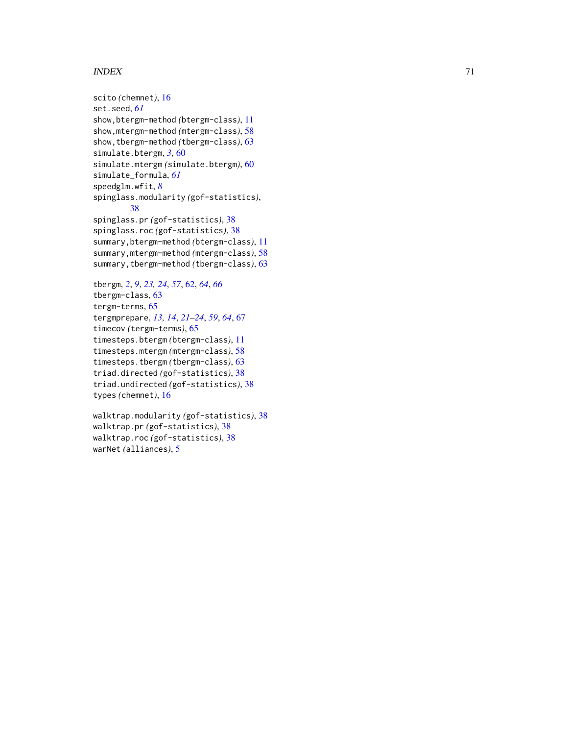scito (chemnet), 16
set.seed, *61*
show,btergm-method (btergm-class), 11
show,mtergm-method (mtergm-class), 58
show,tbergm-method (tbergm-class), 63
simulate.btergm, *3*, 60
simulate.mtergm (simulate.btergm), 60
simulate_formula, *61*
speedglm.wfit, *8*
spinglass.modularity (gof-statistics), 38
spinglass.pr (gof-statistics), 38
spinglass.roc (gof-statistics), 38
summary,btergm-method (btergm-class), 11
summary,mtergm-method (mtergm-class), 58
summary,tbergm-method (tbergm-class), 63

tbergm, *2*, *9*, *23, 24*, *57*, 62, *64*, *66*
tbergm-class, 63
tergm-terms, 65
tergmprepare, *13, 14*, *21–24*, *59*, *64*, 67
timecov (tergm-terms), 65
timesteps.btergm (btergm-class), 11
timesteps.mtergm (mtergm-class), 58
timesteps.tbergm (tbergm-class), 63
triad.directed (gof-statistics), 38
triad.undirected (gof-statistics), 38
types (chemnet), 16

walktrap.modularity (gof-statistics), 38
walktrap.pr (gof-statistics), 38
walktrap.roc (gof-statistics), 38
warNet (alliances), 5